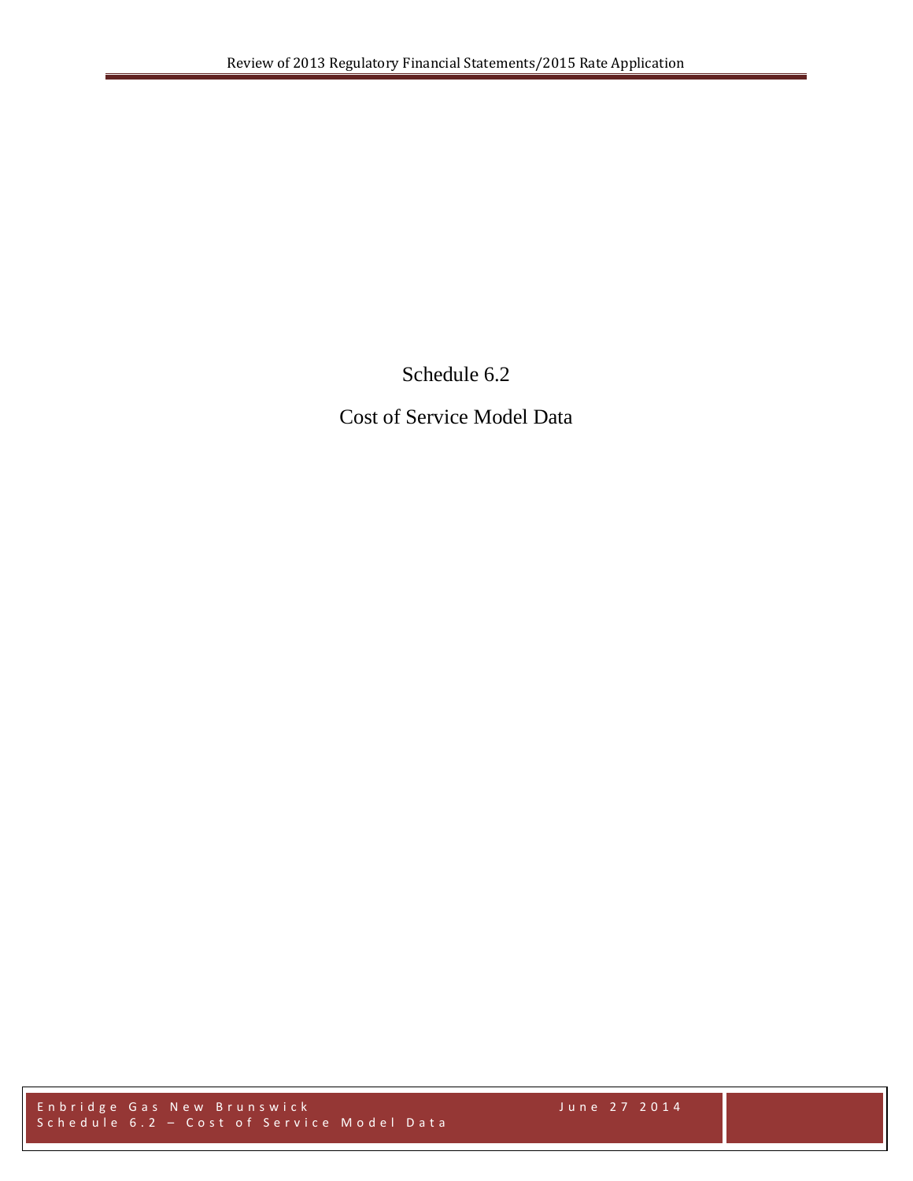# Schedule 6.2

## Cost of Service Model Data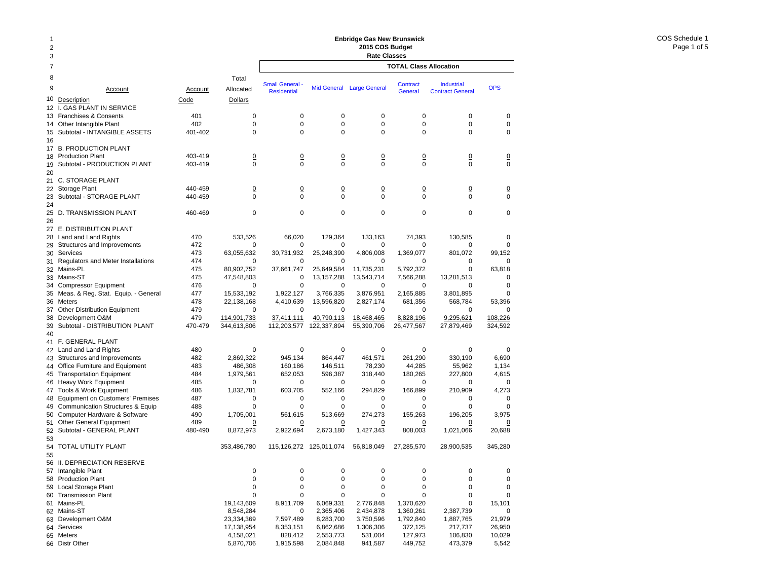# Enbridge Gas New Brunswick
## 2015 COS Budget
### Rate Classes

COS Schedule 1

| Line | Account Description | Account Code | Total Allocated Dollars | Small General - Residential | Mid General | Large General | Contract General | Industrial Contract General | OPS |
|---|---|---|---|---|---|---|---|---|---|
| | | | | **TOTAL Class Allocation** | | | | | |
| 12 | I. GAS PLANT IN SERVICE | | | | | | | | |
| 13 | Franchises & Consents | 401 | 0 | 0 | 0 | 0 | 0 | 0 | 0 |
| 14 | Other Intangible Plant | 402 | 0 | 0 | 0 | 0 | 0 | 0 | 0 |
| 15 | Subtotal - INTANGIBLE ASSETS | 401-402 | 0 | 0 | 0 | 0 | 0 | 0 | 0 |
| 16 | | | | | | | | | |
| 17 | B. PRODUCTION PLANT | | | | | | | | |
| 18 | Production Plant | 403-419 | 0 | 0 | 0 | 0 | 0 | 0 | 0 |
| 19 | Subtotal - PRODUCTION PLANT | 403-419 | 0 | 0 | 0 | 0 | 0 | 0 | 0 |
| 20 | | | | | | | | | |
| 21 | C. STORAGE PLANT | | | | | | | | |
| 22 | Storage Plant | 440-459 | 0 | 0 | 0 | 0 | 0 | 0 | 0 |
| 23 | Subtotal - STORAGE PLANT | 440-459 | 0 | 0 | 0 | 0 | 0 | 0 | 0 |
| 24 | | | | | | | | | |
| 25 | D. TRANSMISSION PLANT | 460-469 | 0 | 0 | 0 | 0 | 0 | 0 | 0 |
| 26 | | | | | | | | | |
| 27 | E. DISTRIBUTION PLANT | | | | | | | | |
| 28 | Land and Land Rights | 470 | 533,526 | 66,020 | 129,364 | 133,163 | 74,393 | 130,585 | 0 |
| 29 | Structures and Improvements | 472 | 0 | 0 | 0 | 0 | 0 | 0 | 0 |
| 30 | Services | 473 | 63,055,632 | 30,731,932 | 25,248,390 | 4,806,008 | 1,369,077 | 801,072 | 99,152 |
| 31 | Regulators and Meter Installations | 474 | 0 | 0 | 0 | 0 | 0 | 0 | 0 |
| 32 | Mains-PL | 475 | 80,902,752 | 37,661,747 | 25,649,584 | 11,735,231 | 5,792,372 | 0 | 63,818 |
| 33 | Mains-ST | 475 | 47,548,803 | 0 | 13,157,288 | 13,543,714 | 7,566,288 | 13,281,513 | 0 |
| 34 | Compressor Equipment | 476 | 0 | 0 | 0 | 0 | 0 | 0 | 0 |
| 35 | Meas. & Reg. Stat. Equip. - General | 477 | 15,533,192 | 1,922,127 | 3,766,335 | 3,876,951 | 2,165,885 | 3,801,895 | 0 |
| 36 | Meters | 478 | 22,138,168 | 4,410,639 | 13,596,820 | 2,827,174 | 681,356 | 568,784 | 53,396 |
| 37 | Other Distribution Equipment | 479 | 0 | 0 | 0 | 0 | 0 | 0 | 0 |
| 38 | Development O&M | 479 | 114,901,733 | 37,411,111 | 40,790,113 | 18,468,465 | 8,828,196 | 9,295,621 | 108,226 |
| 39 | Subtotal - DISTRIBUTION PLANT | 470-479 | 344,613,806 | 112,203,577 | 122,337,894 | 55,390,706 | 26,477,567 | 27,879,469 | 324,592 |
| 40 | | | | | | | | | |
| 41 | F. GENERAL PLANT | | | | | | | | |
| 42 | Land and Land Rights | 480 | 0 | 0 | 0 | 0 | 0 | 0 | 0 |
| 43 | Structures and Improvements | 482 | 2,869,322 | 945,134 | 864,447 | 461,571 | 261,290 | 330,190 | 6,690 |
| 44 | Office Furniture and Equipment | 483 | 486,308 | 160,186 | 146,511 | 78,230 | 44,285 | 55,962 | 1,134 |
| 45 | Transportation Equipment | 484 | 1,979,561 | 652,053 | 596,387 | 318,440 | 180,265 | 227,800 | 4,615 |
| 46 | Heavy Work Equipment | 485 | 0 | 0 | 0 | 0 | 0 | 0 | 0 |
| 47 | Tools & Work Equipment | 486 | 1,832,781 | 603,705 | 552,166 | 294,829 | 166,899 | 210,909 | 4,273 |
| 48 | Equipment on Customers' Premises | 487 | 0 | 0 | 0 | 0 | 0 | 0 | 0 |
| 49 | Communication Structures & Equip | 488 | 0 | 0 | 0 | 0 | 0 | 0 | 0 |
| 50 | Computer Hardware & Software | 490 | 1,705,001 | 561,615 | 513,669 | 274,273 | 155,263 | 196,205 | 3,975 |
| 51 | Other General Equipment | 489 | 0 | 0 | 0 | 0 | 0 | 0 | 0 |
| 52 | Subtotal - GENERAL PLANT | 480-490 | 8,872,973 | 2,922,694 | 2,673,180 | 1,427,343 | 808,003 | 1,021,066 | 20,688 |
| 53 | | | | | | | | | |
| 54 | TOTAL UTILITY PLANT | | 353,486,780 | 115,126,272 | 125,011,074 | 56,818,049 | 27,285,570 | 28,900,535 | 345,280 |
| 55 | | | | | | | | | |
| 56 | II. DEPRECIATION RESERVE | | | | | | | | |
| 57 | Intangible Plant | | 0 | 0 | 0 | 0 | 0 | 0 | 0 |
| 58 | Production Plant | | 0 | 0 | 0 | 0 | 0 | 0 | 0 |
| 59 | Local Storage Plant | | 0 | 0 | 0 | 0 | 0 | 0 | 0 |
| 60 | Transmission Plant | | 0 | 0 | 0 | 0 | 0 | 0 | 0 |
| 61 | Mains-PL | | 19,143,609 | 8,911,709 | 6,069,331 | 2,776,848 | 1,370,620 | 0 | 15,101 |
| 62 | Mains-ST | | 8,548,284 | 0 | 2,365,406 | 2,434,878 | 1,360,261 | 2,387,739 | 0 |
| 63 | Development O&M | | 23,334,369 | 7,597,489 | 8,283,700 | 3,750,596 | 1,792,840 | 1,887,765 | 21,979 |
| 64 | Services | | 17,138,954 | 8,353,151 | 6,862,686 | 1,306,306 | 372,125 | 217,737 | 26,950 |
| 65 | Meters | | 4,158,021 | 828,412 | 2,553,773 | 531,004 | 127,973 | 106,830 | 10,029 |
| 66 | Distr Other | | 5,870,706 | 1,915,598 | 2,084,848 | 941,587 | 449,752 | 473,379 | 5,542 |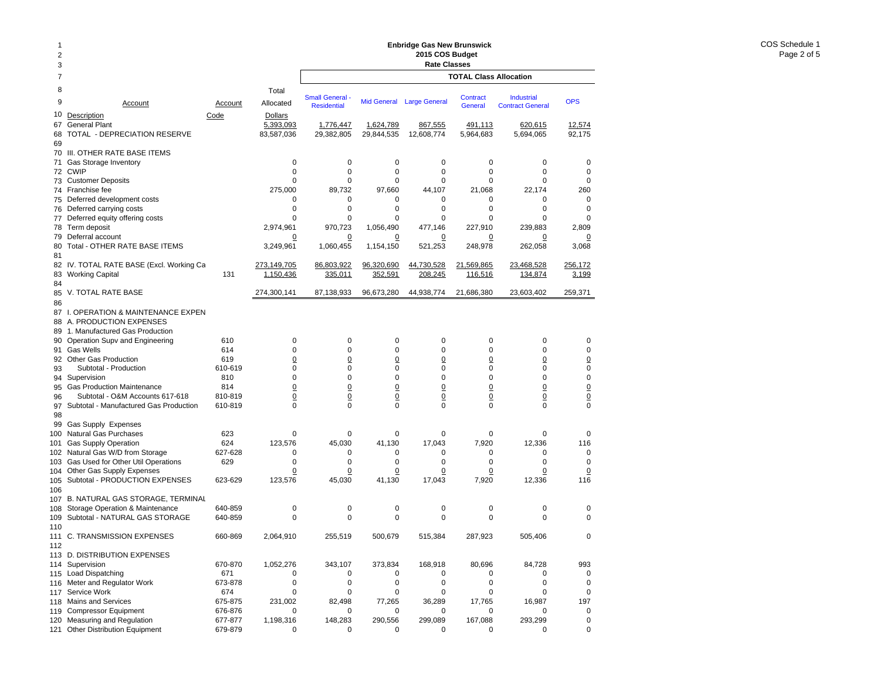**Enbridge Gas New Brunswick**
**2015 COS Budget**
**Rate Classes**

COS Schedule 1
Page 2 of 5

| Line | Account Description | Account Code | Total Allocated Dollars | Small General - Residential | Mid General | Large General | Contract General | Industrial Contract General | OPS |
|---|---|---|---|---|---|---|---|---|---|
| | | | | **TOTAL Class Allocation** | | | | | |
| 67 | General Plant | | 5,393,093 | 1,776,447 | 1,624,789 | 867,555 | 491,113 | 620,615 | 12,574 |
| 68 | TOTAL - DEPRECIATION RESERVE | | 83,587,036 | 29,382,805 | 29,844,535 | 12,608,774 | 5,964,683 | 5,694,065 | 92,175 |
| 69 | | | | | | | | | |
| 70 | III. OTHER RATE BASE ITEMS | | | | | | | | |
| 71 | Gas Storage Inventory | | 0 | 0 | 0 | 0 | 0 | 0 | 0 |
| 72 | CWIP | | 0 | 0 | 0 | 0 | 0 | 0 | 0 |
| 73 | Customer Deposits | | 0 | 0 | 0 | 0 | 0 | 0 | 0 |
| 74 | Franchise fee | | 275,000 | 89,732 | 97,660 | 44,107 | 21,068 | 22,174 | 260 |
| 75 | Deferred development costs | | 0 | 0 | 0 | 0 | 0 | 0 | 0 |
| 76 | Deferred carrying costs | | 0 | 0 | 0 | 0 | 0 | 0 | 0 |
| 77 | Deferred equity offering costs | | 0 | 0 | 0 | 0 | 0 | 0 | 0 |
| 78 | Term deposit | | 2,974,961 | 970,723 | 1,056,490 | 477,146 | 227,910 | 239,883 | 2,809 |
| 79 | Deferral account | | 0 | 0 | 0 | 0 | 0 | 0 | 0 |
| 80 | Total - OTHER RATE BASE ITEMS | | 3,249,961 | 1,060,455 | 1,154,150 | 521,253 | 248,978 | 262,058 | 3,068 |
| 81 | | | | | | | | | |
| 82 | IV. TOTAL RATE BASE (Excl. Working Ca | | 273,149,705 | 86,803,922 | 96,320,690 | 44,730,528 | 21,569,865 | 23,468,528 | 256,172 |
| 83 | Working Capital | 131 | 1,150,436 | 335,011 | 352,591 | 208,245 | 116,516 | 134,874 | 3,199 |
| 84 | | | | | | | | | |
| 85 | V. TOTAL RATE BASE | | 274,300,141 | 87,138,933 | 96,673,280 | 44,938,774 | 21,686,380 | 23,603,402 | 259,371 |
| 86 | | | | | | | | | |
| 87 | I. OPERATION & MAINTENANCE EXPEN | | | | | | | | |
| 88 | A. PRODUCTION EXPENSES | | | | | | | | |
| 89 | 1. Manufactured Gas Production | | | | | | | | |
| 90 | Operation Supv and Engineering | 610 | 0 | 0 | 0 | 0 | 0 | 0 | 0 |
| 91 | Gas Wells | 614 | 0 | 0 | 0 | 0 | 0 | 0 | 0 |
| 92 | Other Gas Production | 619 | 0 | 0 | 0 | 0 | 0 | 0 | 0 |
| 93 | Subtotal - Production | 610-619 | 0 | 0 | 0 | 0 | 0 | 0 | 0 |
| 94 | Supervision | 810 | 0 | 0 | 0 | 0 | 0 | 0 | 0 |
| 95 | Gas Production Maintenance | 814 | 0 | 0 | 0 | 0 | 0 | 0 | 0 |
| 96 | Subtotal - O&M Accounts 617-618 | 810-819 | 0 | 0 | 0 | 0 | 0 | 0 | 0 |
| 97 | Subtotal - Manufactured Gas Production | 610-819 | 0 | 0 | 0 | 0 | 0 | 0 | 0 |
| 98 | | | | | | | | | |
| 99 | Gas Supply Expenses | | | | | | | | |
| 100 | Natural Gas Purchases | 623 | 0 | 0 | 0 | 0 | 0 | 0 | 0 |
| 101 | Gas Supply Operation | 624 | 123,576 | 45,030 | 41,130 | 17,043 | 7,920 | 12,336 | 116 |
| 102 | Natural Gas W/D from Storage | 627-628 | 0 | 0 | 0 | 0 | 0 | 0 | 0 |
| 103 | Gas Used for Other Util Operations | 629 | 0 | 0 | 0 | 0 | 0 | 0 | 0 |
| 104 | Other Gas Supply Expenses | | 0 | 0 | 0 | 0 | 0 | 0 | 0 |
| 105 | Subtotal - PRODUCTION EXPENSES | 623-629 | 123,576 | 45,030 | 41,130 | 17,043 | 7,920 | 12,336 | 116 |
| 106 | | | | | | | | | |
| 107 | B. NATURAL GAS STORAGE, TERMINAL | | | | | | | | |
| 108 | Storage Operation & Maintenance | 640-859 | 0 | 0 | 0 | 0 | 0 | 0 | 0 |
| 109 | Subtotal - NATURAL GAS STORAGE | 640-859 | 0 | 0 | 0 | 0 | 0 | 0 | 0 |
| 110 | | | | | | | | | |
| 111 | C. TRANSMISSION EXPENSES | 660-869 | 2,064,910 | 255,519 | 500,679 | 515,384 | 287,923 | 505,406 | 0 |
| 112 | | | | | | | | | |
| 113 | D. DISTRIBUTION EXPENSES | | | | | | | | |
| 114 | Supervision | 670-870 | 1,052,276 | 343,107 | 373,834 | 168,918 | 80,696 | 84,728 | 993 |
| 115 | Load Dispatching | 671 | 0 | 0 | 0 | 0 | 0 | 0 | 0 |
| 116 | Meter and Regulator Work | 673-878 | 0 | 0 | 0 | 0 | 0 | 0 | 0 |
| 117 | Service Work | 674 | 0 | 0 | 0 | 0 | 0 | 0 | 0 |
| 118 | Mains and Services | 675-875 | 231,002 | 82,498 | 77,265 | 36,289 | 17,765 | 16,987 | 197 |
| 119 | Compressor Equipment | 676-876 | 0 | 0 | 0 | 0 | 0 | 0 | 0 |
| 120 | Measuring and Regulation | 677-877 | 1,198,316 | 148,283 | 290,556 | 299,089 | 167,088 | 293,299 | 0 |
| 121 | Other Distribution Equipment | 679-879 | 0 | 0 | 0 | 0 | 0 | 0 | 0 |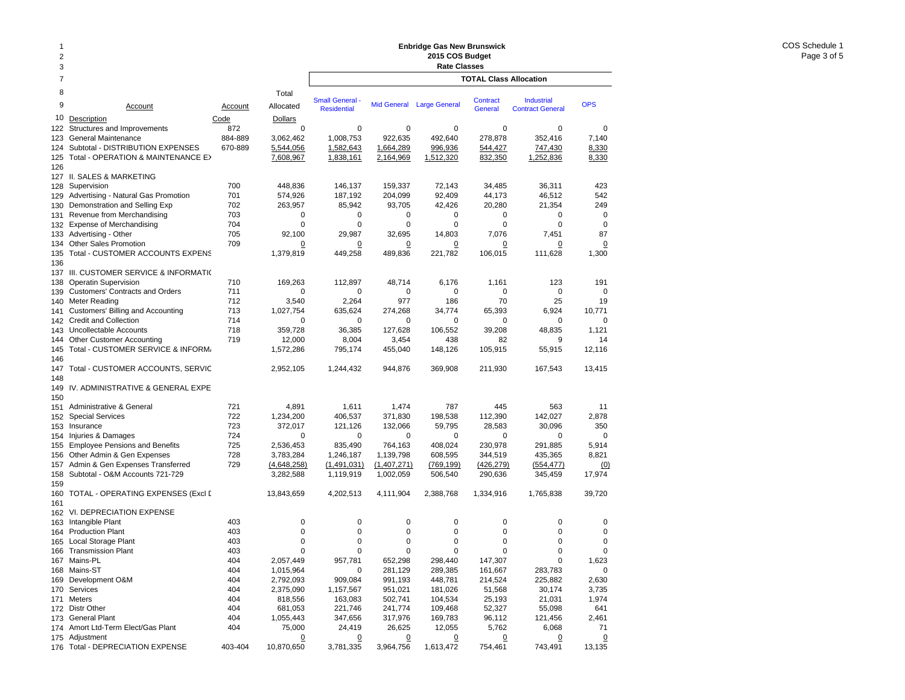**Enbridge Gas New Brunswick**
**2015 COS Budget**
**Rate Classes**

COS Schedule 1

| Line | Account Description | Account Code | Total Allocated Dollars | Small General - Residential | Mid General | Large General | Contract General | Industrial Contract General | OPS |
|---|---|---|---|---|---|---|---|---|---|
| | | | | **TOTAL Class Allocation** | | | | | |
| 122 | Structures and Improvements | 872 | 0 | 0 | 0 | 0 | 0 | 0 | 0 |
| 123 | General Maintenance | 884-889 | 3,062,462 | 1,008,753 | 922,635 | 492,640 | 278,878 | 352,416 | 7,140 |
| 124 | Subtotal - DISTRIBUTION EXPENSES | 670-889 | 5,544,056 | 1,582,643 | 1,664,289 | 996,936 | 544,427 | 747,430 | 8,330 |
| 125 | Total - OPERATION & MAINTENANCE EX | | 7,608,967 | 1,838,161 | 2,164,969 | 1,512,320 | 832,350 | 1,252,836 | 8,330 |
| 126 | | | | | | | | | |
| 127 | II. SALES & MARKETING | | | | | | | | |
| 128 | Supervision | 700 | 448,836 | 146,137 | 159,337 | 72,143 | 34,485 | 36,311 | 423 |
| 129 | Advertising - Natural Gas Promotion | 701 | 574,926 | 187,192 | 204,099 | 92,409 | 44,173 | 46,512 | 542 |
| 130 | Demonstration and Selling Exp | 702 | 263,957 | 85,942 | 93,705 | 42,426 | 20,280 | 21,354 | 249 |
| 131 | Revenue from Merchandising | 703 | 0 | 0 | 0 | 0 | 0 | 0 | 0 |
| 132 | Expense of Merchandising | 704 | 0 | 0 | 0 | 0 | 0 | 0 | 0 |
| 133 | Advertising - Other | 705 | 92,100 | 29,987 | 32,695 | 14,803 | 7,076 | 7,451 | 87 |
| 134 | Other Sales Promotion | 709 | 0 | 0 | 0 | 0 | 0 | 0 | 0 |
| 135 | Total - CUSTOMER ACCOUNTS EXPENS | | 1,379,819 | 449,258 | 489,836 | 221,782 | 106,015 | 111,628 | 1,300 |
| 136 | | | | | | | | | |
| 137 | III. CUSTOMER SERVICE & INFORMATI( | | | | | | | | |
| 138 | Operatin Supervision | 710 | 169,263 | 112,897 | 48,714 | 6,176 | 1,161 | 123 | 191 |
| 139 | Customers' Contracts and Orders | 711 | 0 | 0 | 0 | 0 | 0 | 0 | 0 |
| 140 | Meter Reading | 712 | 3,540 | 2,264 | 977 | 186 | 70 | 25 | 19 |
| 141 | Customers' Billing and Accounting | 713 | 1,027,754 | 635,624 | 274,268 | 34,774 | 65,393 | 6,924 | 10,771 |
| 142 | Credit and Collection | 714 | 0 | 0 | 0 | 0 | 0 | 0 | 0 |
| 143 | Uncollectable Accounts | 718 | 359,728 | 36,385 | 127,628 | 106,552 | 39,208 | 48,835 | 1,121 |
| 144 | Other Customer Accounting | 719 | 12,000 | 8,004 | 3,454 | 438 | 82 | 9 | 14 |
| 145 | Total - CUSTOMER SERVICE & INFORM/ | | 1,572,286 | 795,174 | 455,040 | 148,126 | 105,915 | 55,915 | 12,116 |
| 146 | | | | | | | | | |
| 147 | Total - CUSTOMER ACCOUNTS, SERVIC | | 2,952,105 | 1,244,432 | 944,876 | 369,908 | 211,930 | 167,543 | 13,415 |
| 148 | | | | | | | | | |
| 149 | IV. ADMINISTRATIVE & GENERAL EXPE | | | | | | | | |
| 150 | | | | | | | | | |
| 151 | Administrative & General | 721 | 4,891 | 1,611 | 1,474 | 787 | 445 | 563 | 11 |
| 152 | Special Services | 722 | 1,234,200 | 406,537 | 371,830 | 198,538 | 112,390 | 142,027 | 2,878 |
| 153 | Insurance | 723 | 372,017 | 121,126 | 132,066 | 59,795 | 28,583 | 30,096 | 350 |
| 154 | Injuries & Damages | 724 | 0 | 0 | 0 | 0 | 0 | 0 | 0 |
| 155 | Employee Pensions and Benefits | 725 | 2,536,453 | 835,490 | 764,163 | 408,024 | 230,978 | 291,885 | 5,914 |
| 156 | Other Admin & Gen Expenses | 728 | 3,783,284 | 1,246,187 | 1,139,798 | 608,595 | 344,519 | 435,365 | 8,821 |
| 157 | Admin & Gen Expenses Transferred | 729 | (4,648,258) | (1,491,031) | (1,407,271) | (769,199) | (426,279) | (554,477) | (0) |
| 158 | Subtotal - O&M Accounts 721-729 | | 3,282,588 | 1,119,919 | 1,002,059 | 506,540 | 290,636 | 345,459 | 17,974 |
| 159 | | | | | | | | | |
| 160 | TOTAL - OPERATING EXPENSES (Excl [ | | 13,843,659 | 4,202,513 | 4,111,904 | 2,388,768 | 1,334,916 | 1,765,838 | 39,720 |
| 161 | | | | | | | | | |
| 162 | VI. DEPRECIATION EXPENSE | | | | | | | | |
| 163 | Intangible Plant | 403 | 0 | 0 | 0 | 0 | 0 | 0 | 0 |
| 164 | Production Plant | 403 | 0 | 0 | 0 | 0 | 0 | 0 | 0 |
| 165 | Local Storage Plant | 403 | 0 | 0 | 0 | 0 | 0 | 0 | 0 |
| 166 | Transmission Plant | 403 | 0 | 0 | 0 | 0 | 0 | 0 | 0 |
| 167 | Mains-PL | 404 | 2,057,449 | 957,781 | 652,298 | 298,440 | 147,307 | 0 | 1,623 |
| 168 | Mains-ST | 404 | 1,015,964 | 0 | 281,129 | 289,385 | 161,667 | 283,783 | 0 |
| 169 | Development O&M | 404 | 2,792,093 | 909,084 | 991,193 | 448,781 | 214,524 | 225,882 | 2,630 |
| 170 | Services | 404 | 2,375,090 | 1,157,567 | 951,021 | 181,026 | 51,568 | 30,174 | 3,735 |
| 171 | Meters | 404 | 818,556 | 163,083 | 502,741 | 104,534 | 25,193 | 21,031 | 1,974 |
| 172 | Distr Other | 404 | 681,053 | 221,746 | 241,774 | 109,468 | 52,327 | 55,098 | 641 |
| 173 | General Plant | 404 | 1,055,443 | 347,656 | 317,976 | 169,783 | 96,112 | 121,456 | 2,461 |
| 174 | Amort Ltd-Term Elect/Gas Plant | 404 | 75,000 | 24,419 | 26,625 | 12,055 | 5,762 | 6,068 | 71 |
| 175 | Adjustment | | 0 | 0 | 0 | 0 | 0 | 0 | 0 |
| 176 | Total - DEPRECIATION EXPENSE | 403-404 | 10,870,650 | 3,781,335 | 3,964,756 | 1,613,472 | 754,461 | 743,491 | 13,135 |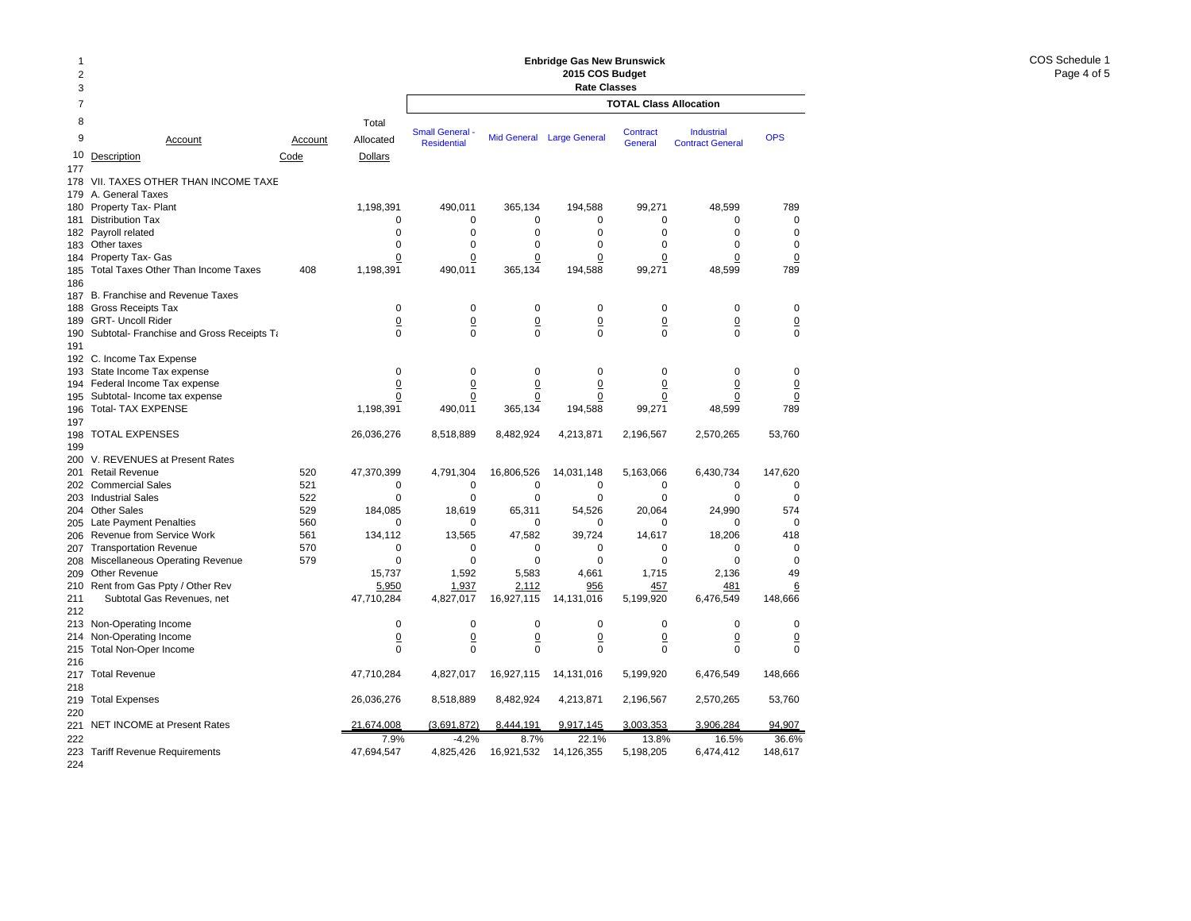# Enbridge Gas New Brunswick
## 2015 COS Budget
### Rate Classes

COS Schedule 1
Page 4 of 5

| Line | Account Description | Account Code | Total Allocated Dollars | Small General - Residential | Mid General | Large General | Contract General | Industrial Contract General | OPS |
|---|---|---|---|---|---|---|---|---|---|
| | | | | **TOTAL Class Allocation** | | | | | |
| 177 | | | | | | | | | |
| 178 | VII. TAXES OTHER THAN INCOME TAXE | | | | | | | | |
| 179 | A. General Taxes | | | | | | | | |
| 180 | Property Tax- Plant | | 1,198,391 | 490,011 | 365,134 | 194,588 | 99,271 | 48,599 | 789 |
| 181 | Distribution Tax | | 0 | 0 | 0 | 0 | 0 | 0 | 0 |
| 182 | Payroll related | | 0 | 0 | 0 | 0 | 0 | 0 | 0 |
| 183 | Other taxes | | 0 | 0 | 0 | 0 | 0 | 0 | 0 |
| 184 | Property Tax- Gas | | 0 | 0 | 0 | 0 | 0 | 0 | 0 |
| 185 | Total Taxes Other Than Income Taxes | 408 | 1,198,391 | 490,011 | 365,134 | 194,588 | 99,271 | 48,599 | 789 |
| 186 | | | | | | | | | |
| 187 | B. Franchise and Revenue Taxes | | | | | | | | |
| 188 | Gross Receipts Tax | | 0 | 0 | 0 | 0 | 0 | 0 | 0 |
| 189 | GRT- Uncoll Rider | | 0 | 0 | 0 | 0 | 0 | 0 | 0 |
| 190 | Subtotal- Franchise and Gross Receipts Ta | | 0 | 0 | 0 | 0 | 0 | 0 | 0 |
| 191 | | | | | | | | | |
| 192 | C. Income Tax Expense | | | | | | | | |
| 193 | State Income Tax expense | | 0 | 0 | 0 | 0 | 0 | 0 | 0 |
| 194 | Federal Income Tax expense | | 0 | 0 | 0 | 0 | 0 | 0 | 0 |
| 195 | Subtotal- Income tax expense | | 0 | 0 | 0 | 0 | 0 | 0 | 0 |
| 196 | Total- TAX EXPENSE | | 1,198,391 | 490,011 | 365,134 | 194,588 | 99,271 | 48,599 | 789 |
| 197 | | | | | | | | | |
| 198 | TOTAL EXPENSES | | 26,036,276 | 8,518,889 | 8,482,924 | 4,213,871 | 2,196,567 | 2,570,265 | 53,760 |
| 199 | | | | | | | | | |
| 200 | V. REVENUES at Present Rates | | | | | | | | |
| 201 | Retail Revenue | 520 | 47,370,399 | 4,791,304 | 16,806,526 | 14,031,148 | 5,163,066 | 6,430,734 | 147,620 |
| 202 | Commercial Sales | 521 | 0 | 0 | 0 | 0 | 0 | 0 | 0 |
| 203 | Industrial Sales | 522 | 0 | 0 | 0 | 0 | 0 | 0 | 0 |
| 204 | Other Sales | 529 | 184,085 | 18,619 | 65,311 | 54,526 | 20,064 | 24,990 | 574 |
| 205 | Late Payment Penalties | 560 | 0 | 0 | 0 | 0 | 0 | 0 | 0 |
| 206 | Revenue from Service Work | 561 | 134,112 | 13,565 | 47,582 | 39,724 | 14,617 | 18,206 | 418 |
| 207 | Transportation Revenue | 570 | 0 | 0 | 0 | 0 | 0 | 0 | 0 |
| 208 | Miscellaneous Operating Revenue | 579 | 0 | 0 | 0 | 0 | 0 | 0 | 0 |
| 209 | Other Revenue | | 15,737 | 1,592 | 5,583 | 4,661 | 1,715 | 2,136 | 49 |
| 210 | Rent from Gas Ppty / Other Rev | | 5,950 | 1,937 | 2,112 | 956 | 457 | 481 | 6 |
| 211 | Subtotal Gas Revenues, net | | 47,710,284 | 4,827,017 | 16,927,115 | 14,131,016 | 5,199,920 | 6,476,549 | 148,666 |
| 212 | | | | | | | | | |
| 213 | Non-Operating Income | | 0 | 0 | 0 | 0 | 0 | 0 | 0 |
| 214 | Non-Operating Income | | 0 | 0 | 0 | 0 | 0 | 0 | 0 |
| 215 | Total Non-Oper Income | | 0 | 0 | 0 | 0 | 0 | 0 | 0 |
| 216 | | | | | | | | | |
| 217 | Total Revenue | | 47,710,284 | 4,827,017 | 16,927,115 | 14,131,016 | 5,199,920 | 6,476,549 | 148,666 |
| 218 | | | | | | | | | |
| 219 | Total Expenses | | 26,036,276 | 8,518,889 | 8,482,924 | 4,213,871 | 2,196,567 | 2,570,265 | 53,760 |
| 220 | | | | | | | | | |
| 221 | NET INCOME at Present Rates | | 21,674,008 | (3,691,872) | 8,444,191 | 9,917,145 | 3,003,353 | 3,906,284 | 94,907 |
| 222 | | | 7.9% | -4.2% | 8.7% | 22.1% | 13.8% | 16.5% | 36.6% |
| 223 | Tariff Revenue Requirements | | 47,694,547 | 4,825,426 | 16,921,532 | 14,126,355 | 5,198,205 | 6,474,412 | 148,617 |
| 224 | | | | | | | | | |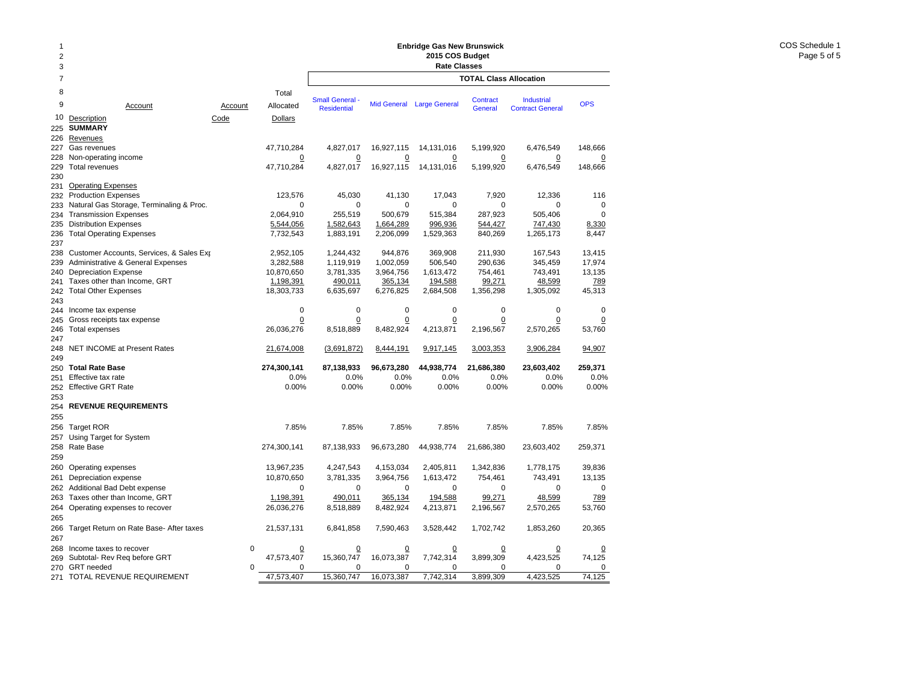**Enbridge Gas New Brunswick**
**2015 COS Budget**
**Rate Classes**

COS Schedule 1

| Line | Account Description | Account Code | Total Allocated Dollars | Small General - Residential | Mid General | Large General | Contract General | Industrial Contract General | OPS |
|---|---|---|---|---|---|---|---|---|---|
| | | | | **TOTAL Class Allocation** | | | | | |
| 225 | **SUMMARY** | | | | | | | | |
| 226 | Revenues | | | | | | | | |
| 227 | Gas revenues | | 47,710,284 | 4,827,017 | 16,927,115 | 14,131,016 | 5,199,920 | 6,476,549 | 148,666 |
| 228 | Non-operating income | | 0 | 0 | 0 | 0 | 0 | 0 | 0 |
| 229 | Total revenues | | 47,710,284 | 4,827,017 | 16,927,115 | 14,131,016 | 5,199,920 | 6,476,549 | 148,666 |
| 230 | | | | | | | | | |
| 231 | Operating Expenses | | | | | | | | |
| 232 | Production Expenses | | 123,576 | 45,030 | 41,130 | 17,043 | 7,920 | 12,336 | 116 |
| 233 | Natural Gas Storage, Terminaling & Proc. | | 0 | 0 | 0 | 0 | 0 | 0 | 0 |
| 234 | Transmission Expenses | | 2,064,910 | 255,519 | 500,679 | 515,384 | 287,923 | 505,406 | 0 |
| 235 | Distribution Expenses | | 5,544,056 | 1,582,643 | 1,664,289 | 996,936 | 544,427 | 747,430 | 8,330 |
| 236 | Total Operating Expenses | | 7,732,543 | 1,883,191 | 2,206,099 | 1,529,363 | 840,269 | 1,265,173 | 8,447 |
| 237 | | | | | | | | | |
| 238 | Customer Accounts, Services, & Sales Exp | | 2,952,105 | 1,244,432 | 944,876 | 369,908 | 211,930 | 167,543 | 13,415 |
| 239 | Administrative & General Expenses | | 3,282,588 | 1,119,919 | 1,002,059 | 506,540 | 290,636 | 345,459 | 17,974 |
| 240 | Depreciation Expense | | 10,870,650 | 3,781,335 | 3,964,756 | 1,613,472 | 754,461 | 743,491 | 13,135 |
| 241 | Taxes other than Income, GRT | | 1,198,391 | 490,011 | 365,134 | 194,588 | 99,271 | 48,599 | 789 |
| 242 | Total Other Expenses | | 18,303,733 | 6,635,697 | 6,276,825 | 2,684,508 | 1,356,298 | 1,305,092 | 45,313 |
| 243 | | | | | | | | | |
| 244 | Income tax expense | | 0 | 0 | 0 | 0 | 0 | 0 | 0 |
| 245 | Gross receipts tax expense | | 0 | 0 | 0 | 0 | 0 | 0 | 0 |
| 246 | Total expenses | | 26,036,276 | 8,518,889 | 8,482,924 | 4,213,871 | 2,196,567 | 2,570,265 | 53,760 |
| 247 | | | | | | | | | |
| 248 | NET INCOME at Present Rates | | 21,674,008 | (3,691,872) | 8,444,191 | 9,917,145 | 3,003,353 | 3,906,284 | 94,907 |
| 249 | | | | | | | | | |
| 250 | **Total Rate Base** | | **274,300,141** | **87,138,933** | **96,673,280** | **44,938,774** | **21,686,380** | **23,603,402** | **259,371** |
| 251 | Effective tax rate | | 0.0% | 0.0% | 0.0% | 0.0% | 0.0% | 0.0% | 0.0% |
| 252 | Effective GRT Rate | | 0.00% | 0.00% | 0.00% | 0.00% | 0.00% | 0.00% | 0.00% |
| 253 | | | | | | | | | |
| 254 | **REVENUE REQUIREMENTS** | | | | | | | | |
| 255 | | | | | | | | | |
| 256 | Target ROR | | 7.85% | 7.85% | 7.85% | 7.85% | 7.85% | 7.85% | 7.85% |
| 257 | Using Target for System | | | | | | | | |
| 258 | Rate Base | | 274,300,141 | 87,138,933 | 96,673,280 | 44,938,774 | 21,686,380 | 23,603,402 | 259,371 |
| 259 | | | | | | | | | |
| 260 | Operating expenses | | 13,967,235 | 4,247,543 | 4,153,034 | 2,405,811 | 1,342,836 | 1,778,175 | 39,836 |
| 261 | Depreciation expense | | 10,870,650 | 3,781,335 | 3,964,756 | 1,613,472 | 754,461 | 743,491 | 13,135 |
| 262 | Additional Bad Debt expense | | 0 | 0 | 0 | 0 | 0 | 0 | 0 |
| 263 | Taxes other than Income, GRT | | 1,198,391 | 490,011 | 365,134 | 194,588 | 99,271 | 48,599 | 789 |
| 264 | Operating expenses to recover | | 26,036,276 | 8,518,889 | 8,482,924 | 4,213,871 | 2,196,567 | 2,570,265 | 53,760 |
| 265 | | | | | | | | | |
| 266 | Target Return on Rate Base- After taxes | | 21,537,131 | 6,841,858 | 7,590,463 | 3,528,442 | 1,702,742 | 1,853,260 | 20,365 |
| 267 | | | | | | | | | |
| 268 | Income taxes to recover | 0 | 0 | 0 | 0 | 0 | 0 | 0 | 0 |
| 269 | Subtotal- Rev Req before GRT | | 47,573,407 | 15,360,747 | 16,073,387 | 7,742,314 | 3,899,309 | 4,423,525 | 74,125 |
| 270 | GRT needed | 0 | 0 | 0 | 0 | 0 | 0 | 0 | 0 |
| 271 | TOTAL REVENUE REQUIREMENT | | 47,573,407 | 15,360,747 | 16,073,387 | 7,742,314 | 3,899,309 | 4,423,525 | 74,125 |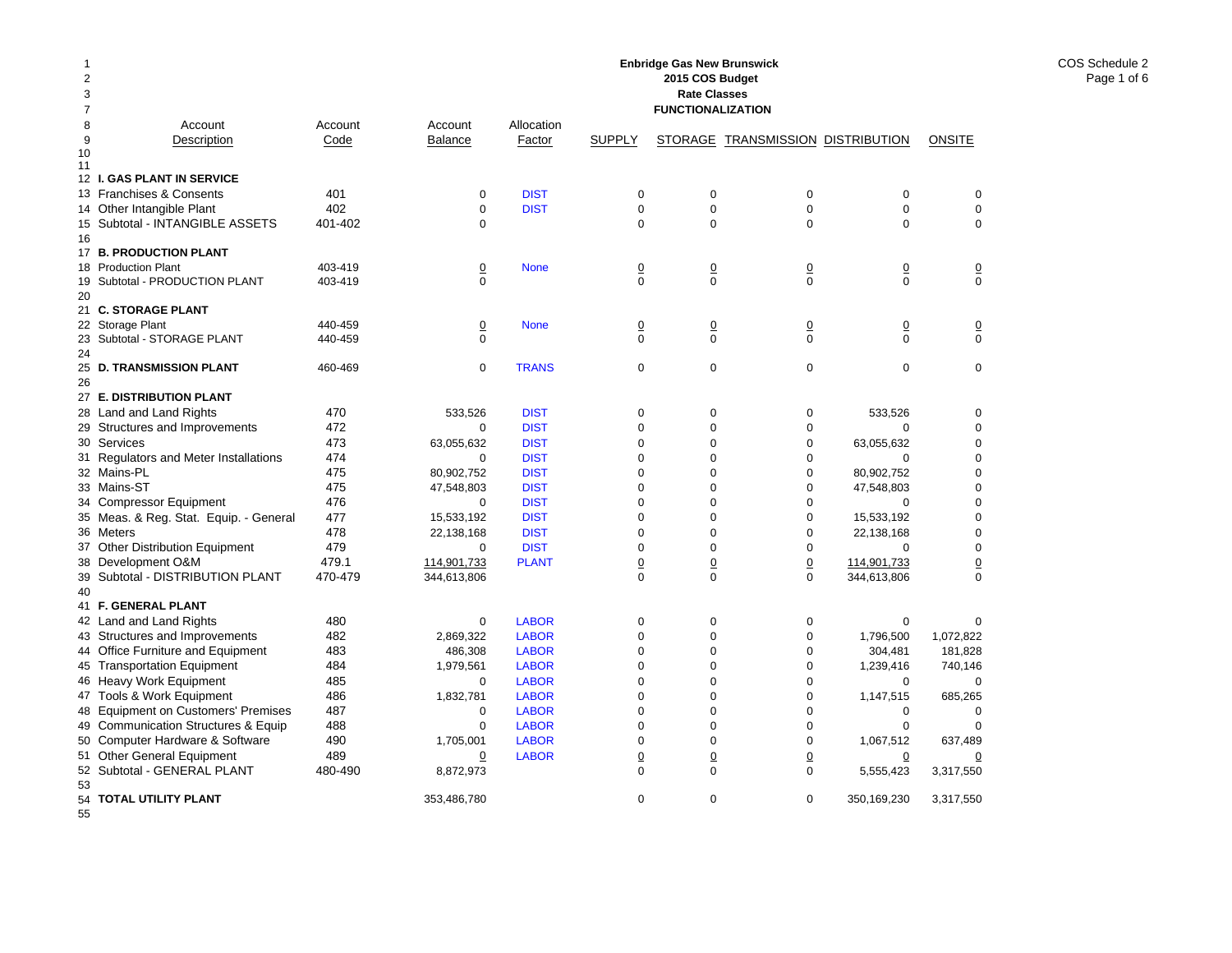**Enbridge Gas New Brunswick**
**2015 COS Budget**
**Rate Classes**
**FUNCTIONALIZATION**

COS Schedule 2

| Line | Account Description | Account Code | Account Balance | Allocation Factor | SUPPLY | STORAGE | TRANSMISSION | DISTRIBUTION | ONSITE |
|---|---|---|---|---|---|---|---|---|---|
| 12 | **I. GAS PLANT IN SERVICE** | | | | | | | | |
| 13 | Franchises & Consents | 401 | 0 | DIST | 0 | 0 | 0 | 0 | 0 |
| 14 | Other Intangible Plant | 402 | 0 | DIST | 0 | 0 | 0 | 0 | 0 |
| 15 | Subtotal - INTANGIBLE ASSETS | 401-402 | 0 | | 0 | 0 | 0 | 0 | 0 |
| 16 | | | | | | | | | |
| 17 | **B. PRODUCTION PLANT** | | | | | | | | |
| 18 | Production Plant | 403-419 | 0 | None | 0 | 0 | 0 | 0 | 0 |
| 19 | Subtotal - PRODUCTION PLANT | 403-419 | 0 | | 0 | 0 | 0 | 0 | 0 |
| 20 | | | | | | | | | |
| 21 | **C. STORAGE PLANT** | | | | | | | | |
| 22 | Storage Plant | 440-459 | 0 | None | 0 | 0 | 0 | 0 | 0 |
| 23 | Subtotal - STORAGE PLANT | 440-459 | 0 | | 0 | 0 | 0 | 0 | 0 |
| 24 | | | | | | | | | |
| 25 | **D. TRANSMISSION PLANT** | 460-469 | 0 | TRANS | 0 | 0 | 0 | 0 | 0 |
| 26 | | | | | | | | | |
| 27 | **E. DISTRIBUTION PLANT** | | | | | | | | |
| 28 | Land and Land Rights | 470 | 533,526 | DIST | 0 | 0 | 0 | 533,526 | 0 |
| 29 | Structures and Improvements | 472 | 0 | DIST | 0 | 0 | 0 | 0 | 0 |
| 30 | Services | 473 | 63,055,632 | DIST | 0 | 0 | 0 | 63,055,632 | 0 |
| 31 | Regulators and Meter Installations | 474 | 0 | DIST | 0 | 0 | 0 | 0 | 0 |
| 32 | Mains-PL | 475 | 80,902,752 | DIST | 0 | 0 | 0 | 80,902,752 | 0 |
| 33 | Mains-ST | 475 | 47,548,803 | DIST | 0 | 0 | 0 | 47,548,803 | 0 |
| 34 | Compressor Equipment | 476 | 0 | DIST | 0 | 0 | 0 | 0 | 0 |
| 35 | Meas. & Reg. Stat. Equip. - General | 477 | 15,533,192 | DIST | 0 | 0 | 0 | 15,533,192 | 0 |
| 36 | Meters | 478 | 22,138,168 | DIST | 0 | 0 | 0 | 22,138,168 | 0 |
| 37 | Other Distribution Equipment | 479 | 0 | DIST | 0 | 0 | 0 | 0 | 0 |
| 38 | Development O&M | 479.1 | 114,901,733 | PLANT | 0 | 0 | 0 | 114,901,733 | 0 |
| 39 | Subtotal - DISTRIBUTION PLANT | 470-479 | 344,613,806 | | 0 | 0 | 0 | 344,613,806 | 0 |
| 40 | | | | | | | | | |
| 41 | **F. GENERAL PLANT** | | | | | | | | |
| 42 | Land and Land Rights | 480 | 0 | LABOR | 0 | 0 | 0 | 0 | 0 |
| 43 | Structures and Improvements | 482 | 2,869,322 | LABOR | 0 | 0 | 0 | 1,796,500 | 1,072,822 |
| 44 | Office Furniture and Equipment | 483 | 486,308 | LABOR | 0 | 0 | 0 | 304,481 | 181,828 |
| 45 | Transportation Equipment | 484 | 1,979,561 | LABOR | 0 | 0 | 0 | 1,239,416 | 740,146 |
| 46 | Heavy Work Equipment | 485 | 0 | LABOR | 0 | 0 | 0 | 0 | 0 |
| 47 | Tools & Work Equipment | 486 | 1,832,781 | LABOR | 0 | 0 | 0 | 1,147,515 | 685,265 |
| 48 | Equipment on Customers' Premises | 487 | 0 | LABOR | 0 | 0 | 0 | 0 | 0 |
| 49 | Communication Structures & Equip | 488 | 0 | LABOR | 0 | 0 | 0 | 0 | 0 |
| 50 | Computer Hardware & Software | 490 | 1,705,001 | LABOR | 0 | 0 | 0 | 1,067,512 | 637,489 |
| 51 | Other General Equipment | 489 | 0 | LABOR | 0 | 0 | 0 | 0 | 0 |
| 52 | Subtotal - GENERAL PLANT | 480-490 | 8,872,973 | | 0 | 0 | 0 | 5,555,423 | 3,317,550 |
| 53 | | | | | | | | | |
| 54 | **TOTAL UTILITY PLANT** | | 353,486,780 | | 0 | 0 | 0 | 350,169,230 | 3,317,550 |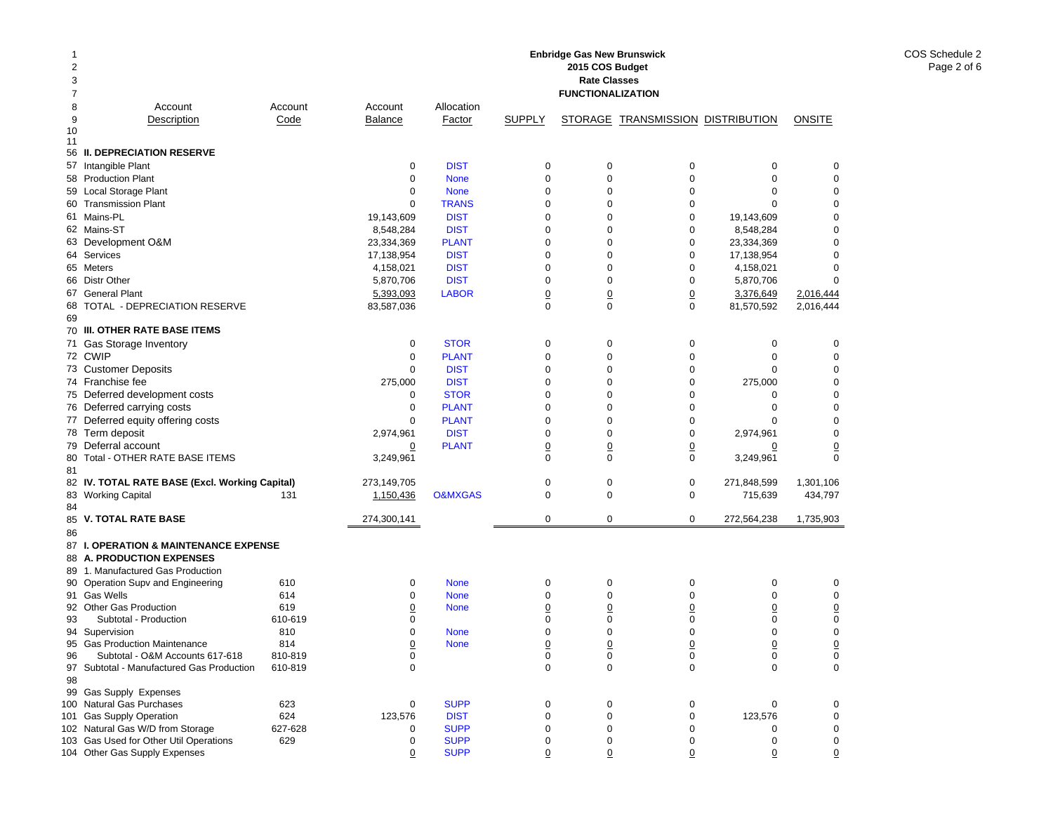**Enbridge Gas New Brunswick**
**2015 COS Budget**
**Rate Classes**
**FUNCTIONALIZATION**

COS Schedule 2
Page 2 of 6

| Line | Account Description | Account Code | Account Balance | Allocation Factor | SUPPLY | STORAGE | TRANSMISSION | DISTRIBUTION | ONSITE |
|---|---|---|---|---|---|---|---|---|---|
| 56 | **II. DEPRECIATION RESERVE** | | | | | | | | |
| 57 | Intangible Plant | | 0 | DIST | 0 | 0 | 0 | 0 | 0 |
| 58 | Production Plant | | 0 | None | 0 | 0 | 0 | 0 | 0 |
| 59 | Local Storage Plant | | 0 | None | 0 | 0 | 0 | 0 | 0 |
| 60 | Transmission Plant | | 0 | TRANS | 0 | 0 | 0 | 0 | 0 |
| 61 | Mains-PL | | 19,143,609 | DIST | 0 | 0 | 0 | 19,143,609 | 0 |
| 62 | Mains-ST | | 8,548,284 | DIST | 0 | 0 | 0 | 8,548,284 | 0 |
| 63 | Development O&M | | 23,334,369 | PLANT | 0 | 0 | 0 | 23,334,369 | 0 |
| 64 | Services | | 17,138,954 | DIST | 0 | 0 | 0 | 17,138,954 | 0 |
| 65 | Meters | | 4,158,021 | DIST | 0 | 0 | 0 | 4,158,021 | 0 |
| 66 | Distr Other | | 5,870,706 | DIST | 0 | 0 | 0 | 5,870,706 | 0 |
| 67 | General Plant | | 5,393,093 | LABOR | 0 | 0 | 0 | 3,376,649 | 2,016,444 |
| 68 | TOTAL - DEPRECIATION RESERVE | | 83,587,036 | | 0 | 0 | 0 | 81,570,592 | 2,016,444 |
| 69 | | | | | | | | | |
| 70 | **III. OTHER RATE BASE ITEMS** | | | | | | | | |
| 71 | Gas Storage Inventory | | 0 | STOR | 0 | 0 | 0 | 0 | 0 |
| 72 | CWIP | | 0 | PLANT | 0 | 0 | 0 | 0 | 0 |
| 73 | Customer Deposits | | 0 | DIST | 0 | 0 | 0 | 0 | 0 |
| 74 | Franchise fee | | 275,000 | DIST | 0 | 0 | 0 | 275,000 | 0 |
| 75 | Deferred development costs | | 0 | STOR | 0 | 0 | 0 | 0 | 0 |
| 76 | Deferred carrying costs | | 0 | PLANT | 0 | 0 | 0 | 0 | 0 |
| 77 | Deferred equity offering costs | | 0 | PLANT | 0 | 0 | 0 | 0 | 0 |
| 78 | Term deposit | | 2,974,961 | DIST | 0 | 0 | 0 | 2,974,961 | 0 |
| 79 | Deferral account | | 0 | PLANT | 0 | 0 | 0 | 0 | 0 |
| 80 | Total - OTHER RATE BASE ITEMS | | 3,249,961 | | 0 | 0 | 0 | 3,249,961 | 0 |
| 81 | | | | | | | | | |
| 82 | **IV. TOTAL RATE BASE (Excl. Working Capital)** | | 273,149,705 | | 0 | 0 | 0 | 271,848,599 | 1,301,106 |
| 83 | Working Capital | 131 | 1,150,436 | O&MXGAS | 0 | 0 | 0 | 715,639 | 434,797 |
| 84 | | | | | | | | | |
| 85 | **V. TOTAL RATE BASE** | | 274,300,141 | | 0 | 0 | 0 | 272,564,238 | 1,735,903 |
| 86 | | | | | | | | | |
| 87 | **I. OPERATION & MAINTENANCE EXPENSE** | | | | | | | | |
| 88 | **A. PRODUCTION EXPENSES** | | | | | | | | |
| 89 | 1. Manufactured Gas Production | | | | | | | | |
| 90 | Operation Supv and Engineering | 610 | 0 | None | 0 | 0 | 0 | 0 | 0 |
| 91 | Gas Wells | 614 | 0 | None | 0 | 0 | 0 | 0 | 0 |
| 92 | Other Gas Production | 619 | 0 | None | 0 | 0 | 0 | 0 | 0 |
| 93 | Subtotal - Production | 610-619 | 0 | | 0 | 0 | 0 | 0 | 0 |
| 94 | Supervision | 810 | 0 | None | 0 | 0 | 0 | 0 | 0 |
| 95 | Gas Production Maintenance | 814 | 0 | None | 0 | 0 | 0 | 0 | 0 |
| 96 | Subtotal - O&M Accounts 617-618 | 810-819 | 0 | | 0 | 0 | 0 | 0 | 0 |
| 97 | Subtotal - Manufactured Gas Production | 610-819 | 0 | | 0 | 0 | 0 | 0 | 0 |
| 98 | | | | | | | | | |
| 99 | Gas Supply Expenses | | | | | | | | |
| 100 | Natural Gas Purchases | 623 | 0 | SUPP | 0 | 0 | 0 | 0 | 0 |
| 101 | Gas Supply Operation | 624 | 123,576 | DIST | 0 | 0 | 0 | 123,576 | 0 |
| 102 | Natural Gas W/D from Storage | 627-628 | 0 | SUPP | 0 | 0 | 0 | 0 | 0 |
| 103 | Gas Used for Other Util Operations | 629 | 0 | SUPP | 0 | 0 | 0 | 0 | 0 |
| 104 | Other Gas Supply Expenses | | 0 | SUPP | 0 | 0 | 0 | 0 | 0 |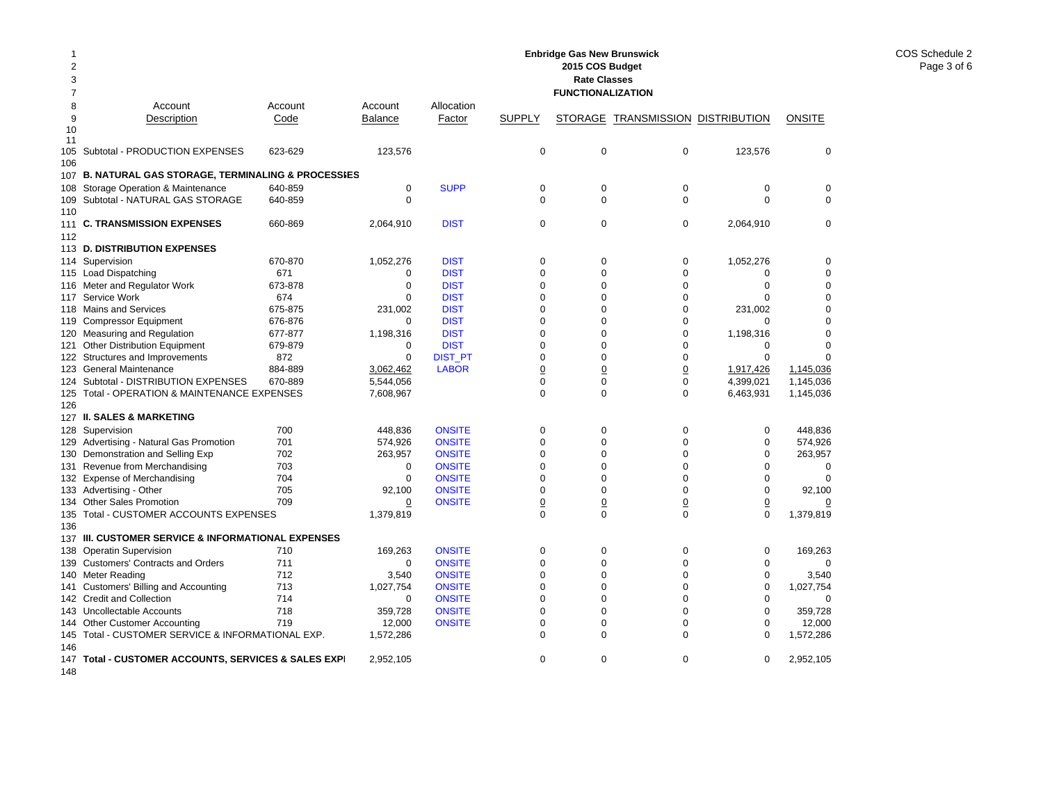**Enbridge Gas New Brunswick**
**2015 COS Budget**
**Rate Classes**
**FUNCTIONALIZATION**

COS Schedule 2
Page 3 of 6

| | Account Description | Account Code | Account Balance | Allocation Factor | SUPPLY | STORAGE | TRANSMISSION | DISTRIBUTION | ONSITE |
|---|---|---|---|---|---|---|---|---|---|
| 105 | Subtotal - PRODUCTION EXPENSES | 623-629 | 123,576 | | 0 | 0 | 0 | 123,576 | 0 |
| 106 | | | | | | | | | |
| 107 | **B. NATURAL GAS STORAGE, TERMINALING & PROCESSIES** | | | | | | | | |
| 108 | Storage Operation & Maintenance | 640-859 | 0 | SUPP | 0 | 0 | 0 | 0 | 0 |
| 109 | Subtotal - NATURAL GAS STORAGE | 640-859 | 0 | | 0 | 0 | 0 | 0 | 0 |
| 110 | | | | | | | | | |
| 111 | **C. TRANSMISSION EXPENSES** | 660-869 | 2,064,910 | DIST | 0 | 0 | 0 | 2,064,910 | 0 |
| 112 | | | | | | | | | |
| 113 | **D. DISTRIBUTION EXPENSES** | | | | | | | | |
| 114 | Supervision | 670-870 | 1,052,276 | DIST | 0 | 0 | 0 | 1,052,276 | 0 |
| 115 | Load Dispatching | 671 | 0 | DIST | 0 | 0 | 0 | 0 | 0 |
| 116 | Meter and Regulator Work | 673-878 | 0 | DIST | 0 | 0 | 0 | 0 | 0 |
| 117 | Service Work | 674 | 0 | DIST | 0 | 0 | 0 | 0 | 0 |
| 118 | Mains and Services | 675-875 | 231,002 | DIST | 0 | 0 | 0 | 231,002 | 0 |
| 119 | Compressor Equipment | 676-876 | 0 | DIST | 0 | 0 | 0 | 0 | 0 |
| 120 | Measuring and Regulation | 677-877 | 1,198,316 | DIST | 0 | 0 | 0 | 1,198,316 | 0 |
| 121 | Other Distribution Equipment | 679-879 | 0 | DIST | 0 | 0 | 0 | 0 | 0 |
| 122 | Structures and Improvements | 872 | 0 | DIST_PT | 0 | 0 | 0 | 0 | 0 |
| 123 | General Maintenance | 884-889 | 3,062,462 | LABOR | 0 | 0 | 0 | 1,917,426 | 1,145,036 |
| 124 | Subtotal - DISTRIBUTION EXPENSES | 670-889 | 5,544,056 | | 0 | 0 | 0 | 4,399,021 | 1,145,036 |
| 125 | Total - OPERATION & MAINTENANCE EXPENSES | | 7,608,967 | | 0 | 0 | 0 | 6,463,931 | 1,145,036 |
| 126 | | | | | | | | | |
| 127 | **II. SALES & MARKETING** | | | | | | | | |
| 128 | Supervision | 700 | 448,836 | ONSITE | 0 | 0 | 0 | 0 | 448,836 |
| 129 | Advertising - Natural Gas Promotion | 701 | 574,926 | ONSITE | 0 | 0 | 0 | 0 | 574,926 |
| 130 | Demonstration and Selling Exp | 702 | 263,957 | ONSITE | 0 | 0 | 0 | 0 | 263,957 |
| 131 | Revenue from Merchandising | 703 | 0 | ONSITE | 0 | 0 | 0 | 0 | 0 |
| 132 | Expense of Merchandising | 704 | 0 | ONSITE | 0 | 0 | 0 | 0 | 0 |
| 133 | Advertising - Other | 705 | 92,100 | ONSITE | 0 | 0 | 0 | 0 | 92,100 |
| 134 | Other Sales Promotion | 709 | 0 | ONSITE | 0 | 0 | 0 | 0 | 0 |
| 135 | Total - CUSTOMER ACCOUNTS EXPENSES | | 1,379,819 | | 0 | 0 | 0 | 0 | 1,379,819 |
| 136 | | | | | | | | | |
| 137 | **III. CUSTOMER SERVICE & INFORMATIONAL EXPENSES** | | | | | | | | |
| 138 | Operatin Supervision | 710 | 169,263 | ONSITE | 0 | 0 | 0 | 0 | 169,263 |
| 139 | Customers' Contracts and Orders | 711 | 0 | ONSITE | 0 | 0 | 0 | 0 | 0 |
| 140 | Meter Reading | 712 | 3,540 | ONSITE | 0 | 0 | 0 | 0 | 3,540 |
| 141 | Customers' Billing and Accounting | 713 | 1,027,754 | ONSITE | 0 | 0 | 0 | 0 | 1,027,754 |
| 142 | Credit and Collection | 714 | 0 | ONSITE | 0 | 0 | 0 | 0 | 0 |
| 143 | Uncollectable Accounts | 718 | 359,728 | ONSITE | 0 | 0 | 0 | 0 | 359,728 |
| 144 | Other Customer Accounting | 719 | 12,000 | ONSITE | 0 | 0 | 0 | 0 | 12,000 |
| 145 | Total - CUSTOMER SERVICE & INFORMATIONAL EXP. | | 1,572,286 | | 0 | 0 | 0 | 0 | 1,572,286 |
| 146 | | | | | | | | | |
| 147 | **Total - CUSTOMER ACCOUNTS, SERVICES & SALES EXPI** | | 2,952,105 | | 0 | 0 | 0 | 0 | 2,952,105 |
| 148 | | | | | | | | | |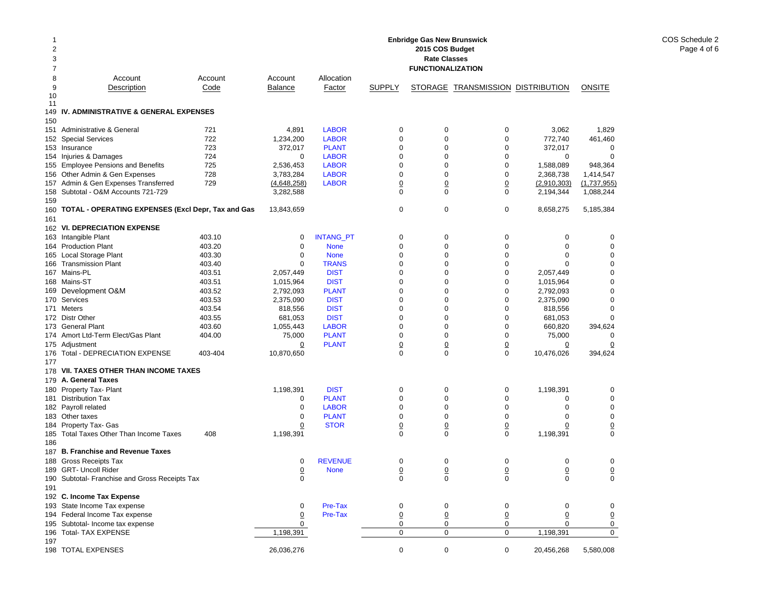**Enbridge Gas New Brunswick**
**2015 COS Budget**
**Rate Classes**
**FUNCTIONALIZATION**

COS Schedule 2
Page 4 of 6

| | Account Description | Account Code | Account Balance | Allocation Factor | SUPPLY | STORAGE | TRANSMISSION | DISTRIBUTION | ONSITE |
|---|---|---|---|---|---|---|---|---|---|
| 149 | **IV. ADMINISTRATIVE & GENERAL EXPENSES** | | | | | | | | |
| 150 | | | | | | | | | |
| 151 | Administrative & General | 721 | 4,891 | LABOR | 0 | 0 | 0 | 3,062 | 1,829 |
| 152 | Special Services | 722 | 1,234,200 | LABOR | 0 | 0 | 0 | 772,740 | 461,460 |
| 153 | Insurance | 723 | 372,017 | PLANT | 0 | 0 | 0 | 372,017 | 0 |
| 154 | Injuries & Damages | 724 | 0 | LABOR | 0 | 0 | 0 | 0 | 0 |
| 155 | Employee Pensions and Benefits | 725 | 2,536,453 | LABOR | 0 | 0 | 0 | 1,588,089 | 948,364 |
| 156 | Other Admin & Gen Expenses | 728 | 3,783,284 | LABOR | 0 | 0 | 0 | 2,368,738 | 1,414,547 |
| 157 | Admin & Gen Expenses Transferred | 729 | (4,648,258) | LABOR | 0 | 0 | 0 | (2,910,303) | (1,737,955) |
| 158 | Subtotal - O&M Accounts 721-729 | | 3,282,588 | | 0 | 0 | 0 | 2,194,344 | 1,088,244 |
| 159 | | | | | | | | | |
| 160 | **TOTAL - OPERATING EXPENSES (Excl Depr, Tax and Gas** | | 13,843,659 | | 0 | 0 | 0 | 8,658,275 | 5,185,384 |
| 161 | | | | | | | | | |
| 162 | **VI. DEPRECIATION EXPENSE** | | | | | | | | |
| 163 | Intangible Plant | 403.10 | 0 | INTANG_PT | 0 | 0 | 0 | 0 | 0 |
| 164 | Production Plant | 403.20 | 0 | None | 0 | 0 | 0 | 0 | 0 |
| 165 | Local Storage Plant | 403.30 | 0 | None | 0 | 0 | 0 | 0 | 0 |
| 166 | Transmission Plant | 403.40 | 0 | TRANS | 0 | 0 | 0 | 0 | 0 |
| 167 | Mains-PL | 403.51 | 2,057,449 | DIST | 0 | 0 | 0 | 2,057,449 | 0 |
| 168 | Mains-ST | 403.51 | 1,015,964 | DIST | 0 | 0 | 0 | 1,015,964 | 0 |
| 169 | Development O&M | 403.52 | 2,792,093 | PLANT | 0 | 0 | 0 | 2,792,093 | 0 |
| 170 | Services | 403.53 | 2,375,090 | DIST | 0 | 0 | 0 | 2,375,090 | 0 |
| 171 | Meters | 403.54 | 818,556 | DIST | 0 | 0 | 0 | 818,556 | 0 |
| 172 | Distr Other | 403.55 | 681,053 | DIST | 0 | 0 | 0 | 681,053 | 0 |
| 173 | General Plant | 403.60 | 1,055,443 | LABOR | 0 | 0 | 0 | 660,820 | 394,624 |
| 174 | Amort Ltd-Term Elect/Gas Plant | 404.00 | 75,000 | PLANT | 0 | 0 | 0 | 75,000 | 0 |
| 175 | Adjustment | | 0 | PLANT | 0 | 0 | 0 | 0 | 0 |
| 176 | Total - DEPRECIATION EXPENSE | 403-404 | 10,870,650 | | 0 | 0 | 0 | 10,476,026 | 394,624 |
| 177 | | | | | | | | | |
| 178 | **VII. TAXES OTHER THAN INCOME TAXES** | | | | | | | | |
| 179 | **A. General Taxes** | | | | | | | | |
| 180 | Property Tax- Plant | | 1,198,391 | DIST | 0 | 0 | 0 | 1,198,391 | 0 |
| 181 | Distribution Tax | | 0 | PLANT | 0 | 0 | 0 | 0 | 0 |
| 182 | Payroll related | | 0 | LABOR | 0 | 0 | 0 | 0 | 0 |
| 183 | Other taxes | | 0 | PLANT | 0 | 0 | 0 | 0 | 0 |
| 184 | Property Tax- Gas | | 0 | STOR | 0 | 0 | 0 | 0 | 0 |
| 185 | Total Taxes Other Than Income Taxes | 408 | 1,198,391 | | 0 | 0 | 0 | 1,198,391 | 0 |
| 186 | | | | | | | | | |
| 187 | **B. Franchise and Revenue Taxes** | | | | | | | | |
| 188 | Gross Receipts Tax | | 0 | REVENUE | 0 | 0 | 0 | 0 | 0 |
| 189 | GRT- Uncoll Rider | | 0 | None | 0 | 0 | 0 | 0 | 0 |
| 190 | Subtotal- Franchise and Gross Receipts Tax | | 0 | | 0 | 0 | 0 | 0 | 0 |
| 191 | | | | | | | | | |
| 192 | **C. Income Tax Expense** | | | | | | | | |
| 193 | State Income Tax expense | | 0 | Pre-Tax | 0 | 0 | 0 | 0 | 0 |
| 194 | Federal Income Tax expense | | 0 | Pre-Tax | 0 | 0 | 0 | 0 | 0 |
| 195 | Subtotal- Income tax expense | | 0 | | 0 | 0 | 0 | 0 | 0 |
| 196 | Total- TAX EXPENSE | | 1,198,391 | | 0 | 0 | 0 | 1,198,391 | 0 |
| 197 | | | | | | | | | |
| 198 | TOTAL EXPENSES | | 26,036,276 | | 0 | 0 | 0 | 20,456,268 | 5,580,008 |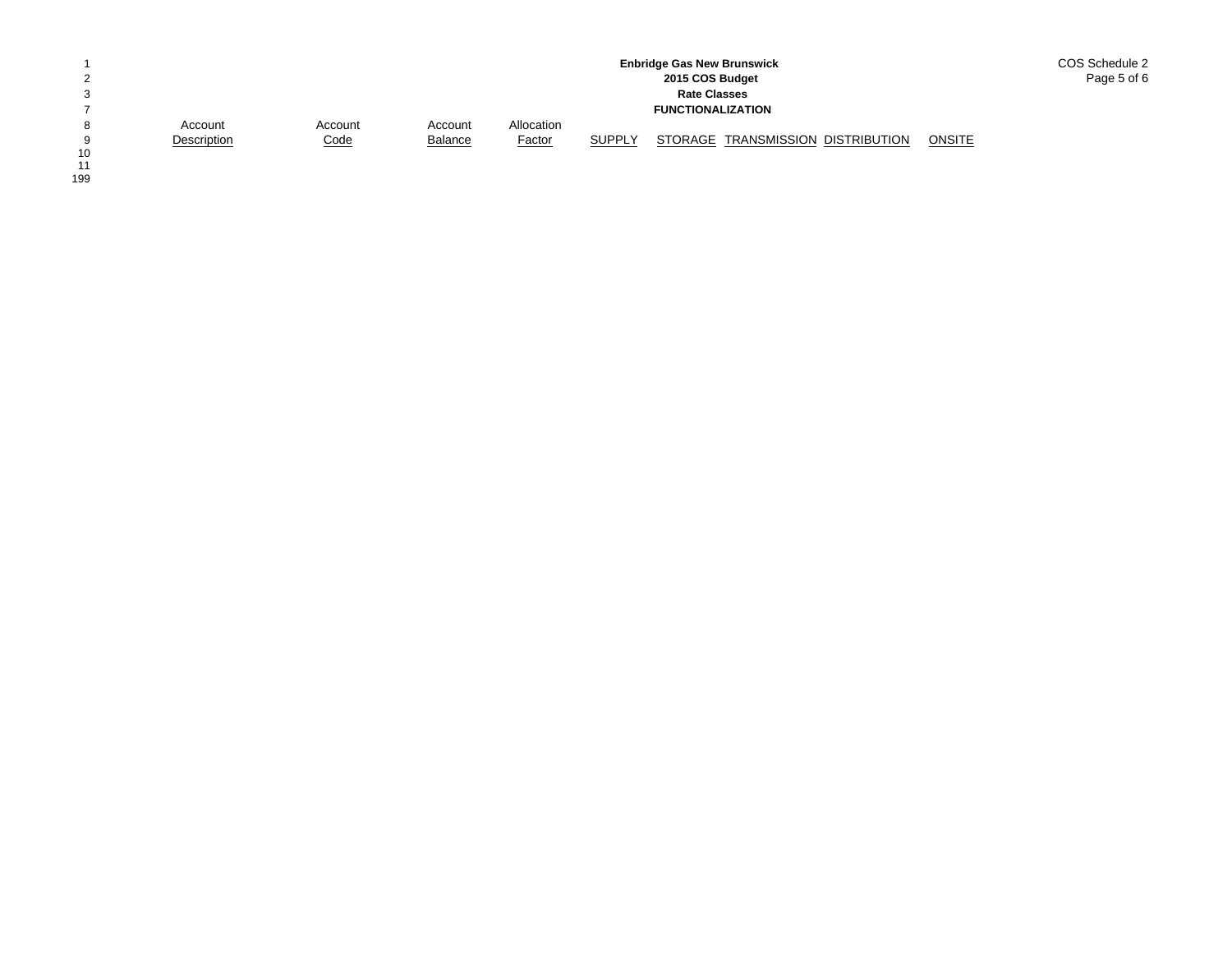**Enbridge Gas New Brunswick**
**2015 COS Budget**
**Rate Classes**
**FUNCTIONALIZATION**

COS Schedule 2

| Account Description | Account Code | Account Balance | Allocation Factor | SUPPLY | STORAGE | TRANSMISSION | DISTRIBUTION | ONSITE |
|---|---|---|---|---|---|---|---|---|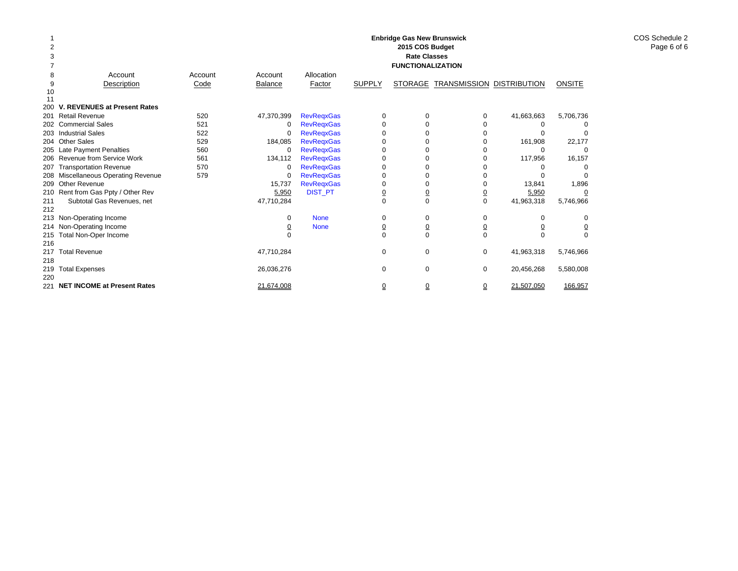**Enbridge Gas New Brunswick**
**2015 COS Budget**
**Rate Classes**
**FUNCTIONALIZATION**

COS Schedule 2

| | Account Description | Account Code | Account Balance | Allocation Factor | SUPPLY | STORAGE | TRANSMISSION | DISTRIBUTION | ONSITE |
|---|---|---|---|---|---|---|---|---|---|
| 200 | **V. REVENUES at Present Rates** | | | | | | | | |
| 201 | Retail Revenue | 520 | 47,370,399 | RevReqxGas | 0 | 0 | 0 | 41,663,663 | 5,706,736 |
| 202 | Commercial Sales | 521 | 0 | RevReqxGas | 0 | 0 | 0 | 0 | 0 |
| 203 | Industrial Sales | 522 | 0 | RevReqxGas | 0 | 0 | 0 | 0 | 0 |
| 204 | Other Sales | 529 | 184,085 | RevReqxGas | 0 | 0 | 0 | 161,908 | 22,177 |
| 205 | Late Payment Penalties | 560 | 0 | RevReqxGas | 0 | 0 | 0 | 0 | 0 |
| 206 | Revenue from Service Work | 561 | 134,112 | RevReqxGas | 0 | 0 | 0 | 117,956 | 16,157 |
| 207 | Transportation Revenue | 570 | 0 | RevReqxGas | 0 | 0 | 0 | 0 | 0 |
| 208 | Miscellaneous Operating Revenue | 579 | 0 | RevReqxGas | 0 | 0 | 0 | 0 | 0 |
| 209 | Other Revenue | | 15,737 | RevReqxGas | 0 | 0 | 0 | 13,841 | 1,896 |
| 210 | Rent from Gas Ppty / Other Rev | | 5,950 | DIST_PT | 0 | 0 | 0 | 5,950 | 0 |
| 211 | Subtotal Gas Revenues, net | | 47,710,284 | | 0 | 0 | 0 | 41,963,318 | 5,746,966 |
| 212 | | | | | | | | | |
| 213 | Non-Operating Income | | 0 | None | 0 | 0 | 0 | 0 | 0 |
| 214 | Non-Operating Income | | 0 | None | 0 | 0 | 0 | 0 | 0 |
| 215 | Total Non-Oper Income | | 0 | | 0 | 0 | 0 | 0 | 0 |
| 216 | | | | | | | | | |
| 217 | Total Revenue | | 47,710,284 | | 0 | 0 | 0 | 41,963,318 | 5,746,966 |
| 218 | | | | | | | | | |
| 219 | Total Expenses | | 26,036,276 | | 0 | 0 | 0 | 20,456,268 | 5,580,008 |
| 220 | | | | | | | | | |
| 221 | **NET INCOME at Present Rates** | | 21,674,008 | | 0 | 0 | 0 | 21,507,050 | 166,957 |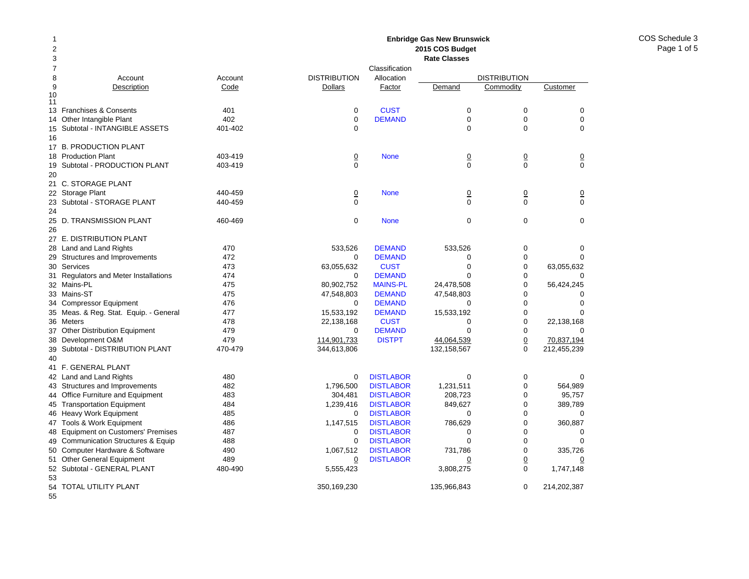**Enbridge Gas New Brunswick**
**2015 COS Budget**
**Rate Classes**

COS Schedule 3
Page 1 of 5

| Line | Account Description | Account Code | DISTRIBUTION Dollars | Classification Allocation Factor | DISTRIBUTION Demand | DISTRIBUTION Commodity | DISTRIBUTION Customer |
|---|---|---|---|---|---|---|---|
| 13 | Franchises & Consents | 401 | 0 | CUST | 0 | 0 | 0 |
| 14 | Other Intangible Plant | 402 | 0 | DEMAND | 0 | 0 | 0 |
| 15 | Subtotal - INTANGIBLE ASSETS | 401-402 | 0 | | 0 | 0 | 0 |
| 16 | | | | | | | |
| 17 | B. PRODUCTION PLANT | | | | | | |
| 18 | Production Plant | 403-419 | 0 | None | 0 | 0 | 0 |
| 19 | Subtotal - PRODUCTION PLANT | 403-419 | 0 | | 0 | 0 | 0 |
| 20 | | | | | | | |
| 21 | C. STORAGE PLANT | | | | | | |
| 22 | Storage Plant | 440-459 | 0 | None | 0 | 0 | 0 |
| 23 | Subtotal - STORAGE PLANT | 440-459 | 0 | | 0 | 0 | 0 |
| 24 | | | | | | | |
| 25 | D. TRANSMISSION PLANT | 460-469 | 0 | None | 0 | 0 | 0 |
| 26 | | | | | | | |
| 27 | E. DISTRIBUTION PLANT | | | | | | |
| 28 | Land and Land Rights | 470 | 533,526 | DEMAND | 533,526 | 0 | 0 |
| 29 | Structures and Improvements | 472 | 0 | DEMAND | 0 | 0 | 0 |
| 30 | Services | 473 | 63,055,632 | CUST | 0 | 0 | 63,055,632 |
| 31 | Regulators and Meter Installations | 474 | 0 | DEMAND | 0 | 0 | 0 |
| 32 | Mains-PL | 475 | 80,902,752 | MAINS-PL | 24,478,508 | 0 | 56,424,245 |
| 33 | Mains-ST | 475 | 47,548,803 | DEMAND | 47,548,803 | 0 | 0 |
| 34 | Compressor Equipment | 476 | 0 | DEMAND | 0 | 0 | 0 |
| 35 | Meas. & Reg. Stat. Equip. - General | 477 | 15,533,192 | DEMAND | 15,533,192 | 0 | 0 |
| 36 | Meters | 478 | 22,138,168 | CUST | 0 | 0 | 22,138,168 |
| 37 | Other Distribution Equipment | 479 | 0 | DEMAND | 0 | 0 | 0 |
| 38 | Development O&M | 479 | 114,901,733 | DISTPT | 44,064,539 | 0 | 70,837,194 |
| 39 | Subtotal - DISTRIBUTION PLANT | 470-479 | 344,613,806 | | 132,158,567 | 0 | 212,455,239 |
| 40 | | | | | | | |
| 41 | F. GENERAL PLANT | | | | | | |
| 42 | Land and Land Rights | 480 | 0 | DISTLABOR | 0 | 0 | 0 |
| 43 | Structures and Improvements | 482 | 1,796,500 | DISTLABOR | 1,231,511 | 0 | 564,989 |
| 44 | Office Furniture and Equipment | 483 | 304,481 | DISTLABOR | 208,723 | 0 | 95,757 |
| 45 | Transportation Equipment | 484 | 1,239,416 | DISTLABOR | 849,627 | 0 | 389,789 |
| 46 | Heavy Work Equipment | 485 | 0 | DISTLABOR | 0 | 0 | 0 |
| 47 | Tools & Work Equipment | 486 | 1,147,515 | DISTLABOR | 786,629 | 0 | 360,887 |
| 48 | Equipment on Customers' Premises | 487 | 0 | DISTLABOR | 0 | 0 | 0 |
| 49 | Communication Structures & Equip | 488 | 0 | DISTLABOR | 0 | 0 | 0 |
| 50 | Computer Hardware & Software | 490 | 1,067,512 | DISTLABOR | 731,786 | 0 | 335,726 |
| 51 | Other General Equipment | 489 | 0 | DISTLABOR | 0 | 0 | 0 |
| 52 | Subtotal - GENERAL PLANT | 480-490 | 5,555,423 | | 3,808,275 | 0 | 1,747,148 |
| 53 | | | | | | | |
| 54 | TOTAL UTILITY PLANT | | 350,169,230 | | 135,966,843 | 0 | 214,202,387 |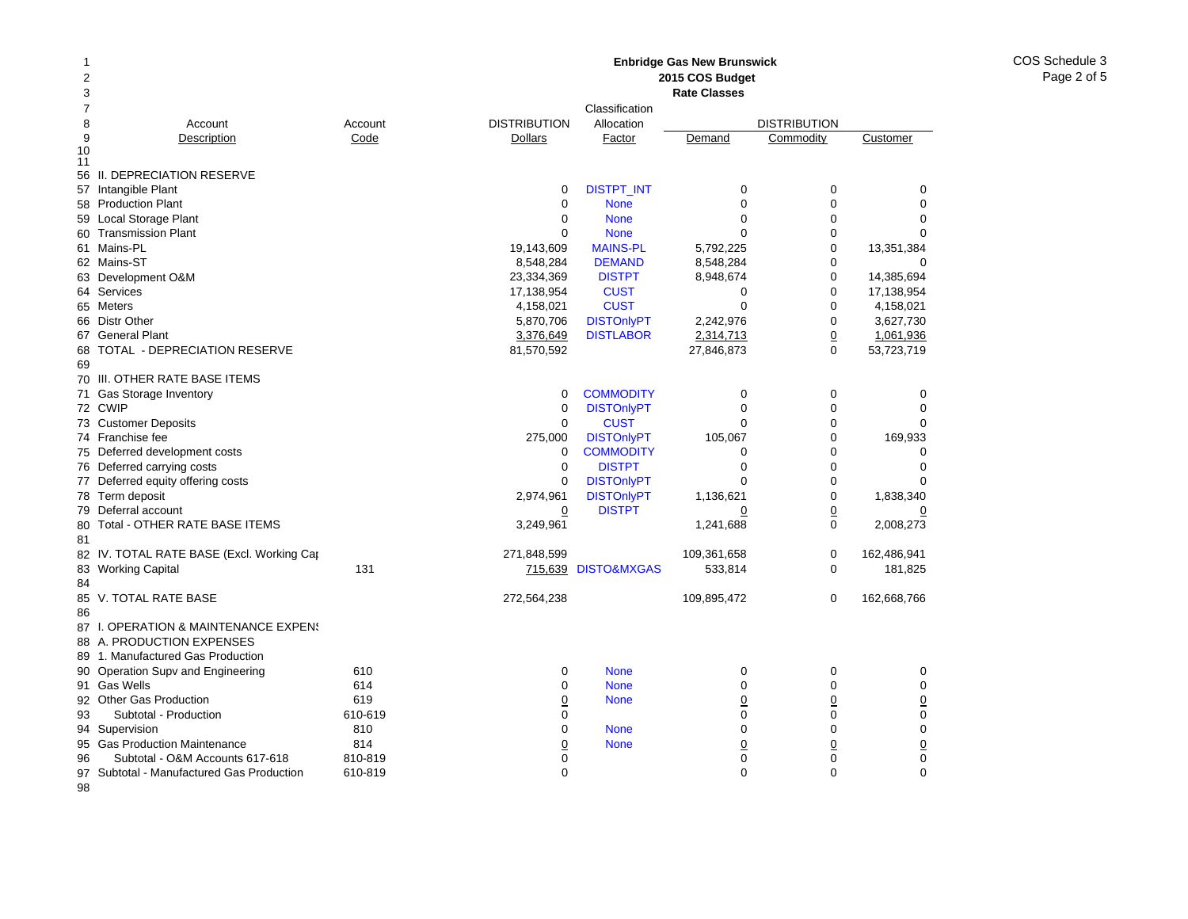# Enbridge Gas New Brunswick
## 2015 COS Budget
### Rate Classes

COS Schedule 3

| | Account Description | Account Code | DISTRIBUTION Dollars | Classification Allocation Factor | DISTRIBUTION Demand | DISTRIBUTION Commodity | DISTRIBUTION Customer |
|---|---|---|---|---|---|---|---|
| 56 | II. DEPRECIATION RESERVE | | | | | | |
| 57 | Intangible Plant | | 0 | DISTPT_INT | 0 | 0 | 0 |
| 58 | Production Plant | | 0 | None | 0 | 0 | 0 |
| 59 | Local Storage Plant | | 0 | None | 0 | 0 | 0 |
| 60 | Transmission Plant | | 0 | None | 0 | 0 | 0 |
| 61 | Mains-PL | | 19,143,609 | MAINS-PL | 5,792,225 | 0 | 13,351,384 |
| 62 | Mains-ST | | 8,548,284 | DEMAND | 8,548,284 | 0 | 0 |
| 63 | Development O&M | | 23,334,369 | DISTPT | 8,948,674 | 0 | 14,385,694 |
| 64 | Services | | 17,138,954 | CUST | 0 | 0 | 17,138,954 |
| 65 | Meters | | 4,158,021 | CUST | 0 | 0 | 4,158,021 |
| 66 | Distr Other | | 5,870,706 | DISTOnlyPT | 2,242,976 | 0 | 3,627,730 |
| 67 | General Plant | | 3,376,649 | DISTLABOR | 2,314,713 | 0 | 1,061,936 |
| 68 | TOTAL - DEPRECIATION RESERVE | | 81,570,592 | | 27,846,873 | 0 | 53,723,719 |
| 69 | | | | | | | |
| 70 | III. OTHER RATE BASE ITEMS | | | | | | |
| 71 | Gas Storage Inventory | | 0 | COMMODITY | 0 | 0 | 0 |
| 72 | CWIP | | 0 | DISTOnlyPT | 0 | 0 | 0 |
| 73 | Customer Deposits | | 0 | CUST | 0 | 0 | 0 |
| 74 | Franchise fee | | 275,000 | DISTOnlyPT | 105,067 | 0 | 169,933 |
| 75 | Deferred development costs | | 0 | COMMODITY | 0 | 0 | 0 |
| 76 | Deferred carrying costs | | 0 | DISTPT | 0 | 0 | 0 |
| 77 | Deferred equity offering costs | | 0 | DISTOnlyPT | 0 | 0 | 0 |
| 78 | Term deposit | | 2,974,961 | DISTOnlyPT | 1,136,621 | 0 | 1,838,340 |
| 79 | Deferral account | | 0 | DISTPT | 0 | 0 | 0 |
| 80 | Total - OTHER RATE BASE ITEMS | | 3,249,961 | | 1,241,688 | 0 | 2,008,273 |
| 81 | | | | | | | |
| 82 | IV. TOTAL RATE BASE (Excl. Working Cap | | 271,848,599 | | 109,361,658 | 0 | 162,486,941 |
| 83 | Working Capital | 131 | 715,639 | DISTO&MXGAS | 533,814 | 0 | 181,825 |
| 84 | | | | | | | |
| 85 | V. TOTAL RATE BASE | | 272,564,238 | | 109,895,472 | 0 | 162,668,766 |
| 86 | | | | | | | |
| 87 | I. OPERATION & MAINTENANCE EXPENS | | | | | | |
| 88 | A. PRODUCTION EXPENSES | | | | | | |
| 89 | 1. Manufactured Gas Production | | | | | | |
| 90 | Operation Supv and Engineering | 610 | 0 | None | 0 | 0 | 0 |
| 91 | Gas Wells | 614 | 0 | None | 0 | 0 | 0 |
| 92 | Other Gas Production | 619 | 0 | None | 0 | 0 | 0 |
| 93 | Subtotal - Production | 610-619 | 0 | | 0 | 0 | 0 |
| 94 | Supervision | 810 | 0 | None | 0 | 0 | 0 |
| 95 | Gas Production Maintenance | 814 | 0 | None | 0 | 0 | 0 |
| 96 | Subtotal - O&M Accounts 617-618 | 810-819 | 0 | | 0 | 0 | 0 |
| 97 | Subtotal - Manufactured Gas Production | 610-819 | 0 | | 0 | 0 | 0 |
| 98 | | | | | | | |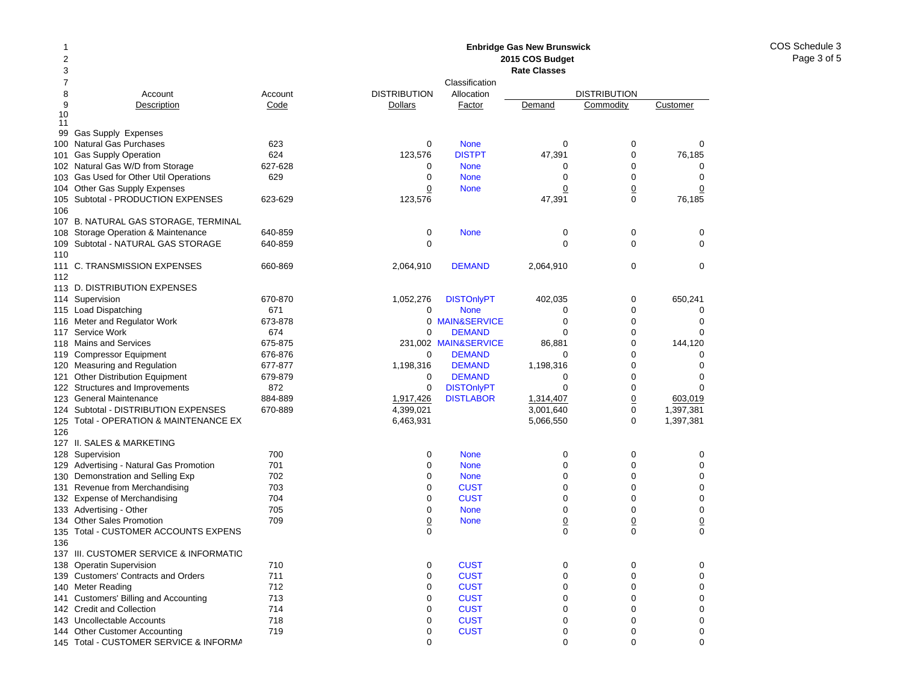# Enbridge Gas New Brunswick
## 2015 COS Budget
### Rate Classes

COS Schedule 3
Page 3 of 5

| Line | Account Description | Account Code | DISTRIBUTION Dollars | Classification Allocation Factor | DISTRIBUTION Demand | DISTRIBUTION Commodity | DISTRIBUTION Customer |
|---|---|---|---|---|---|---|---|
| 99 | Gas Supply Expenses | | | | | | |
| 100 | Natural Gas Purchases | 623 | 0 | None | 0 | 0 | 0 |
| 101 | Gas Supply Operation | 624 | 123,576 | DISTPT | 47,391 | 0 | 76,185 |
| 102 | Natural Gas W/D from Storage | 627-628 | 0 | None | 0 | 0 | 0 |
| 103 | Gas Used for Other Util Operations | 629 | 0 | None | 0 | 0 | 0 |
| 104 | Other Gas Supply Expenses | | 0 | None | 0 | 0 | 0 |
| 105 | Subtotal - PRODUCTION EXPENSES | 623-629 | 123,576 | | 47,391 | 0 | 76,185 |
| 106 | | | | | | | |
| 107 | B. NATURAL GAS STORAGE, TERMINAL | | | | | | |
| 108 | Storage Operation & Maintenance | 640-859 | 0 | None | 0 | 0 | 0 |
| 109 | Subtotal - NATURAL GAS STORAGE | 640-859 | 0 | | 0 | 0 | 0 |
| 110 | | | | | | | |
| 111 | C. TRANSMISSION EXPENSES | 660-869 | 2,064,910 | DEMAND | 2,064,910 | 0 | 0 |
| 112 | | | | | | | |
| 113 | D. DISTRIBUTION EXPENSES | | | | | | |
| 114 | Supervision | 670-870 | 1,052,276 | DISTOnlyPT | 402,035 | 0 | 650,241 |
| 115 | Load Dispatching | 671 | 0 | None | 0 | 0 | 0 |
| 116 | Meter and Regulator Work | 673-878 | 0 | MAIN&SERVICE | 0 | 0 | 0 |
| 117 | Service Work | 674 | 0 | DEMAND | 0 | 0 | 0 |
| 118 | Mains and Services | 675-875 | 231,002 | MAIN&SERVICE | 86,881 | 0 | 144,120 |
| 119 | Compressor Equipment | 676-876 | 0 | DEMAND | 0 | 0 | 0 |
| 120 | Measuring and Regulation | 677-877 | 1,198,316 | DEMAND | 1,198,316 | 0 | 0 |
| 121 | Other Distribution Equipment | 679-879 | 0 | DEMAND | 0 | 0 | 0 |
| 122 | Structures and Improvements | 872 | 0 | DISTOnlyPT | 0 | 0 | 0 |
| 123 | General Maintenance | 884-889 | 1,917,426 | DISTLABOR | 1,314,407 | 0 | 603,019 |
| 124 | Subtotal - DISTRIBUTION EXPENSES | 670-889 | 4,399,021 | | 3,001,640 | 0 | 1,397,381 |
| 125 | Total - OPERATION & MAINTENANCE EX | | 6,463,931 | | 5,066,550 | 0 | 1,397,381 |
| 126 | | | | | | | |
| 127 | II. SALES & MARKETING | | | | | | |
| 128 | Supervision | 700 | 0 | None | 0 | 0 | 0 |
| 129 | Advertising - Natural Gas Promotion | 701 | 0 | None | 0 | 0 | 0 |
| 130 | Demonstration and Selling Exp | 702 | 0 | None | 0 | 0 | 0 |
| 131 | Revenue from Merchandising | 703 | 0 | CUST | 0 | 0 | 0 |
| 132 | Expense of Merchandising | 704 | 0 | CUST | 0 | 0 | 0 |
| 133 | Advertising - Other | 705 | 0 | None | 0 | 0 | 0 |
| 134 | Other Sales Promotion | 709 | 0 | None | 0 | 0 | 0 |
| 135 | Total - CUSTOMER ACCOUNTS EXPENS | | 0 | | 0 | 0 | 0 |
| 136 | | | | | | | |
| 137 | III. CUSTOMER SERVICE & INFORMATIC | | | | | | |
| 138 | Operatin Supervision | 710 | 0 | CUST | 0 | 0 | 0 |
| 139 | Customers' Contracts and Orders | 711 | 0 | CUST | 0 | 0 | 0 |
| 140 | Meter Reading | 712 | 0 | CUST | 0 | 0 | 0 |
| 141 | Customers' Billing and Accounting | 713 | 0 | CUST | 0 | 0 | 0 |
| 142 | Credit and Collection | 714 | 0 | CUST | 0 | 0 | 0 |
| 143 | Uncollectable Accounts | 718 | 0 | CUST | 0 | 0 | 0 |
| 144 | Other Customer Accounting | 719 | 0 | CUST | 0 | 0 | 0 |
| 145 | Total - CUSTOMER SERVICE & INFORMA | | 0 | | 0 | 0 | 0 |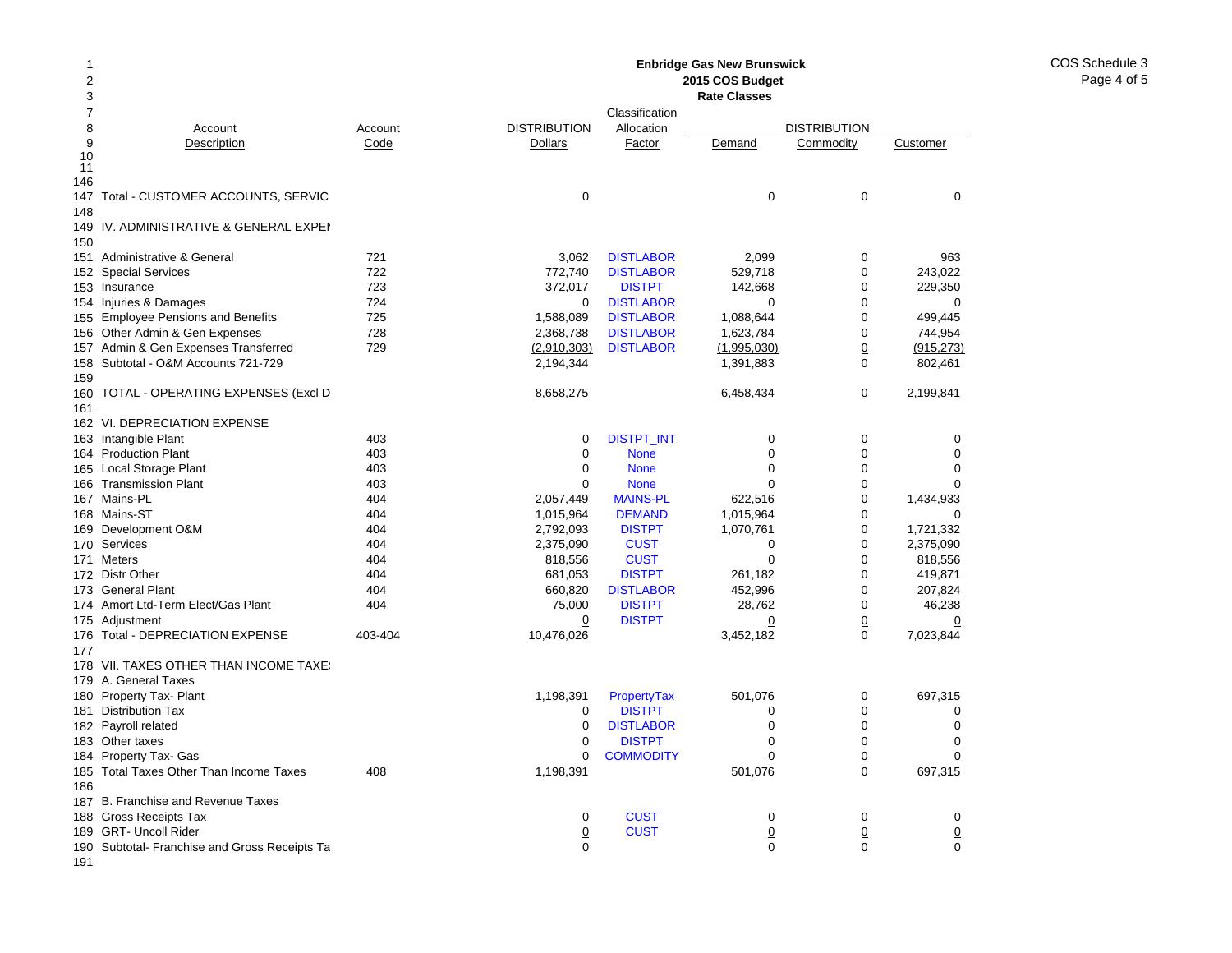**Enbridge Gas New Brunswick**
**2015 COS Budget**
**Rate Classes**

| Line | Account Description | Account Code | DISTRIBUTION Dollars | Classification Allocation Factor | DISTRIBUTION Demand | DISTRIBUTION Commodity | DISTRIBUTION Customer |
|---|---|---|---|---|---|---|---|
| 146 | | | | | | | |
| 147 | Total - CUSTOMER ACCOUNTS, SERVIC | | 0 | | 0 | 0 | 0 |
| 148 | | | | | | | |
| 149 | IV. ADMINISTRATIVE & GENERAL EXPEI | | | | | | |
| 150 | | | | | | | |
| 151 | Administrative & General | 721 | 3,062 | DISTLABOR | 2,099 | 0 | 963 |
| 152 | Special Services | 722 | 772,740 | DISTLABOR | 529,718 | 0 | 243,022 |
| 153 | Insurance | 723 | 372,017 | DISTPT | 142,668 | 0 | 229,350 |
| 154 | Injuries & Damages | 724 | 0 | DISTLABOR | 0 | 0 | 0 |
| 155 | Employee Pensions and Benefits | 725 | 1,588,089 | DISTLABOR | 1,088,644 | 0 | 499,445 |
| 156 | Other Admin & Gen Expenses | 728 | 2,368,738 | DISTLABOR | 1,623,784 | 0 | 744,954 |
| 157 | Admin & Gen Expenses Transferred | 729 | (2,910,303) | DISTLABOR | (1,995,030) | 0 | (915,273) |
| 158 | Subtotal - O&M Accounts 721-729 | | 2,194,344 | | 1,391,883 | 0 | 802,461 |
| 159 | | | | | | | |
| 160 | TOTAL - OPERATING EXPENSES (Excl D | | 8,658,275 | | 6,458,434 | 0 | 2,199,841 |
| 161 | | | | | | | |
| 162 | VI. DEPRECIATION EXPENSE | | | | | | |
| 163 | Intangible Plant | 403 | 0 | DISTPT_INT | 0 | 0 | 0 |
| 164 | Production Plant | 403 | 0 | None | 0 | 0 | 0 |
| 165 | Local Storage Plant | 403 | 0 | None | 0 | 0 | 0 |
| 166 | Transmission Plant | 403 | 0 | None | 0 | 0 | 0 |
| 167 | Mains-PL | 404 | 2,057,449 | MAINS-PL | 622,516 | 0 | 1,434,933 |
| 168 | Mains-ST | 404 | 1,015,964 | DEMAND | 1,015,964 | 0 | 0 |
| 169 | Development O&M | 404 | 2,792,093 | DISTPT | 1,070,761 | 0 | 1,721,332 |
| 170 | Services | 404 | 2,375,090 | CUST | 0 | 0 | 2,375,090 |
| 171 | Meters | 404 | 818,556 | CUST | 0 | 0 | 818,556 |
| 172 | Distr Other | 404 | 681,053 | DISTPT | 261,182 | 0 | 419,871 |
| 173 | General Plant | 404 | 660,820 | DISTLABOR | 452,996 | 0 | 207,824 |
| 174 | Amort Ltd-Term Elect/Gas Plant | 404 | 75,000 | DISTPT | 28,762 | 0 | 46,238 |
| 175 | Adjustment | | 0 | DISTPT | 0 | 0 | 0 |
| 176 | Total - DEPRECIATION EXPENSE | 403-404 | 10,476,026 | | 3,452,182 | 0 | 7,023,844 |
| 177 | | | | | | | |
| 178 | VII. TAXES OTHER THAN INCOME TAXE | | | | | | |
| 179 | A. General Taxes | | | | | | |
| 180 | Property Tax- Plant | | 1,198,391 | PropertyTax | 501,076 | 0 | 697,315 |
| 181 | Distribution Tax | | 0 | DISTPT | 0 | 0 | 0 |
| 182 | Payroll related | | 0 | DISTLABOR | 0 | 0 | 0 |
| 183 | Other taxes | | 0 | DISTPT | 0 | 0 | 0 |
| 184 | Property Tax- Gas | | 0 | COMMODITY | 0 | 0 | 0 |
| 185 | Total Taxes Other Than Income Taxes | 408 | 1,198,391 | | 501,076 | 0 | 697,315 |
| 186 | | | | | | | |
| 187 | B. Franchise and Revenue Taxes | | | | | | |
| 188 | Gross Receipts Tax | | 0 | CUST | 0 | 0 | 0 |
| 189 | GRT- Uncoll Rider | | 0 | CUST | 0 | 0 | 0 |
| 190 | Subtotal- Franchise and Gross Receipts Ta | | 0 | | 0 | 0 | 0 |
| 191 | | | | | | | |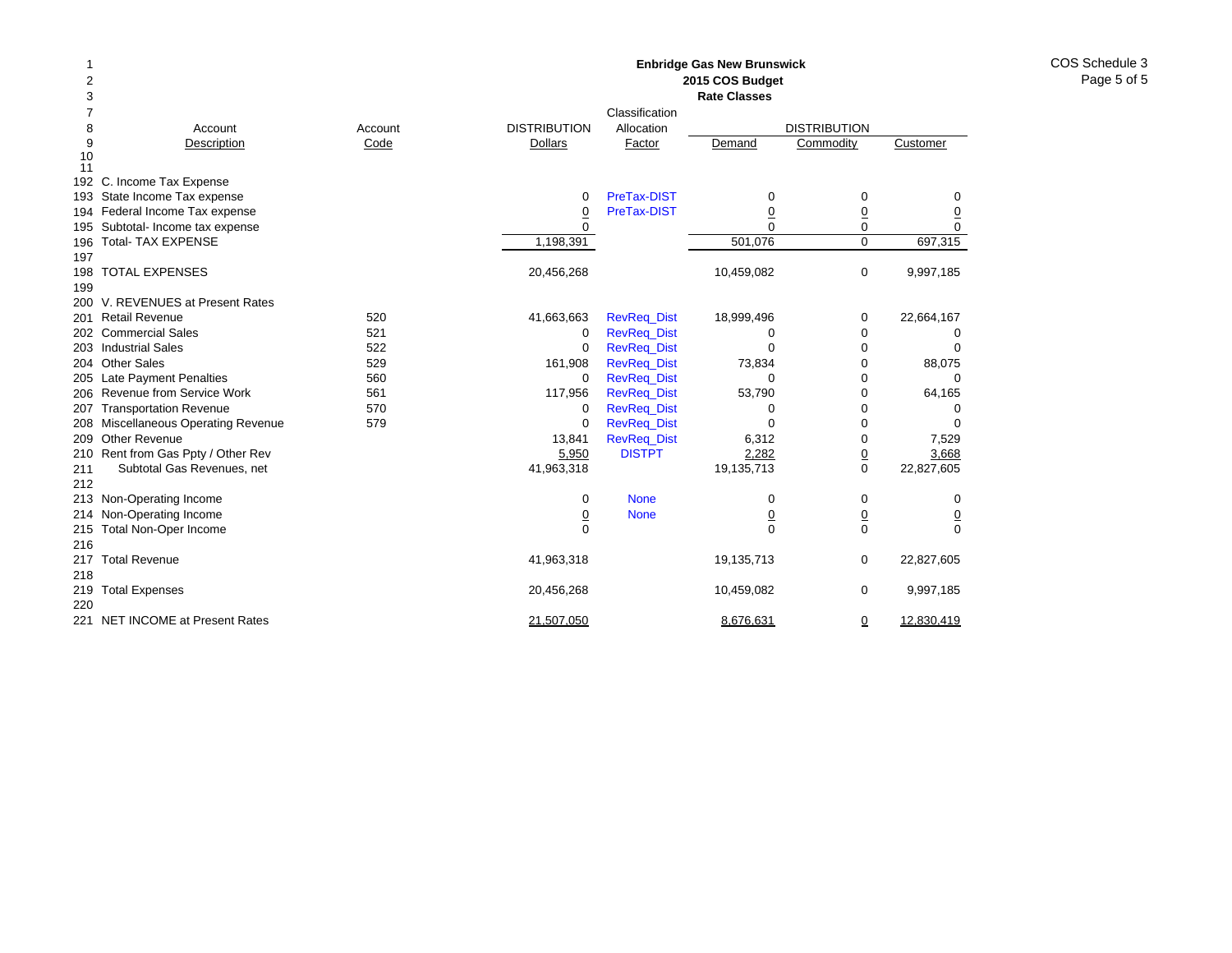**Enbridge Gas New Brunswick**
**2015 COS Budget**
**Rate Classes**

COS Schedule 3

| Line | Account Description | Account Code | DISTRIBUTION Dollars | Classification Allocation Factor | DISTRIBUTION Demand | DISTRIBUTION Commodity | DISTRIBUTION Customer |
|---|---|---|---|---|---|---|---|
| 192 | C. Income Tax Expense | | | | | | |
| 193 | State Income Tax expense | | 0 | PreTax-DIST | 0 | 0 | 0 |
| 194 | Federal Income Tax expense | | 0 | PreTax-DIST | 0 | 0 | 0 |
| 195 | Subtotal- Income tax expense | | 0 | | 0 | 0 | 0 |
| 196 | Total- TAX EXPENSE | | 1,198,391 | | 501,076 | 0 | 697,315 |
| 197 | | | | | | | |
| 198 | TOTAL EXPENSES | | 20,456,268 | | 10,459,082 | 0 | 9,997,185 |
| 199 | | | | | | | |
| 200 | V. REVENUES at Present Rates | | | | | | |
| 201 | Retail Revenue | 520 | 41,663,663 | RevReq_Dist | 18,999,496 | 0 | 22,664,167 |
| 202 | Commercial Sales | 521 | 0 | RevReq_Dist | 0 | 0 | 0 |
| 203 | Industrial Sales | 522 | 0 | RevReq_Dist | 0 | 0 | 0 |
| 204 | Other Sales | 529 | 161,908 | RevReq_Dist | 73,834 | 0 | 88,075 |
| 205 | Late Payment Penalties | 560 | 0 | RevReq_Dist | 0 | 0 | 0 |
| 206 | Revenue from Service Work | 561 | 117,956 | RevReq_Dist | 53,790 | 0 | 64,165 |
| 207 | Transportation Revenue | 570 | 0 | RevReq_Dist | 0 | 0 | 0 |
| 208 | Miscellaneous Operating Revenue | 579 | 0 | RevReq_Dist | 0 | 0 | 0 |
| 209 | Other Revenue | | 13,841 | RevReq_Dist | 6,312 | 0 | 7,529 |
| 210 | Rent from Gas Ppty / Other Rev | | 5,950 | DISTPT | 2,282 | 0 | 3,668 |
| 211 | Subtotal Gas Revenues, net | | 41,963,318 | | 19,135,713 | 0 | 22,827,605 |
| 212 | | | | | | | |
| 213 | Non-Operating Income | | 0 | None | 0 | 0 | 0 |
| 214 | Non-Operating Income | | 0 | None | 0 | 0 | 0 |
| 215 | Total Non-Oper Income | | 0 | | 0 | 0 | 0 |
| 216 | | | | | | | |
| 217 | Total Revenue | | 41,963,318 | | 19,135,713 | 0 | 22,827,605 |
| 218 | | | | | | | |
| 219 | Total Expenses | | 20,456,268 | | 10,459,082 | 0 | 9,997,185 |
| 220 | | | | | | | |
| 221 | NET INCOME at Present Rates | | 21,507,050 | | 8,676,631 | 0 | 12,830,419 |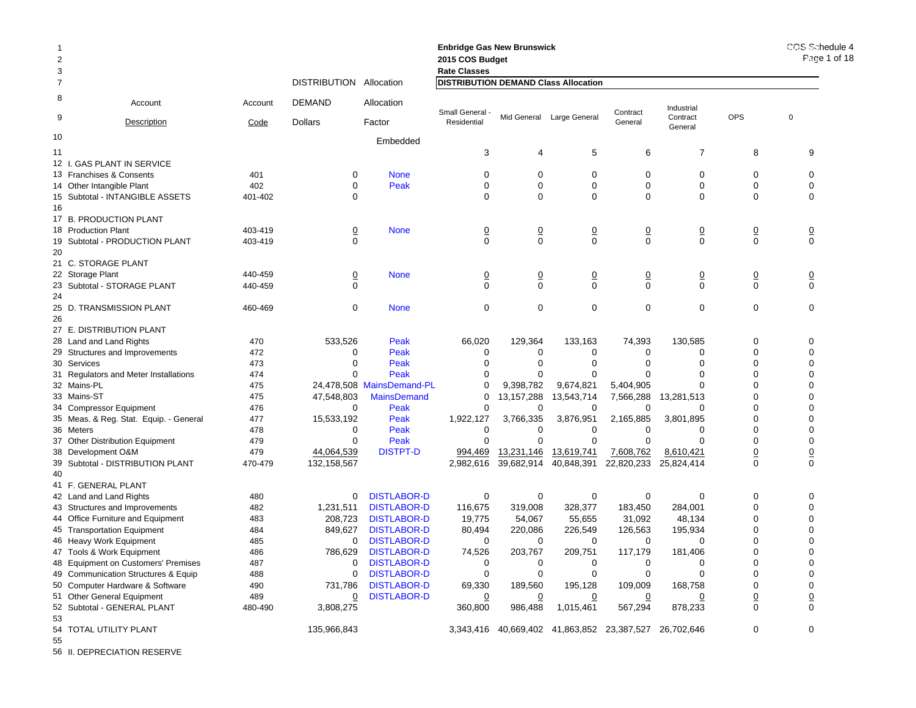**Enbridge Gas New Brunswick**
**2015 COS Budget**
**Rate Classes**

COS Schedule 4

| Line | Account Description | Account Code | DISTRIBUTION DEMAND Dollars | Allocation Factor | Small General - Residential | Mid General | Large General | Contract General | Industrial Contract General | OPS | 0 |
|---|---|---|---|---|---|---|---|---|---|---|---|
| 7 | | | | | DISTRIBUTION DEMAND Class Allocation | | | | | | |
| 10 | | | | Embedded | | | | | | | |
| 11 | | | | | 3 | 4 | 5 | 6 | 7 | 8 | 9 |
| 12 | I. GAS PLANT IN SERVICE | | | | | | | | | | |
| 13 | Franchises & Consents | 401 | 0 | None | 0 | 0 | 0 | 0 | 0 | 0 | 0 |
| 14 | Other Intangible Plant | 402 | 0 | Peak | 0 | 0 | 0 | 0 | 0 | 0 | 0 |
| 15 | Subtotal - INTANGIBLE ASSETS | 401-402 | 0 | | 0 | 0 | 0 | 0 | 0 | 0 | 0 |
| 16 | | | | | | | | | | | |
| 17 | B. PRODUCTION PLANT | | | | | | | | | | |
| 18 | Production Plant | 403-419 | 0 | None | 0 | 0 | 0 | 0 | 0 | 0 | 0 |
| 19 | Subtotal - PRODUCTION PLANT | 403-419 | 0 | | 0 | 0 | 0 | 0 | 0 | 0 | 0 |
| 20 | | | | | | | | | | | |
| 21 | C. STORAGE PLANT | | | | | | | | | | |
| 22 | Storage Plant | 440-459 | 0 | None | 0 | 0 | 0 | 0 | 0 | 0 | 0 |
| 23 | Subtotal - STORAGE PLANT | 440-459 | 0 | | 0 | 0 | 0 | 0 | 0 | 0 | 0 |
| 24 | | | | | | | | | | | |
| 25 | D. TRANSMISSION PLANT | 460-469 | 0 | None | 0 | 0 | 0 | 0 | 0 | 0 | 0 |
| 26 | | | | | | | | | | | |
| 27 | E. DISTRIBUTION PLANT | | | | | | | | | | |
| 28 | Land and Land Rights | 470 | 533,526 | Peak | 66,020 | 129,364 | 133,163 | 74,393 | 130,585 | 0 | 0 |
| 29 | Structures and Improvements | 472 | 0 | Peak | 0 | 0 | 0 | 0 | 0 | 0 | 0 |
| 30 | Services | 473 | 0 | Peak | 0 | 0 | 0 | 0 | 0 | 0 | 0 |
| 31 | Regulators and Meter Installations | 474 | 0 | Peak | 0 | 0 | 0 | 0 | 0 | 0 | 0 |
| 32 | Mains-PL | 475 | 24,478,508 | MainsDemand-PL | 0 | 9,398,782 | 9,674,821 | 5,404,905 | 0 | 0 | 0 |
| 33 | Mains-ST | 475 | 47,548,803 | MainsDemand | 0 | 13,157,288 | 13,543,714 | 7,566,288 | 13,281,513 | 0 | 0 |
| 34 | Compressor Equipment | 476 | 0 | Peak | 0 | 0 | 0 | 0 | 0 | 0 | 0 |
| 35 | Meas. & Reg. Stat. Equip. - General | 477 | 15,533,192 | Peak | 1,922,127 | 3,766,335 | 3,876,951 | 2,165,885 | 3,801,895 | 0 | 0 |
| 36 | Meters | 478 | 0 | Peak | 0 | 0 | 0 | 0 | 0 | 0 | 0 |
| 37 | Other Distribution Equipment | 479 | 0 | Peak | 0 | 0 | 0 | 0 | 0 | 0 | 0 |
| 38 | Development O&M | 479 | 44,064,539 | DISTPT-D | 994,469 | 13,231,146 | 13,619,741 | 7,608,762 | 8,610,421 | 0 | 0 |
| 39 | Subtotal - DISTRIBUTION PLANT | 470-479 | 132,158,567 | | 2,982,616 | 39,682,914 | 40,848,391 | 22,820,233 | 25,824,414 | 0 | 0 |
| 40 | | | | | | | | | | | |
| 41 | F. GENERAL PLANT | | | | | | | | | | |
| 42 | Land and Land Rights | 480 | 0 | DISTLABOR-D | 0 | 0 | 0 | 0 | 0 | 0 | 0 |
| 43 | Structures and Improvements | 482 | 1,231,511 | DISTLABOR-D | 116,675 | 319,008 | 328,377 | 183,450 | 284,001 | 0 | 0 |
| 44 | Office Furniture and Equipment | 483 | 208,723 | DISTLABOR-D | 19,775 | 54,067 | 55,655 | 31,092 | 48,134 | 0 | 0 |
| 45 | Transportation Equipment | 484 | 849,627 | DISTLABOR-D | 80,494 | 220,086 | 226,549 | 126,563 | 195,934 | 0 | 0 |
| 46 | Heavy Work Equipment | 485 | 0 | DISTLABOR-D | 0 | 0 | 0 | 0 | 0 | 0 | 0 |
| 47 | Tools & Work Equipment | 486 | 786,629 | DISTLABOR-D | 74,526 | 203,767 | 209,751 | 117,179 | 181,406 | 0 | 0 |
| 48 | Equipment on Customers' Premises | 487 | 0 | DISTLABOR-D | 0 | 0 | 0 | 0 | 0 | 0 | 0 |
| 49 | Communication Structures & Equip | 488 | 0 | DISTLABOR-D | 0 | 0 | 0 | 0 | 0 | 0 | 0 |
| 50 | Computer Hardware & Software | 490 | 731,786 | DISTLABOR-D | 69,330 | 189,560 | 195,128 | 109,009 | 168,758 | 0 | 0 |
| 51 | Other General Equipment | 489 | 0 | DISTLABOR-D | 0 | 0 | 0 | 0 | 0 | 0 | 0 |
| 52 | Subtotal - GENERAL PLANT | 480-490 | 3,808,275 | | 360,800 | 986,488 | 1,015,461 | 567,294 | 878,233 | 0 | 0 |
| 53 | | | | | | | | | | | |
| 54 | TOTAL UTILITY PLANT | | 135,966,843 | | 3,343,416 | 40,669,402 | 41,863,852 | 23,387,527 | 26,702,646 | 0 | 0 |
| 55 | | | | | | | | | | | |
| 56 | II. DEPRECIATION RESERVE | | | | | | | | | | |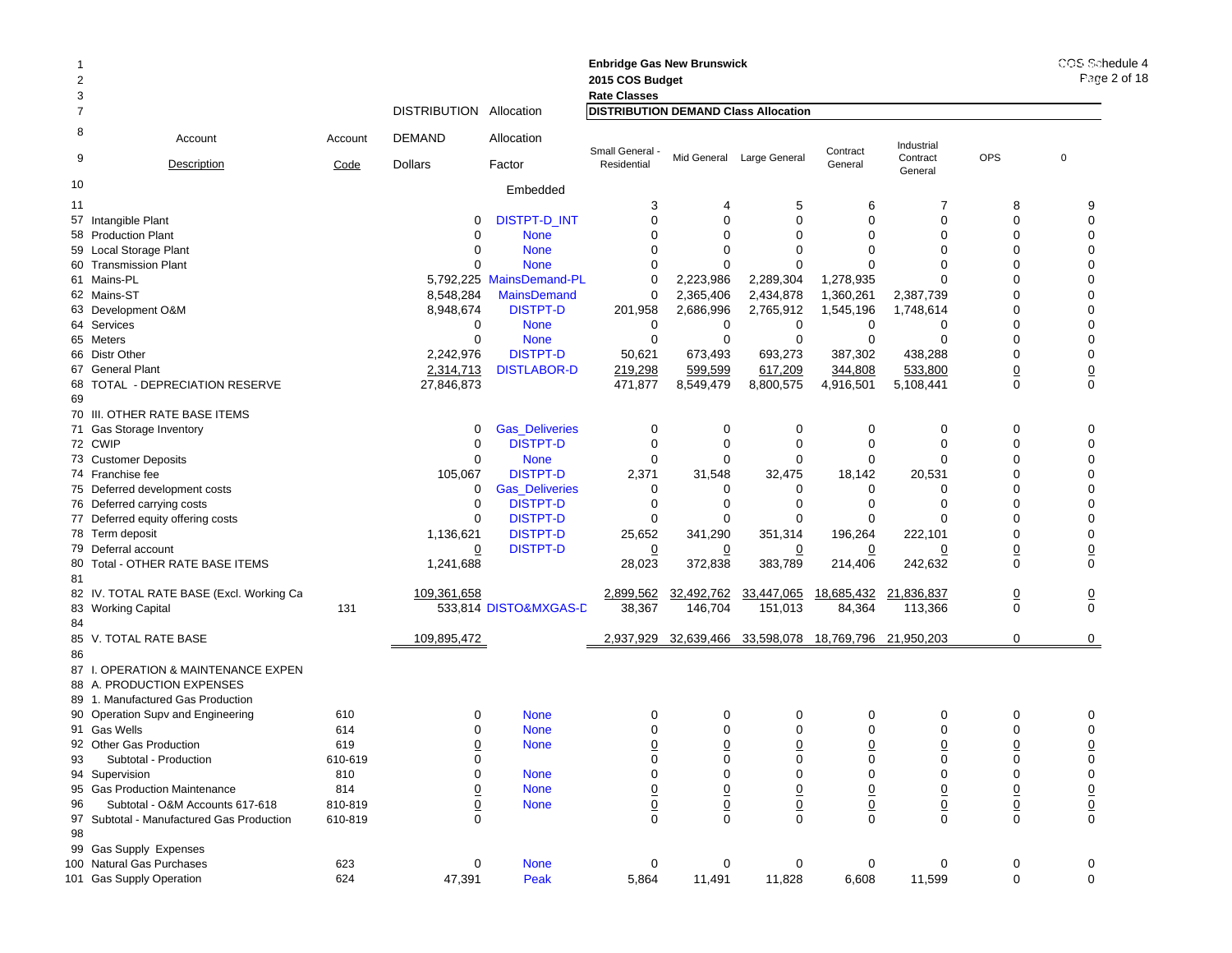**Enbridge Gas New Brunswick**
**2015 COS Budget**
**Rate Classes**

COS Schedule 4

| Line | Account Description | Account Code | DISTRIBUTION DEMAND Dollars | Allocation Factor Embedded | Small General - Residential | Mid General | Large General | Contract General | Industrial Contract General | OPS | 0 |
|---|---|---|---|---|---|---|---|---|---|---|---|
| | | | | | **DISTRIBUTION DEMAND Class Allocation** | | | | | | |
| 11 | | | | | 3 | 4 | 5 | 6 | 7 | 8 | 9 |
| 57 | Intangible Plant | | 0 | DISTPT-D_INT | 0 | 0 | 0 | 0 | 0 | 0 | 0 |
| 58 | Production Plant | | 0 | None | 0 | 0 | 0 | 0 | 0 | 0 | 0 |
| 59 | Local Storage Plant | | 0 | None | 0 | 0 | 0 | 0 | 0 | 0 | 0 |
| 60 | Transmission Plant | | 0 | None | 0 | 0 | 0 | 0 | 0 | 0 | 0 |
| 61 | Mains-PL | | 5,792,225 | MainsDemand-PL | 0 | 2,223,986 | 2,289,304 | 1,278,935 | 0 | 0 | 0 |
| 62 | Mains-ST | | 8,548,284 | MainsDemand | 0 | 2,365,406 | 2,434,878 | 1,360,261 | 2,387,739 | 0 | 0 |
| 63 | Development O&M | | 8,948,674 | DISTPT-D | 201,958 | 2,686,996 | 2,765,912 | 1,545,196 | 1,748,614 | 0 | 0 |
| 64 | Services | | 0 | None | 0 | 0 | 0 | 0 | 0 | 0 | 0 |
| 65 | Meters | | 0 | None | 0 | 0 | 0 | 0 | 0 | 0 | 0 |
| 66 | Distr Other | | 2,242,976 | DISTPT-D | 50,621 | 673,493 | 693,273 | 387,302 | 438,288 | 0 | 0 |
| 67 | General Plant | | 2,314,713 | DISTLABOR-D | 219,298 | 599,599 | 617,209 | 344,808 | 533,800 | 0 | 0 |
| 68 | TOTAL - DEPRECIATION RESERVE | | 27,846,873 | | 471,877 | 8,549,479 | 8,800,575 | 4,916,501 | 5,108,441 | 0 | 0 |
| 69 | | | | | | | | | | | |
| 70 | III. OTHER RATE BASE ITEMS | | | | | | | | | | |
| 71 | Gas Storage Inventory | | 0 | Gas_Deliveries | 0 | 0 | 0 | 0 | 0 | 0 | 0 |
| 72 | CWIP | | 0 | DISTPT-D | 0 | 0 | 0 | 0 | 0 | 0 | 0 |
| 73 | Customer Deposits | | 0 | None | 0 | 0 | 0 | 0 | 0 | 0 | 0 |
| 74 | Franchise fee | | 105,067 | DISTPT-D | 2,371 | 31,548 | 32,475 | 18,142 | 20,531 | 0 | 0 |
| 75 | Deferred development costs | | 0 | Gas_Deliveries | 0 | 0 | 0 | 0 | 0 | 0 | 0 |
| 76 | Deferred carrying costs | | 0 | DISTPT-D | 0 | 0 | 0 | 0 | 0 | 0 | 0 |
| 77 | Deferred equity offering costs | | 0 | DISTPT-D | 0 | 0 | 0 | 0 | 0 | 0 | 0 |
| 78 | Term deposit | | 1,136,621 | DISTPT-D | 25,652 | 341,290 | 351,314 | 196,264 | 222,101 | 0 | 0 |
| 79 | Deferral account | | 0 | DISTPT-D | 0 | 0 | 0 | 0 | 0 | 0 | 0 |
| 80 | Total - OTHER RATE BASE ITEMS | | 1,241,688 | | 28,023 | 372,838 | 383,789 | 214,406 | 242,632 | 0 | 0 |
| 81 | | | | | | | | | | | |
| 82 | IV. TOTAL RATE BASE (Excl. Working Ca | | 109,361,658 | | 2,899,562 | 32,492,762 | 33,447,065 | 18,685,432 | 21,836,837 | 0 | 0 |
| 83 | Working Capital | 131 | 533,814 | DISTO&MXGAS-D | 38,367 | 146,704 | 151,013 | 84,364 | 113,366 | 0 | 0 |
| 84 | | | | | | | | | | | |
| 85 | V. TOTAL RATE BASE | | 109,895,472 | | 2,937,929 | 32,639,466 | 33,598,078 | 18,769,796 | 21,950,203 | 0 | 0 |
| 86 | | | | | | | | | | | |
| 87 | I. OPERATION & MAINTENANCE EXPEN | | | | | | | | | | |
| 88 | A. PRODUCTION EXPENSES | | | | | | | | | | |
| 89 | 1. Manufactured Gas Production | | | | | | | | | | |
| 90 | Operation Supv and Engineering | 610 | 0 | None | 0 | 0 | 0 | 0 | 0 | 0 | 0 |
| 91 | Gas Wells | 614 | 0 | None | 0 | 0 | 0 | 0 | 0 | 0 | 0 |
| 92 | Other Gas Production | 619 | 0 | None | 0 | 0 | 0 | 0 | 0 | 0 | 0 |
| 93 | Subtotal - Production | 610-619 | 0 | | 0 | 0 | 0 | 0 | 0 | 0 | 0 |
| 94 | Supervision | 810 | 0 | None | 0 | 0 | 0 | 0 | 0 | 0 | 0 |
| 95 | Gas Production Maintenance | 814 | 0 | None | 0 | 0 | 0 | 0 | 0 | 0 | 0 |
| 96 | Subtotal - O&M Accounts 617-618 | 810-819 | 0 | None | 0 | 0 | 0 | 0 | 0 | 0 | 0 |
| 97 | Subtotal - Manufactured Gas Production | 610-819 | 0 | | 0 | 0 | 0 | 0 | 0 | 0 | 0 |
| 98 | | | | | | | | | | | |
| 99 | Gas Supply Expenses | | | | | | | | | | |
| 100 | Natural Gas Purchases | 623 | 0 | None | 0 | 0 | 0 | 0 | 0 | 0 | 0 |
| 101 | Gas Supply Operation | 624 | 47,391 | Peak | 5,864 | 11,491 | 11,828 | 6,608 | 11,599 | 0 | 0 |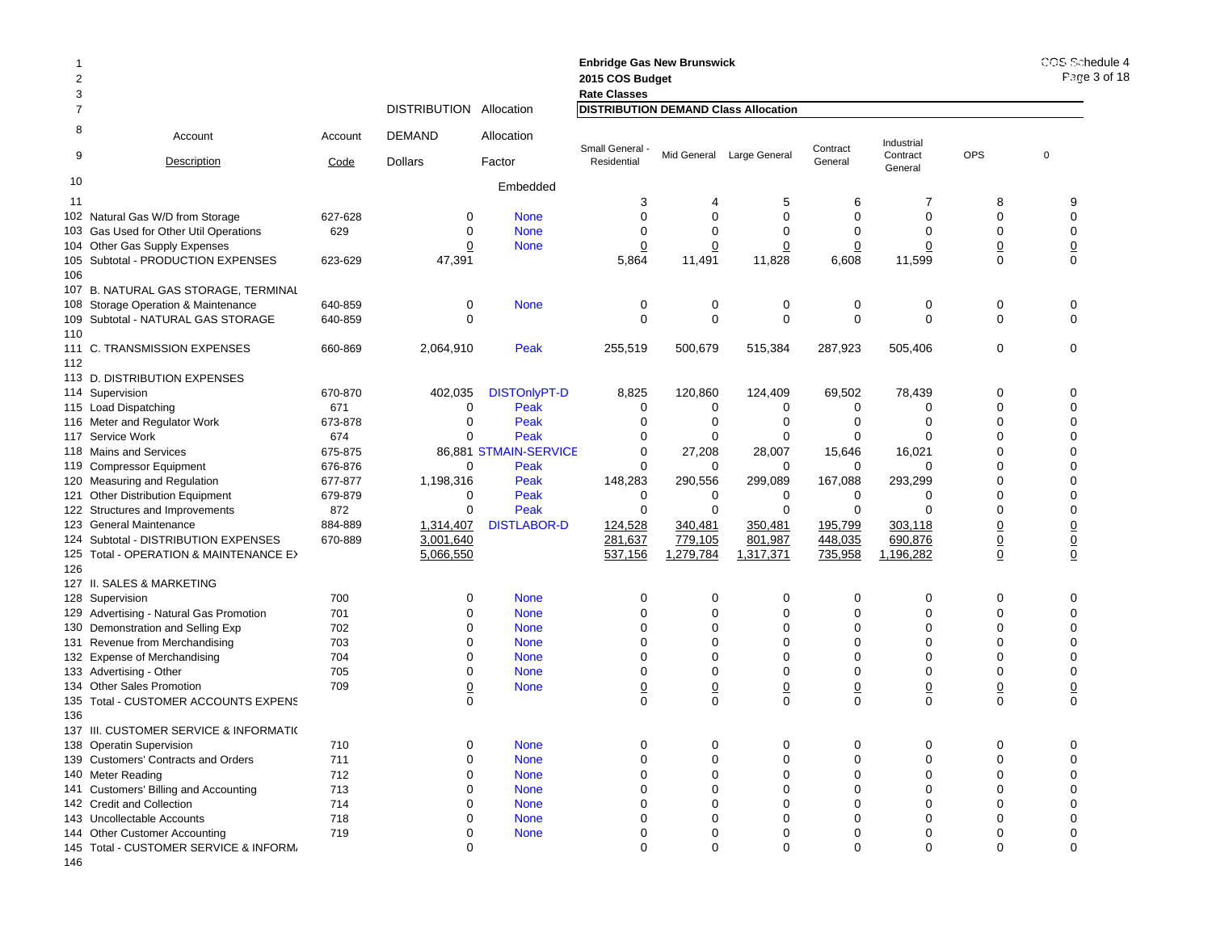**Enbridge Gas New Brunswick**
**2015 COS Budget**
**Rate Classes**

COS Schedule 4

**DISTRIBUTION DEMAND Class Allocation**

| | Account Description | Account Code | DISTRIBUTION DEMAND Dollars | Allocation Factor | Small General - Residential | Mid General | Large General | Contract General | Industrial Contract General | OPS | 0 |
|---|---|---|---|---|---|---|---|---|---|---|---|
| 10 | | | | Embedded | | | | | | | |
| 11 | | | | | 3 | 4 | 5 | 6 | 7 | 8 | 9 |
| 102 | Natural Gas W/D from Storage | 627-628 | 0 | None | 0 | 0 | 0 | 0 | 0 | 0 | 0 |
| 103 | Gas Used for Other Util Operations | 629 | 0 | None | 0 | 0 | 0 | 0 | 0 | 0 | 0 |
| 104 | Other Gas Supply Expenses | | 0 | None | 0 | 0 | 0 | 0 | 0 | 0 | 0 |
| 105 | Subtotal - PRODUCTION EXPENSES | 623-629 | 47,391 | | 5,864 | 11,491 | 11,828 | 6,608 | 11,599 | 0 | 0 |
| 106 | | | | | | | | | | | |
| 107 | B. NATURAL GAS STORAGE, TERMINAL | | | | | | | | | | |
| 108 | Storage Operation & Maintenance | 640-859 | 0 | None | 0 | 0 | 0 | 0 | 0 | 0 | 0 |
| 109 | Subtotal - NATURAL GAS STORAGE | 640-859 | 0 | | 0 | 0 | 0 | 0 | 0 | 0 | 0 |
| 110 | | | | | | | | | | | |
| 111 | C. TRANSMISSION EXPENSES | 660-869 | 2,064,910 | Peak | 255,519 | 500,679 | 515,384 | 287,923 | 505,406 | 0 | 0 |
| 112 | | | | | | | | | | | |
| 113 | D. DISTRIBUTION EXPENSES | | | | | | | | | | |
| 114 | Supervision | 670-870 | 402,035 | DISTOnlyPT-D | 8,825 | 120,860 | 124,409 | 69,502 | 78,439 | 0 | 0 |
| 115 | Load Dispatching | 671 | 0 | Peak | 0 | 0 | 0 | 0 | 0 | 0 | 0 |
| 116 | Meter and Regulator Work | 673-878 | 0 | Peak | 0 | 0 | 0 | 0 | 0 | 0 | 0 |
| 117 | Service Work | 674 | 0 | Peak | 0 | 0 | 0 | 0 | 0 | 0 | 0 |
| 118 | Mains and Services | 675-875 | 86,881 | STMAIN-SERVICE | 0 | 27,208 | 28,007 | 15,646 | 16,021 | 0 | 0 |
| 119 | Compressor Equipment | 676-876 | 0 | Peak | 0 | 0 | 0 | 0 | 0 | 0 | 0 |
| 120 | Measuring and Regulation | 677-877 | 1,198,316 | Peak | 148,283 | 290,556 | 299,089 | 167,088 | 293,299 | 0 | 0 |
| 121 | Other Distribution Equipment | 679-879 | 0 | Peak | 0 | 0 | 0 | 0 | 0 | 0 | 0 |
| 122 | Structures and Improvements | 872 | 0 | Peak | 0 | 0 | 0 | 0 | 0 | 0 | 0 |
| 123 | General Maintenance | 884-889 | 1,314,407 | DISTLABOR-D | 124,528 | 340,481 | 350,481 | 195,799 | 303,118 | 0 | 0 |
| 124 | Subtotal - DISTRIBUTION EXPENSES | 670-889 | 3,001,640 | | 281,637 | 779,105 | 801,987 | 448,035 | 690,876 | 0 | 0 |
| 125 | Total - OPERATION & MAINTENANCE EX | | 5,066,550 | | 537,156 | 1,279,784 | 1,317,371 | 735,958 | 1,196,282 | 0 | 0 |
| 126 | | | | | | | | | | | |
| 127 | II. SALES & MARKETING | | | | | | | | | | |
| 128 | Supervision | 700 | 0 | None | 0 | 0 | 0 | 0 | 0 | 0 | 0 |
| 129 | Advertising - Natural Gas Promotion | 701 | 0 | None | 0 | 0 | 0 | 0 | 0 | 0 | 0 |
| 130 | Demonstration and Selling Exp | 702 | 0 | None | 0 | 0 | 0 | 0 | 0 | 0 | 0 |
| 131 | Revenue from Merchandising | 703 | 0 | None | 0 | 0 | 0 | 0 | 0 | 0 | 0 |
| 132 | Expense of Merchandising | 704 | 0 | None | 0 | 0 | 0 | 0 | 0 | 0 | 0 |
| 133 | Advertising - Other | 705 | 0 | None | 0 | 0 | 0 | 0 | 0 | 0 | 0 |
| 134 | Other Sales Promotion | 709 | 0 | None | 0 | 0 | 0 | 0 | 0 | 0 | 0 |
| 135 | Total - CUSTOMER ACCOUNTS EXPENS | | 0 | | 0 | 0 | 0 | 0 | 0 | 0 | 0 |
| 136 | | | | | | | | | | | |
| 137 | III. CUSTOMER SERVICE & INFORMATI( | | | | | | | | | | |
| 138 | Operatin Supervision | 710 | 0 | None | 0 | 0 | 0 | 0 | 0 | 0 | 0 |
| 139 | Customers' Contracts and Orders | 711 | 0 | None | 0 | 0 | 0 | 0 | 0 | 0 | 0 |
| 140 | Meter Reading | 712 | 0 | None | 0 | 0 | 0 | 0 | 0 | 0 | 0 |
| 141 | Customers' Billing and Accounting | 713 | 0 | None | 0 | 0 | 0 | 0 | 0 | 0 | 0 |
| 142 | Credit and Collection | 714 | 0 | None | 0 | 0 | 0 | 0 | 0 | 0 | 0 |
| 143 | Uncollectable Accounts | 718 | 0 | None | 0 | 0 | 0 | 0 | 0 | 0 | 0 |
| 144 | Other Customer Accounting | 719 | 0 | None | 0 | 0 | 0 | 0 | 0 | 0 | 0 |
| 145 | Total - CUSTOMER SERVICE & INFORM/ | | 0 | | 0 | 0 | 0 | 0 | 0 | 0 | 0 |
| 146 | | | | | | | | | | | |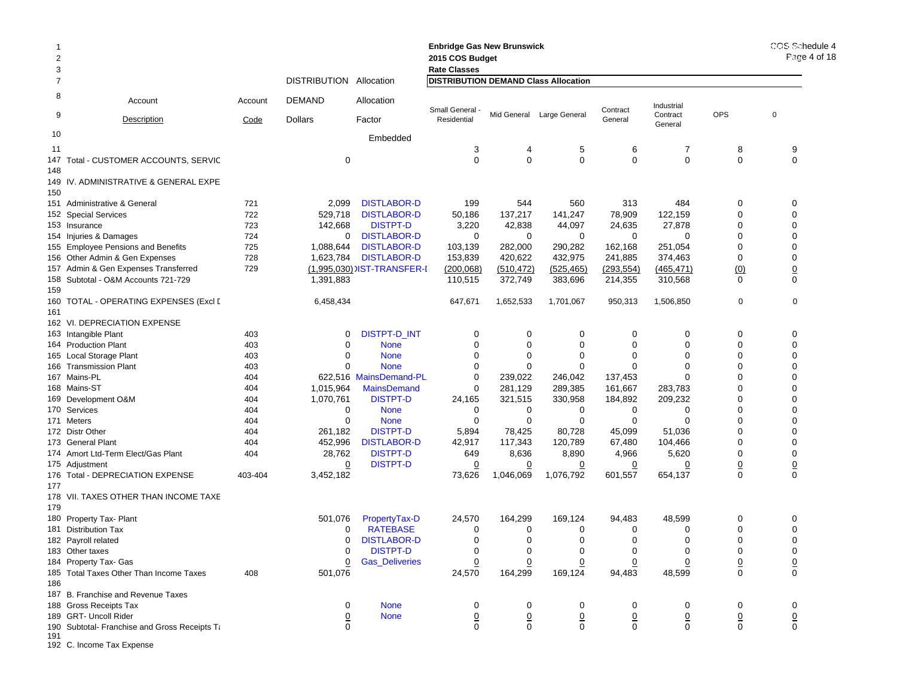**Enbridge Gas New Brunswick**
**2015 COS Budget**
**Rate Classes**

COS Schedule 4

| Line | Account Description | Account Code | DISTRIBUTION DEMAND Dollars | Allocation Factor Embedded | Small General - Residential | Mid General | Large General | Contract General | Industrial Contract General | OPS | 0 |
|---|---|---|---|---|---|---|---|---|---|---|---|
| | | | | | **DISTRIBUTION DEMAND Class Allocation** | | | | | | |
| 11 | | | | | 3 | 4 | 5 | 6 | 7 | 8 | 9 |
| 147 | Total - CUSTOMER ACCOUNTS, SERVIC | | 0 | | 0 | 0 | 0 | 0 | 0 | 0 | 0 |
| 148 | | | | | | | | | | | |
| 149 | IV. ADMINISTRATIVE & GENERAL EXPE | | | | | | | | | | |
| 150 | | | | | | | | | | | |
| 151 | Administrative & General | 721 | 2,099 | DISTLABOR-D | 199 | 544 | 560 | 313 | 484 | 0 | 0 |
| 152 | Special Services | 722 | 529,718 | DISTLABOR-D | 50,186 | 137,217 | 141,247 | 78,909 | 122,159 | 0 | 0 |
| 153 | Insurance | 723 | 142,668 | DISTPT-D | 3,220 | 42,838 | 44,097 | 24,635 | 27,878 | 0 | 0 |
| 154 | Injuries & Damages | 724 | 0 | DISTLABOR-D | 0 | 0 | 0 | 0 | 0 | 0 | 0 |
| 155 | Employee Pensions and Benefits | 725 | 1,088,644 | DISTLABOR-D | 103,139 | 282,000 | 290,282 | 162,168 | 251,054 | 0 | 0 |
| 156 | Other Admin & Gen Expenses | 728 | 1,623,784 | DISTLABOR-D | 153,839 | 420,622 | 432,975 | 241,885 | 374,463 | 0 | 0 |
| 157 | Admin & Gen Expenses Transferred | 729 | (1,995,030) | IST-TRANSFER-I | (200,068) | (510,472) | (525,465) | (293,554) | (465,471) | (0) | 0 |
| 158 | Subtotal - O&M Accounts 721-729 | | 1,391,883 | | 110,515 | 372,749 | 383,696 | 214,355 | 310,568 | 0 | 0 |
| 159 | | | | | | | | | | | |
| 160 | TOTAL - OPERATING EXPENSES (Excl D | | 6,458,434 | | 647,671 | 1,652,533 | 1,701,067 | 950,313 | 1,506,850 | 0 | 0 |
| 161 | | | | | | | | | | | |
| 162 | VI. DEPRECIATION EXPENSE | | | | | | | | | | |
| 163 | Intangible Plant | 403 | 0 | DISTPT-D_INT | 0 | 0 | 0 | 0 | 0 | 0 | 0 |
| 164 | Production Plant | 403 | 0 | None | 0 | 0 | 0 | 0 | 0 | 0 | 0 |
| 165 | Local Storage Plant | 403 | 0 | None | 0 | 0 | 0 | 0 | 0 | 0 | 0 |
| 166 | Transmission Plant | 403 | 0 | None | 0 | 0 | 0 | 0 | 0 | 0 | 0 |
| 167 | Mains-PL | 404 | 622,516 | MainsDemand-PL | 0 | 239,022 | 246,042 | 137,453 | 0 | 0 | 0 |
| 168 | Mains-ST | 404 | 1,015,964 | MainsDemand | 0 | 281,129 | 289,385 | 161,667 | 283,783 | 0 | 0 |
| 169 | Development O&M | 404 | 1,070,761 | DISTPT-D | 24,165 | 321,515 | 330,958 | 184,892 | 209,232 | 0 | 0 |
| 170 | Services | 404 | 0 | None | 0 | 0 | 0 | 0 | 0 | 0 | 0 |
| 171 | Meters | 404 | 0 | None | 0 | 0 | 0 | 0 | 0 | 0 | 0 |
| 172 | Distr Other | 404 | 261,182 | DISTPT-D | 5,894 | 78,425 | 80,728 | 45,099 | 51,036 | 0 | 0 |
| 173 | General Plant | 404 | 452,996 | DISTLABOR-D | 42,917 | 117,343 | 120,789 | 67,480 | 104,466 | 0 | 0 |
| 174 | Amort Ltd-Term Elect/Gas Plant | 404 | 28,762 | DISTPT-D | 649 | 8,636 | 8,890 | 4,966 | 5,620 | 0 | 0 |
| 175 | Adjustment | | 0 | DISTPT-D | 0 | 0 | 0 | 0 | 0 | 0 | 0 |
| 176 | Total - DEPRECIATION EXPENSE | 403-404 | 3,452,182 | | 73,626 | 1,046,069 | 1,076,792 | 601,557 | 654,137 | 0 | 0 |
| 177 | | | | | | | | | | | |
| 178 | VII. TAXES OTHER THAN INCOME TAXE | | | | | | | | | | |
| 179 | | | | | | | | | | | |
| 180 | Property Tax- Plant | | 501,076 | PropertyTax-D | 24,570 | 164,299 | 169,124 | 94,483 | 48,599 | 0 | 0 |
| 181 | Distribution Tax | | 0 | RATEBASE | 0 | 0 | 0 | 0 | 0 | 0 | 0 |
| 182 | Payroll related | | 0 | DISTLABOR-D | 0 | 0 | 0 | 0 | 0 | 0 | 0 |
| 183 | Other taxes | | 0 | DISTPT-D | 0 | 0 | 0 | 0 | 0 | 0 | 0 |
| 184 | Property Tax- Gas | | 0 | Gas_Deliveries | 0 | 0 | 0 | 0 | 0 | 0 | 0 |
| 185 | Total Taxes Other Than Income Taxes | 408 | 501,076 | | 24,570 | 164,299 | 169,124 | 94,483 | 48,599 | 0 | 0 |
| 186 | | | | | | | | | | | |
| 187 | B. Franchise and Revenue Taxes | | | | | | | | | | |
| 188 | Gross Receipts Tax | | 0 | None | 0 | 0 | 0 | 0 | 0 | 0 | 0 |
| 189 | GRT- Uncoll Rider | | 0 | None | 0 | 0 | 0 | 0 | 0 | 0 | 0 |
| 190 | Subtotal- Franchise and Gross Receipts Ta | | 0 | | 0 | 0 | 0 | 0 | 0 | 0 | 0 |
| 191 | | | | | | | | | | | |
| 192 | C. Income Tax Expense | | | | | | | | | | |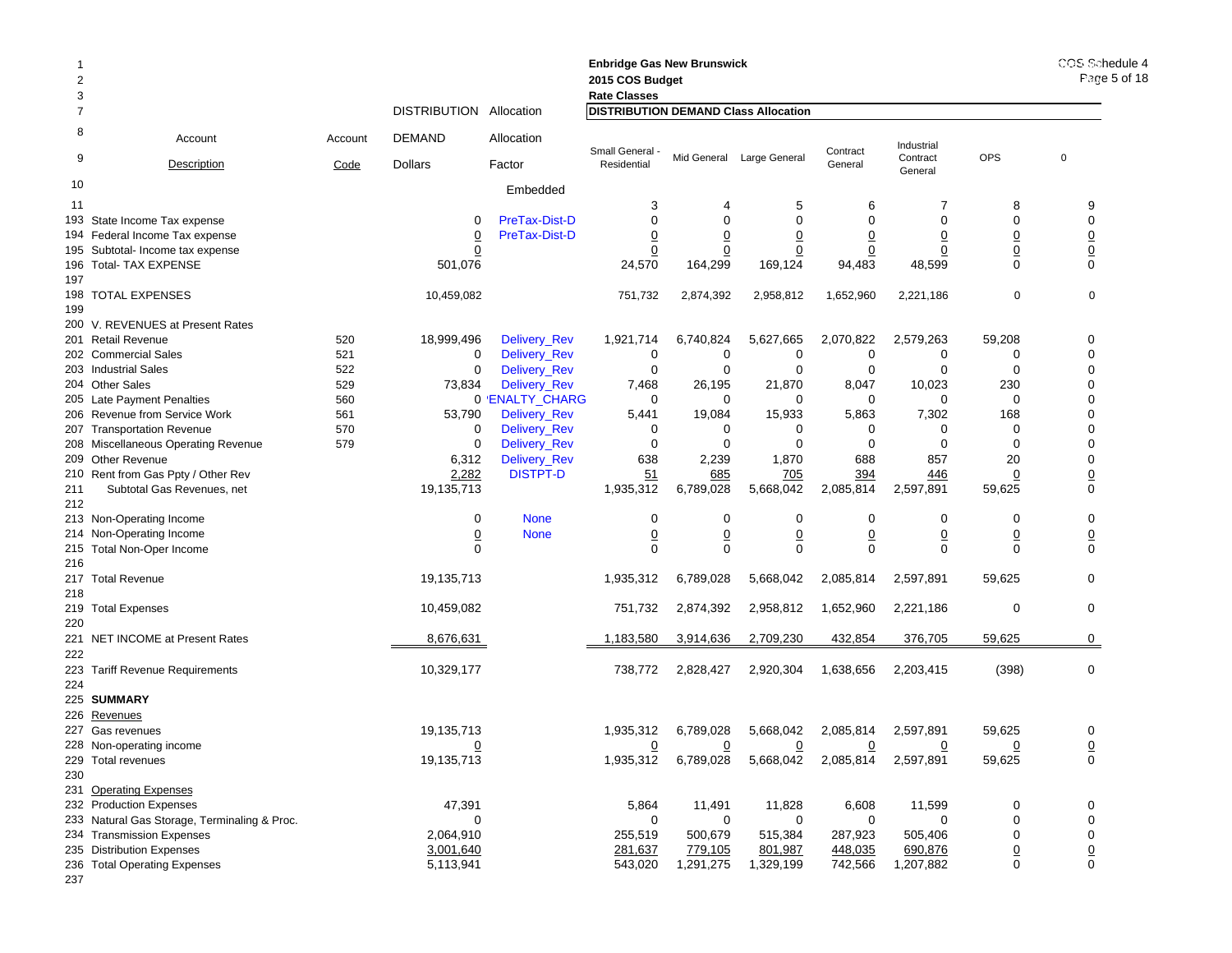**Enbridge Gas New Brunswick**
**2015 COS Budget**
**Rate Classes**

COS Schedule 4

**DISTRIBUTION DEMAND Class Allocation**

| Line | Account Description | Account Code | DISTRIBUTION DEMAND Dollars | Allocation Factor | Small General - Residential | Mid General | Large General | Contract General | Industrial Contract General | OPS | 0 |
|---|---|---|---|---|---|---|---|---|---|---|---|
| 10 | | | | Embedded | | | | | | | |
| 11 | | | | | 3 | 4 | 5 | 6 | 7 | 8 | 9 |
| 193 | State Income Tax expense | | 0 | PreTax-Dist-D | 0 | 0 | 0 | 0 | 0 | 0 | 0 |
| 194 | Federal Income Tax expense | | 0 | PreTax-Dist-D | 0 | 0 | 0 | 0 | 0 | 0 | 0 |
| 195 | Subtotal- Income tax expense | | 0 | | 0 | 0 | 0 | 0 | 0 | 0 | 0 |
| 196 | Total- TAX EXPENSE | | 501,076 | | 24,570 | 164,299 | 169,124 | 94,483 | 48,599 | 0 | 0 |
| 197 | | | | | | | | | | | |
| 198 | TOTAL EXPENSES | | 10,459,082 | | 751,732 | 2,874,392 | 2,958,812 | 1,652,960 | 2,221,186 | 0 | 0 |
| 199 | | | | | | | | | | | |
| 200 | V. REVENUES at Present Rates | | | | | | | | | | |
| 201 | Retail Revenue | 520 | 18,999,496 | Delivery_Rev | 1,921,714 | 6,740,824 | 5,627,665 | 2,070,822 | 2,579,263 | 59,208 | 0 |
| 202 | Commercial Sales | 521 | 0 | Delivery_Rev | 0 | 0 | 0 | 0 | 0 | 0 | 0 |
| 203 | Industrial Sales | 522 | 0 | Delivery_Rev | 0 | 0 | 0 | 0 | 0 | 0 | 0 |
| 204 | Other Sales | 529 | 73,834 | Delivery_Rev | 7,468 | 26,195 | 21,870 | 8,047 | 10,023 | 230 | 0 |
| 205 | Late Payment Penalties | 560 | 0 | 'ENALTY_CHARG | 0 | 0 | 0 | 0 | 0 | 0 | 0 |
| 206 | Revenue from Service Work | 561 | 53,790 | Delivery_Rev | 5,441 | 19,084 | 15,933 | 5,863 | 7,302 | 168 | 0 |
| 207 | Transportation Revenue | 570 | 0 | Delivery_Rev | 0 | 0 | 0 | 0 | 0 | 0 | 0 |
| 208 | Miscellaneous Operating Revenue | 579 | 0 | Delivery_Rev | 0 | 0 | 0 | 0 | 0 | 0 | 0 |
| 209 | Other Revenue | | 6,312 | Delivery_Rev | 638 | 2,239 | 1,870 | 688 | 857 | 20 | 0 |
| 210 | Rent from Gas Ppty / Other Rev | | 2,282 | DISTPT-D | 51 | 685 | 705 | 394 | 446 | 0 | 0 |
| 211 | Subtotal Gas Revenues, net | | 19,135,713 | | 1,935,312 | 6,789,028 | 5,668,042 | 2,085,814 | 2,597,891 | 59,625 | 0 |
| 212 | | | | | | | | | | | |
| 213 | Non-Operating Income | | 0 | None | 0 | 0 | 0 | 0 | 0 | 0 | 0 |
| 214 | Non-Operating Income | | 0 | None | 0 | 0 | 0 | 0 | 0 | 0 | 0 |
| 215 | Total Non-Oper Income | | 0 | | 0 | 0 | 0 | 0 | 0 | 0 | 0 |
| 216 | | | | | | | | | | | |
| 217 | Total Revenue | | 19,135,713 | | 1,935,312 | 6,789,028 | 5,668,042 | 2,085,814 | 2,597,891 | 59,625 | 0 |
| 218 | | | | | | | | | | | |
| 219 | Total Expenses | | 10,459,082 | | 751,732 | 2,874,392 | 2,958,812 | 1,652,960 | 2,221,186 | 0 | 0 |
| 220 | | | | | | | | | | | |
| 221 | NET INCOME at Present Rates | | 8,676,631 | | 1,183,580 | 3,914,636 | 2,709,230 | 432,854 | 376,705 | 59,625 | 0 |
| 222 | | | | | | | | | | | |
| 223 | Tariff Revenue Requirements | | 10,329,177 | | 738,772 | 2,828,427 | 2,920,304 | 1,638,656 | 2,203,415 | (398) | 0 |
| 224 | | | | | | | | | | | |
| 225 | **SUMMARY** | | | | | | | | | | |
| 226 | Revenues | | | | | | | | | | |
| 227 | Gas revenues | | 19,135,713 | | 1,935,312 | 6,789,028 | 5,668,042 | 2,085,814 | 2,597,891 | 59,625 | 0 |
| 228 | Non-operating income | | 0 | | 0 | 0 | 0 | 0 | 0 | 0 | 0 |
| 229 | Total revenues | | 19,135,713 | | 1,935,312 | 6,789,028 | 5,668,042 | 2,085,814 | 2,597,891 | 59,625 | 0 |
| 230 | | | | | | | | | | | |
| 231 | Operating Expenses | | | | | | | | | | |
| 232 | Production Expenses | | 47,391 | | 5,864 | 11,491 | 11,828 | 6,608 | 11,599 | 0 | 0 |
| 233 | Natural Gas Storage, Terminaling & Proc. | | 0 | | 0 | 0 | 0 | 0 | 0 | 0 | 0 |
| 234 | Transmission Expenses | | 2,064,910 | | 255,519 | 500,679 | 515,384 | 287,923 | 505,406 | 0 | 0 |
| 235 | Distribution Expenses | | 3,001,640 | | 281,637 | 779,105 | 801,987 | 448,035 | 690,876 | 0 | 0 |
| 236 | Total Operating Expenses | | 5,113,941 | | 543,020 | 1,291,275 | 1,329,199 | 742,566 | 1,207,882 | 0 | 0 |
| 237 | | | | | | | | | | | |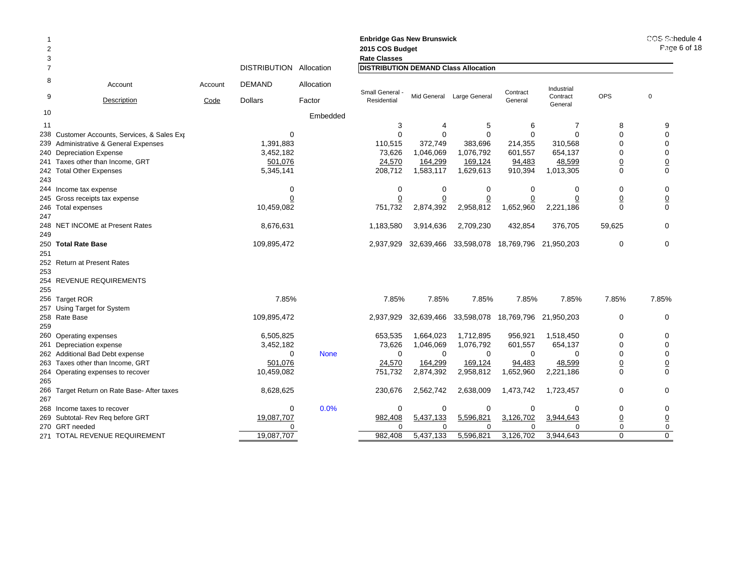Enbridge Gas New Brunswick
2015 COS Budget
Rate Classes

| Line | Account Description | Account Code | DISTRIBUTION DEMAND Dollars | Allocation Factor | Small General - Residential | Mid General | Large General | Contract General | Industrial Contract General | OPS | 0 |
|---|---|---|---|---|---|---|---|---|---|---|---|
| 7 | | | | | **DISTRIBUTION DEMAND Class Allocation** | | | | | | |
| 10 | | | | Embedded | | | | | | | |
| 11 | | | | | 3 | 4 | 5 | 6 | 7 | 8 | 9 |
| 238 | Customer Accounts, Services, & Sales Exp | | 0 | | 0 | 0 | 0 | 0 | 0 | 0 | 0 |
| 239 | Administrative & General Expenses | | 1,391,883 | | 110,515 | 372,749 | 383,696 | 214,355 | 310,568 | 0 | 0 |
| 240 | Depreciation Expense | | 3,452,182 | | 73,626 | 1,046,069 | 1,076,792 | 601,557 | 654,137 | 0 | 0 |
| 241 | Taxes other than Income, GRT | | 501,076 | | 24,570 | 164,299 | 169,124 | 94,483 | 48,599 | 0 | 0 |
| 242 | Total Other Expenses | | 5,345,141 | | 208,712 | 1,583,117 | 1,629,613 | 910,394 | 1,013,305 | 0 | 0 |
| 243 | | | | | | | | | | | |
| 244 | Income tax expense | | 0 | | 0 | 0 | 0 | 0 | 0 | 0 | 0 |
| 245 | Gross receipts tax expense | | 0 | | 0 | 0 | 0 | 0 | 0 | 0 | 0 |
| 246 | Total expenses | | 10,459,082 | | 751,732 | 2,874,392 | 2,958,812 | 1,652,960 | 2,221,186 | 0 | 0 |
| 247 | | | | | | | | | | | |
| 248 | NET INCOME at Present Rates | | 8,676,631 | | 1,183,580 | 3,914,636 | 2,709,230 | 432,854 | 376,705 | 59,625 | 0 |
| 249 | | | | | | | | | | | |
| 250 | **Total Rate Base** | | 109,895,472 | | 2,937,929 | 32,639,466 | 33,598,078 | 18,769,796 | 21,950,203 | 0 | 0 |
| 251 | | | | | | | | | | | |
| 252 | Return at Present Rates | | | | | | | | | | |
| 253 | | | | | | | | | | | |
| 254 | REVENUE REQUIREMENTS | | | | | | | | | | |
| 255 | | | | | | | | | | | |
| 256 | Target ROR | | 7.85% | | 7.85% | 7.85% | 7.85% | 7.85% | 7.85% | 7.85% | 7.85% |
| 257 | Using Target for System | | | | | | | | | | |
| 258 | Rate Base | | 109,895,472 | | 2,937,929 | 32,639,466 | 33,598,078 | 18,769,796 | 21,950,203 | 0 | 0 |
| 259 | | | | | | | | | | | |
| 260 | Operating expenses | | 6,505,825 | | 653,535 | 1,664,023 | 1,712,895 | 956,921 | 1,518,450 | 0 | 0 |
| 261 | Depreciation expense | | 3,452,182 | | 73,626 | 1,046,069 | 1,076,792 | 601,557 | 654,137 | 0 | 0 |
| 262 | Additional Bad Debt expense | | 0 | None | 0 | 0 | 0 | 0 | 0 | 0 | 0 |
| 263 | Taxes other than Income, GRT | | 501,076 | | 24,570 | 164,299 | 169,124 | 94,483 | 48,599 | 0 | 0 |
| 264 | Operating expenses to recover | | 10,459,082 | | 751,732 | 2,874,392 | 2,958,812 | 1,652,960 | 2,221,186 | 0 | 0 |
| 265 | | | | | | | | | | | |
| 266 | Target Return on Rate Base- After taxes | | 8,628,625 | | 230,676 | 2,562,742 | 2,638,009 | 1,473,742 | 1,723,457 | 0 | 0 |
| 267 | | | | | | | | | | | |
| 268 | Income taxes to recover | | 0 | 0.0% | 0 | 0 | 0 | 0 | 0 | 0 | 0 |
| 269 | Subtotal- Rev Req before GRT | | 19,087,707 | | 982,408 | 5,437,133 | 5,596,821 | 3,126,702 | 3,944,643 | 0 | 0 |
| 270 | GRT needed | | 0 | | 0 | 0 | 0 | 0 | 0 | 0 | 0 |
| 271 | TOTAL REVENUE REQUIREMENT | | 19,087,707 | | 982,408 | 5,437,133 | 5,596,821 | 3,126,702 | 3,944,643 | 0 | 0 |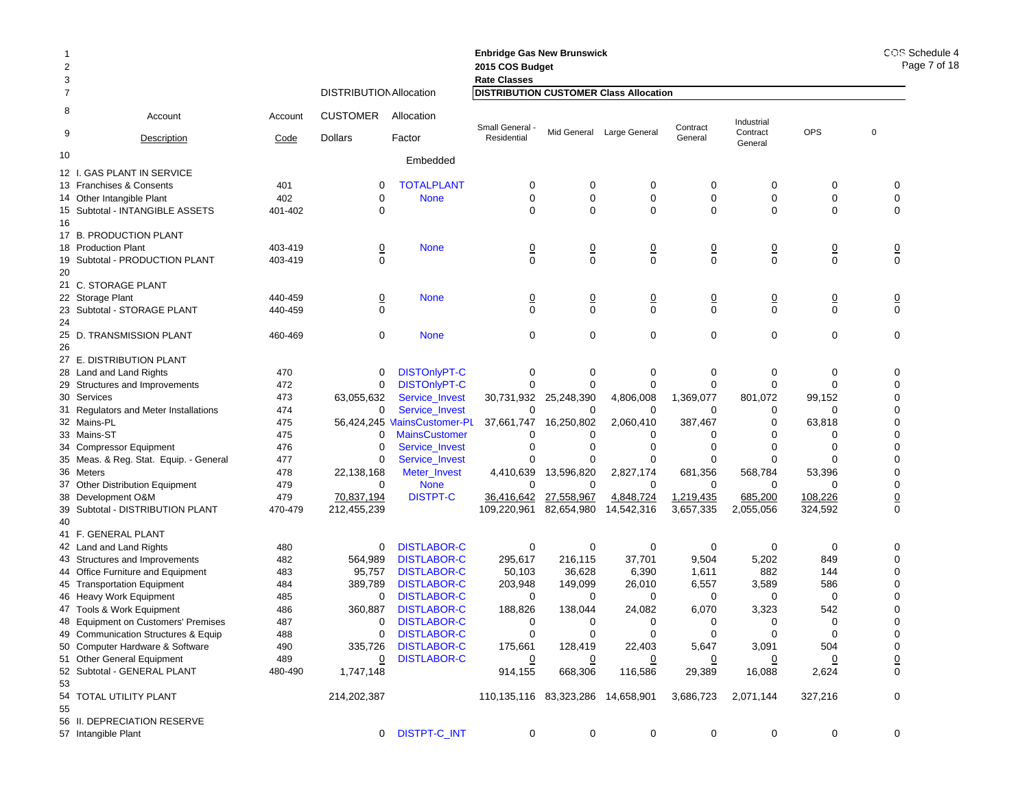**Enbridge Gas New Brunswick**
**2015 COS Budget**
**Rate Classes**

COS Schedule 4

| | Account Description | Account Code | DISTRIBUTION CUSTOMER Dollars | Allocation Factor | Small General - Residential | Mid General | Large General | Contract General | Industrial Contract General | OPS | 0 |
|---|---|---|---|---|---|---|---|---|---|---|---|
| 7 | | | DISTRIBUTION Allocation | | DISTRIBUTION CUSTOMER Class Allocation | | | | | | |
| 10 | | | | Embedded | | | | | | | |
| 12 | I. GAS PLANT IN SERVICE | | | | | | | | | | |
| 13 | Franchises & Consents | 401 | 0 | TOTALPLANT | 0 | 0 | 0 | 0 | 0 | 0 | 0 |
| 14 | Other Intangible Plant | 402 | 0 | None | 0 | 0 | 0 | 0 | 0 | 0 | 0 |
| 15 | Subtotal - INTANGIBLE ASSETS | 401-402 | 0 | | 0 | 0 | 0 | 0 | 0 | 0 | 0 |
| 16 | | | | | | | | | | | |
| 17 | B. PRODUCTION PLANT | | | | | | | | | | |
| 18 | Production Plant | 403-419 | 0 | None | 0 | 0 | 0 | 0 | 0 | 0 | 0 |
| 19 | Subtotal - PRODUCTION PLANT | 403-419 | 0 | | 0 | 0 | 0 | 0 | 0 | 0 | 0 |
| 20 | | | | | | | | | | | |
| 21 | C. STORAGE PLANT | | | | | | | | | | |
| 22 | Storage Plant | 440-459 | 0 | None | 0 | 0 | 0 | 0 | 0 | 0 | 0 |
| 23 | Subtotal - STORAGE PLANT | 440-459 | 0 | | 0 | 0 | 0 | 0 | 0 | 0 | 0 |
| 24 | | | | | | | | | | | |
| 25 | D. TRANSMISSION PLANT | 460-469 | 0 | None | 0 | 0 | 0 | 0 | 0 | 0 | 0 |
| 26 | | | | | | | | | | | |
| 27 | E. DISTRIBUTION PLANT | | | | | | | | | | |
| 28 | Land and Land Rights | 470 | 0 | DISTOnlyPT-C | 0 | 0 | 0 | 0 | 0 | 0 | 0 |
| 29 | Structures and Improvements | 472 | 0 | DISTOnlyPT-C | 0 | 0 | 0 | 0 | 0 | 0 | 0 |
| 30 | Services | 473 | 63,055,632 | Service_Invest | 30,731,932 | 25,248,390 | 4,806,008 | 1,369,077 | 801,072 | 99,152 | 0 |
| 31 | Regulators and Meter Installations | 474 | 0 | Service_Invest | 0 | 0 | 0 | 0 | 0 | 0 | 0 |
| 32 | Mains-PL | 475 | 56,424,245 | MainsCustomer-PL | 37,661,747 | 16,250,802 | 2,060,410 | 387,467 | 0 | 63,818 | 0 |
| 33 | Mains-ST | 475 | 0 | MainsCustomer | 0 | 0 | 0 | 0 | 0 | 0 | 0 |
| 34 | Compressor Equipment | 476 | 0 | Service_Invest | 0 | 0 | 0 | 0 | 0 | 0 | 0 |
| 35 | Meas. & Reg. Stat. Equip. - General | 477 | 0 | Service_Invest | 0 | 0 | 0 | 0 | 0 | 0 | 0 |
| 36 | Meters | 478 | 22,138,168 | Meter_Invest | 4,410,639 | 13,596,820 | 2,827,174 | 681,356 | 568,784 | 53,396 | 0 |
| 37 | Other Distribution Equipment | 479 | 0 | None | 0 | 0 | 0 | 0 | 0 | 0 | 0 |
| 38 | Development O&M | 479 | 70,837,194 | DISTPT-C | 36,416,642 | 27,558,967 | 4,848,724 | 1,219,435 | 685,200 | 108,226 | 0 |
| 39 | Subtotal - DISTRIBUTION PLANT | 470-479 | 212,455,239 | | 109,220,961 | 82,654,980 | 14,542,316 | 3,657,335 | 2,055,056 | 324,592 | 0 |
| 40 | | | | | | | | | | | |
| 41 | F. GENERAL PLANT | | | | | | | | | | |
| 42 | Land and Land Rights | 480 | 0 | DISTLABOR-C | 0 | 0 | 0 | 0 | 0 | 0 | 0 |
| 43 | Structures and Improvements | 482 | 564,989 | DISTLABOR-C | 295,617 | 216,115 | 37,701 | 9,504 | 5,202 | 849 | 0 |
| 44 | Office Furniture and Equipment | 483 | 95,757 | DISTLABOR-C | 50,103 | 36,628 | 6,390 | 1,611 | 882 | 144 | 0 |
| 45 | Transportation Equipment | 484 | 389,789 | DISTLABOR-C | 203,948 | 149,099 | 26,010 | 6,557 | 3,589 | 586 | 0 |
| 46 | Heavy Work Equipment | 485 | 0 | DISTLABOR-C | 0 | 0 | 0 | 0 | 0 | 0 | 0 |
| 47 | Tools & Work Equipment | 486 | 360,887 | DISTLABOR-C | 188,826 | 138,044 | 24,082 | 6,070 | 3,323 | 542 | 0 |
| 48 | Equipment on Customers' Premises | 487 | 0 | DISTLABOR-C | 0 | 0 | 0 | 0 | 0 | 0 | 0 |
| 49 | Communication Structures & Equip | 488 | 0 | DISTLABOR-C | 0 | 0 | 0 | 0 | 0 | 0 | 0 |
| 50 | Computer Hardware & Software | 490 | 335,726 | DISTLABOR-C | 175,661 | 128,419 | 22,403 | 5,647 | 3,091 | 504 | 0 |
| 51 | Other General Equipment | 489 | 0 | DISTLABOR-C | 0 | 0 | 0 | 0 | 0 | 0 | 0 |
| 52 | Subtotal - GENERAL PLANT | 480-490 | 1,747,148 | | 914,155 | 668,306 | 116,586 | 29,389 | 16,088 | 2,624 | 0 |
| 53 | | | | | | | | | | | |
| 54 | TOTAL UTILITY PLANT | | 214,202,387 | | 110,135,116 | 83,323,286 | 14,658,901 | 3,686,723 | 2,071,144 | 327,216 | 0 |
| 55 | | | | | | | | | | | |
| 56 | II. DEPRECIATION RESERVE | | | | | | | | | | |
| 57 | Intangible Plant | | 0 | DISTPT-C_INT | 0 | 0 | 0 | 0 | 0 | 0 | 0 |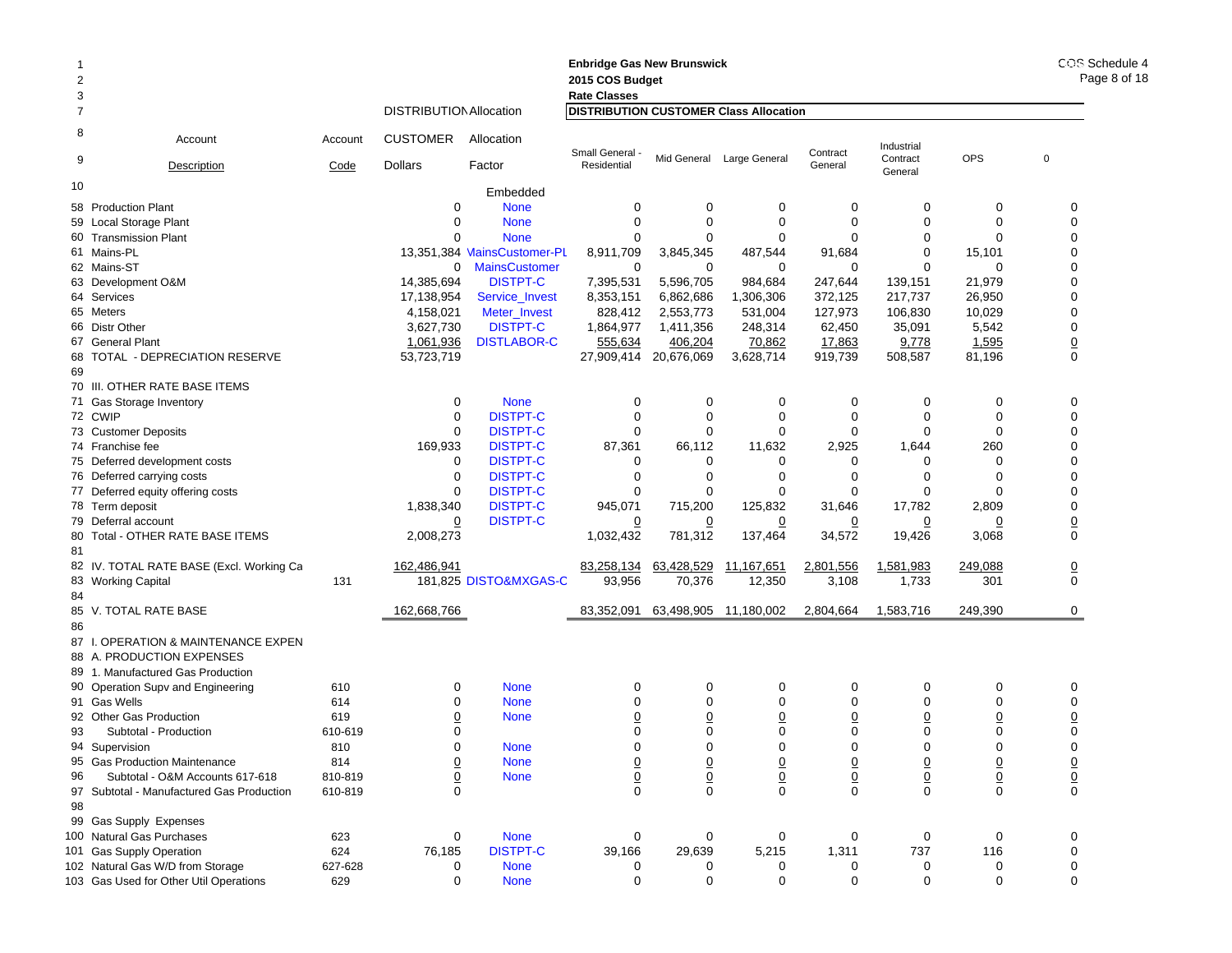**Enbridge Gas New Brunswick**
**2015 COS Budget**
**Rate Classes**

COS Schedule 4

**DISTRIBUTION CUSTOMER Class Allocation**

| Line | Account Description | Account Code | DISTRIBUTION CUSTOMER Dollars | Allocation Factor | Small General - Residential | Mid General | Large General | Contract General | Industrial Contract General | OPS | 0 |
|---|---|---|---|---|---|---|---|---|---|---|---|
| 10 | | | | Embedded | | | | | | | |
| 58 | Production Plant | | 0 | None | 0 | 0 | 0 | 0 | 0 | 0 | 0 |
| 59 | Local Storage Plant | | 0 | None | 0 | 0 | 0 | 0 | 0 | 0 | 0 |
| 60 | Transmission Plant | | 0 | None | 0 | 0 | 0 | 0 | 0 | 0 | 0 |
| 61 | Mains-PL | | 13,351,384 | MainsCustomer-PL | 8,911,709 | 3,845,345 | 487,544 | 91,684 | 0 | 15,101 | 0 |
| 62 | Mains-ST | | 0 | MainsCustomer | 0 | 0 | 0 | 0 | 0 | 0 | 0 |
| 63 | Development O&M | | 14,385,694 | DISTPT-C | 7,395,531 | 5,596,705 | 984,684 | 247,644 | 139,151 | 21,979 | 0 |
| 64 | Services | | 17,138,954 | Service_Invest | 8,353,151 | 6,862,686 | 1,306,306 | 372,125 | 217,737 | 26,950 | 0 |
| 65 | Meters | | 4,158,021 | Meter_Invest | 828,412 | 2,553,773 | 531,004 | 127,973 | 106,830 | 10,029 | 0 |
| 66 | Distr Other | | 3,627,730 | DISTPT-C | 1,864,977 | 1,411,356 | 248,314 | 62,450 | 35,091 | 5,542 | 0 |
| 67 | General Plant | | 1,061,936 | DISTLABOR-C | 555,634 | 406,204 | 70,862 | 17,863 | 9,778 | 1,595 | 0 |
| 68 | TOTAL - DEPRECIATION RESERVE | | 53,723,719 | | 27,909,414 | 20,676,069 | 3,628,714 | 919,739 | 508,587 | 81,196 | 0 |
| 69 | | | | | | | | | | | |
| 70 | III. OTHER RATE BASE ITEMS | | | | | | | | | | |
| 71 | Gas Storage Inventory | | 0 | None | 0 | 0 | 0 | 0 | 0 | 0 | 0 |
| 72 | CWIP | | 0 | DISTPT-C | 0 | 0 | 0 | 0 | 0 | 0 | 0 |
| 73 | Customer Deposits | | 0 | DISTPT-C | 0 | 0 | 0 | 0 | 0 | 0 | 0 |
| 74 | Franchise fee | | 169,933 | DISTPT-C | 87,361 | 66,112 | 11,632 | 2,925 | 1,644 | 260 | 0 |
| 75 | Deferred development costs | | 0 | DISTPT-C | 0 | 0 | 0 | 0 | 0 | 0 | 0 |
| 76 | Deferred carrying costs | | 0 | DISTPT-C | 0 | 0 | 0 | 0 | 0 | 0 | 0 |
| 77 | Deferred equity offering costs | | 0 | DISTPT-C | 0 | 0 | 0 | 0 | 0 | 0 | 0 |
| 78 | Term deposit | | 1,838,340 | DISTPT-C | 945,071 | 715,200 | 125,832 | 31,646 | 17,782 | 2,809 | 0 |
| 79 | Deferral account | | 0 | DISTPT-C | 0 | 0 | 0 | 0 | 0 | 0 | 0 |
| 80 | Total - OTHER RATE BASE ITEMS | | 2,008,273 | | 1,032,432 | 781,312 | 137,464 | 34,572 | 19,426 | 3,068 | 0 |
| 81 | | | | | | | | | | | |
| 82 | IV. TOTAL RATE BASE (Excl. Working Ca | | 162,486,941 | | 83,258,134 | 63,428,529 | 11,167,651 | 2,801,556 | 1,581,983 | 249,088 | 0 |
| 83 | Working Capital | 131 | 181,825 | DISTO&MXGAS-C | 93,956 | 70,376 | 12,350 | 3,108 | 1,733 | 301 | 0 |
| 84 | | | | | | | | | | | |
| 85 | V. TOTAL RATE BASE | | 162,668,766 | | 83,352,091 | 63,498,905 | 11,180,002 | 2,804,664 | 1,583,716 | 249,390 | 0 |
| 86 | | | | | | | | | | | |
| 87 | I. OPERATION & MAINTENANCE EXPEN | | | | | | | | | | |
| 88 | A. PRODUCTION EXPENSES | | | | | | | | | | |
| 89 | 1. Manufactured Gas Production | | | | | | | | | | |
| 90 | Operation Supv and Engineering | 610 | 0 | None | 0 | 0 | 0 | 0 | 0 | 0 | 0 |
| 91 | Gas Wells | 614 | 0 | None | 0 | 0 | 0 | 0 | 0 | 0 | 0 |
| 92 | Other Gas Production | 619 | 0 | None | 0 | 0 | 0 | 0 | 0 | 0 | 0 |
| 93 | Subtotal - Production | 610-619 | 0 | | 0 | 0 | 0 | 0 | 0 | 0 | 0 |
| 94 | Supervision | 810 | 0 | None | 0 | 0 | 0 | 0 | 0 | 0 | 0 |
| 95 | Gas Production Maintenance | 814 | 0 | None | 0 | 0 | 0 | 0 | 0 | 0 | 0 |
| 96 | Subtotal - O&M Accounts 617-618 | 810-819 | 0 | None | 0 | 0 | 0 | 0 | 0 | 0 | 0 |
| 97 | Subtotal - Manufactured Gas Production | 610-819 | 0 | | 0 | 0 | 0 | 0 | 0 | 0 | 0 |
| 98 | | | | | | | | | | | |
| 99 | Gas Supply Expenses | | | | | | | | | | |
| 100 | Natural Gas Purchases | 623 | 0 | None | 0 | 0 | 0 | 0 | 0 | 0 | 0 |
| 101 | Gas Supply Operation | 624 | 76,185 | DISTPT-C | 39,166 | 29,639 | 5,215 | 1,311 | 737 | 116 | 0 |
| 102 | Natural Gas W/D from Storage | 627-628 | 0 | None | 0 | 0 | 0 | 0 | 0 | 0 | 0 |
| 103 | Gas Used for Other Util Operations | 629 | 0 | None | 0 | 0 | 0 | 0 | 0 | 0 | 0 |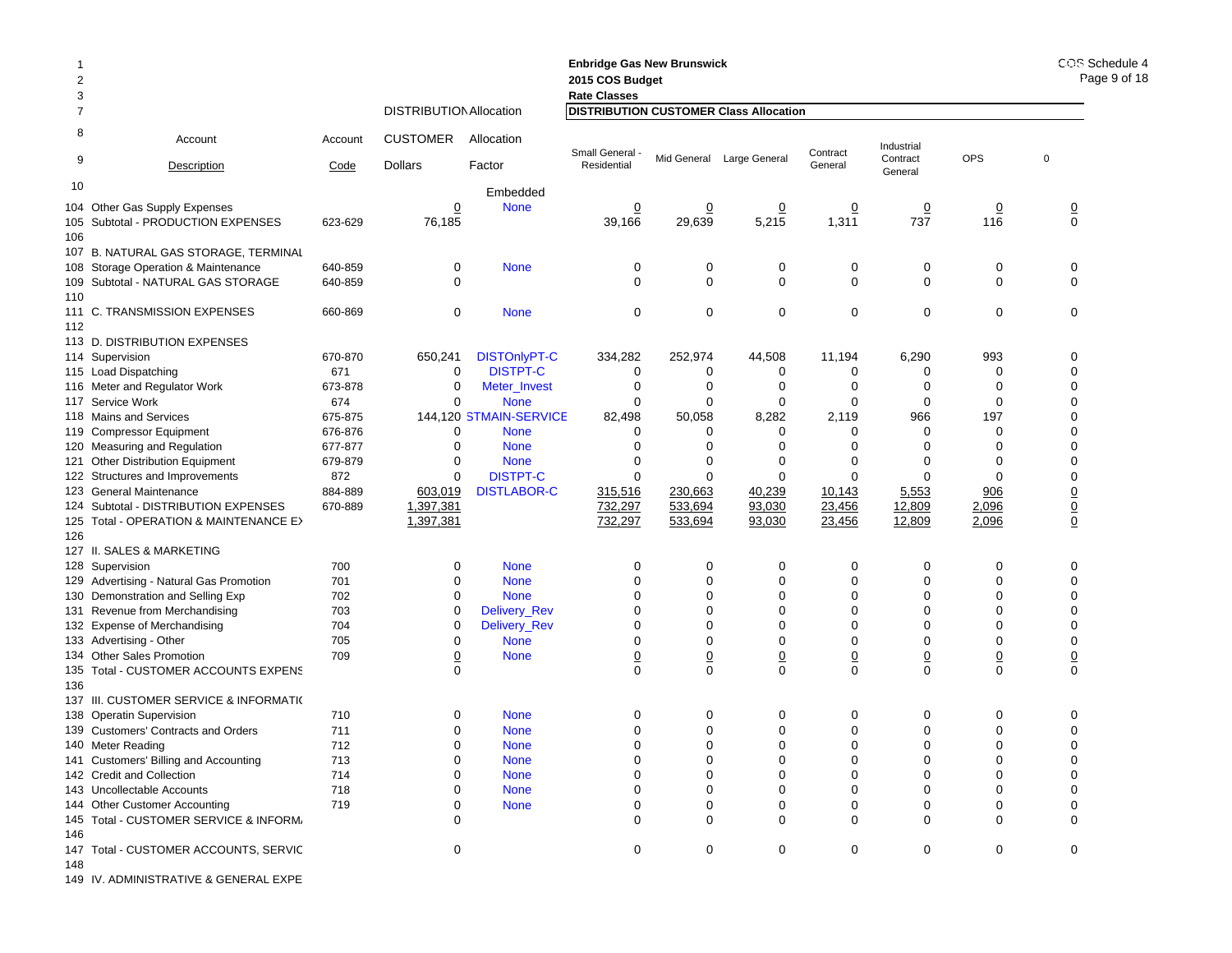Enbridge Gas New Brunswick
2015 COS Budget
Rate Classes

COS Schedule 4
Page 9 of 18

| | Account Description | Account Code | DISTRIBUTION CUSTOMER Dollars | Allocation Factor | Small General - Residential | Mid General | Large General | Contract General | Industrial Contract General | OPS | 0 |
|---|---|---|---|---|---|---|---|---|---|---|---|
| 10 | | | | Embedded | | | | | | | |
| 104 | Other Gas Supply Expenses | | 0 | None | 0 | 0 | 0 | 0 | 0 | 0 | 0 |
| 105 | Subtotal - PRODUCTION EXPENSES | 623-629 | 76,185 | | 39,166 | 29,639 | 5,215 | 1,311 | 737 | 116 | 0 |
| 106 | | | | | | | | | | | |
| 107 | B. NATURAL GAS STORAGE, TERMINAL | | | | | | | | | | |
| 108 | Storage Operation & Maintenance | 640-859 | 0 | None | 0 | 0 | 0 | 0 | 0 | 0 | 0 |
| 109 | Subtotal - NATURAL GAS STORAGE | 640-859 | 0 | | 0 | 0 | 0 | 0 | 0 | 0 | 0 |
| 110 | | | | | | | | | | | |
| 111 | C. TRANSMISSION EXPENSES | 660-869 | 0 | None | 0 | 0 | 0 | 0 | 0 | 0 | 0 |
| 112 | | | | | | | | | | | |
| 113 | D. DISTRIBUTION EXPENSES | | | | | | | | | | |
| 114 | Supervision | 670-870 | 650,241 | DISTOnlyPT-C | 334,282 | 252,974 | 44,508 | 11,194 | 6,290 | 993 | 0 |
| 115 | Load Dispatching | 671 | 0 | DISTPT-C | 0 | 0 | 0 | 0 | 0 | 0 | 0 |
| 116 | Meter and Regulator Work | 673-878 | 0 | Meter_Invest | 0 | 0 | 0 | 0 | 0 | 0 | 0 |
| 117 | Service Work | 674 | 0 | None | 0 | 0 | 0 | 0 | 0 | 0 | 0 |
| 118 | Mains and Services | 675-875 | 144,120 | STMAIN-SERVICE | 82,498 | 50,058 | 8,282 | 2,119 | 966 | 197 | 0 |
| 119 | Compressor Equipment | 676-876 | 0 | None | 0 | 0 | 0 | 0 | 0 | 0 | 0 |
| 120 | Measuring and Regulation | 677-877 | 0 | None | 0 | 0 | 0 | 0 | 0 | 0 | 0 |
| 121 | Other Distribution Equipment | 679-879 | 0 | None | 0 | 0 | 0 | 0 | 0 | 0 | 0 |
| 122 | Structures and Improvements | 872 | 0 | DISTPT-C | 0 | 0 | 0 | 0 | 0 | 0 | 0 |
| 123 | General Maintenance | 884-889 | 603,019 | DISTLABOR-C | 315,516 | 230,663 | 40,239 | 10,143 | 5,553 | 906 | 0 |
| 124 | Subtotal - DISTRIBUTION EXPENSES | 670-889 | 1,397,381 | | 732,297 | 533,694 | 93,030 | 23,456 | 12,809 | 2,096 | 0 |
| 125 | Total - OPERATION & MAINTENANCE EX | | 1,397,381 | | 732,297 | 533,694 | 93,030 | 23,456 | 12,809 | 2,096 | 0 |
| 126 | | | | | | | | | | | |
| 127 | II. SALES & MARKETING | | | | | | | | | | |
| 128 | Supervision | 700 | 0 | None | 0 | 0 | 0 | 0 | 0 | 0 | 0 |
| 129 | Advertising - Natural Gas Promotion | 701 | 0 | None | 0 | 0 | 0 | 0 | 0 | 0 | 0 |
| 130 | Demonstration and Selling Exp | 702 | 0 | None | 0 | 0 | 0 | 0 | 0 | 0 | 0 |
| 131 | Revenue from Merchandising | 703 | 0 | Delivery_Rev | 0 | 0 | 0 | 0 | 0 | 0 | 0 |
| 132 | Expense of Merchandising | 704 | 0 | Delivery_Rev | 0 | 0 | 0 | 0 | 0 | 0 | 0 |
| 133 | Advertising - Other | 705 | 0 | None | 0 | 0 | 0 | 0 | 0 | 0 | 0 |
| 134 | Other Sales Promotion | 709 | 0 | None | 0 | 0 | 0 | 0 | 0 | 0 | 0 |
| 135 | Total - CUSTOMER ACCOUNTS EXPENS | | 0 | | 0 | 0 | 0 | 0 | 0 | 0 | 0 |
| 136 | | | | | | | | | | | |
| 137 | III. CUSTOMER SERVICE & INFORMATI( | | | | | | | | | | |
| 138 | Operatin Supervision | 710 | 0 | None | 0 | 0 | 0 | 0 | 0 | 0 | 0 |
| 139 | Customers' Contracts and Orders | 711 | 0 | None | 0 | 0 | 0 | 0 | 0 | 0 | 0 |
| 140 | Meter Reading | 712 | 0 | None | 0 | 0 | 0 | 0 | 0 | 0 | 0 |
| 141 | Customers' Billing and Accounting | 713 | 0 | None | 0 | 0 | 0 | 0 | 0 | 0 | 0 |
| 142 | Credit and Collection | 714 | 0 | None | 0 | 0 | 0 | 0 | 0 | 0 | 0 |
| 143 | Uncollectable Accounts | 718 | 0 | None | 0 | 0 | 0 | 0 | 0 | 0 | 0 |
| 144 | Other Customer Accounting | 719 | 0 | None | 0 | 0 | 0 | 0 | 0 | 0 | 0 |
| 145 | Total - CUSTOMER SERVICE & INFORM/ | | 0 | | 0 | 0 | 0 | 0 | 0 | 0 | 0 |
| 146 | | | | | | | | | | | |
| 147 | Total - CUSTOMER ACCOUNTS, SERVIC | | 0 | | 0 | 0 | 0 | 0 | 0 | 0 | 0 |
| 148 | | | | | | | | | | | |
| 149 | IV. ADMINISTRATIVE & GENERAL EXPE | | | | | | | | | | |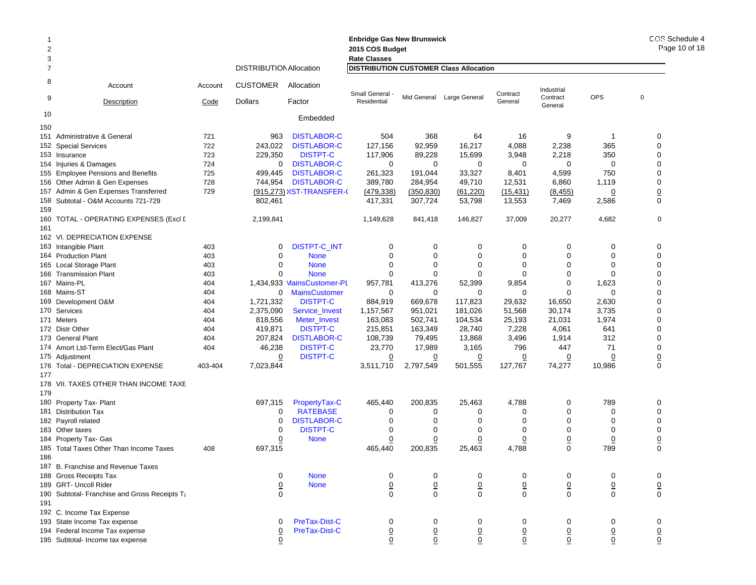**Enbridge Gas New Brunswick**
**2015 COS Budget**
**Rate Classes**

COS Schedule 4

| Line | Account Description | Account Code | DISTRIBUTION CUSTOMER Dollars | Allocation Factor | Small General - Residential | Mid General | Large General | Contract General | Industrial Contract General | OPS | 0 |
|---|---|---|---|---|---|---|---|---|---|---|---|
| 10 | | | | Embedded | | | | | | | |
| 150 | | | | | | | | | | | |
| 151 | Administrative & General | 721 | 963 | DISTLABOR-C | 504 | 368 | 64 | 16 | 9 | 1 | 0 |
| 152 | Special Services | 722 | 243,022 | DISTLABOR-C | 127,156 | 92,959 | 16,217 | 4,088 | 2,238 | 365 | 0 |
| 153 | Insurance | 723 | 229,350 | DISTPT-C | 117,906 | 89,228 | 15,699 | 3,948 | 2,218 | 350 | 0 |
| 154 | Injuries & Damages | 724 | 0 | DISTLABOR-C | 0 | 0 | 0 | 0 | 0 | 0 | 0 |
| 155 | Employee Pensions and Benefits | 725 | 499,445 | DISTLABOR-C | 261,323 | 191,044 | 33,327 | 8,401 | 4,599 | 750 | 0 |
| 156 | Other Admin & Gen Expenses | 728 | 744,954 | DISTLABOR-C | 389,780 | 284,954 | 49,710 | 12,531 | 6,860 | 1,119 | 0 |
| 157 | Admin & Gen Expenses Transferred | 729 | (915,273) | DIST-TRANSFER-C | (479,338) | (350,830) | (61,220) | (15,431) | (8,455) | 0 | 0 |
| 158 | Subtotal - O&M Accounts 721-729 | | 802,461 | | 417,331 | 307,724 | 53,798 | 13,553 | 7,469 | 2,586 | 0 |
| 159 | | | | | | | | | | | |
| 160 | TOTAL - OPERATING EXPENSES (Excl D | | 2,199,841 | | 1,149,628 | 841,418 | 146,827 | 37,009 | 20,277 | 4,682 | 0 |
| 161 | | | | | | | | | | | |
| 162 | VI. DEPRECIATION EXPENSE | | | | | | | | | | |
| 163 | Intangible Plant | 403 | 0 | DISTPT-C_INT | 0 | 0 | 0 | 0 | 0 | 0 | 0 |
| 164 | Production Plant | 403 | 0 | None | 0 | 0 | 0 | 0 | 0 | 0 | 0 |
| 165 | Local Storage Plant | 403 | 0 | None | 0 | 0 | 0 | 0 | 0 | 0 | 0 |
| 166 | Transmission Plant | 403 | 0 | None | 0 | 0 | 0 | 0 | 0 | 0 | 0 |
| 167 | Mains-PL | 404 | 1,434,933 | MainsCustomer-PL | 957,781 | 413,276 | 52,399 | 9,854 | 0 | 1,623 | 0 |
| 168 | Mains-ST | 404 | 0 | MainsCustomer | 0 | 0 | 0 | 0 | 0 | 0 | 0 |
| 169 | Development O&M | 404 | 1,721,332 | DISTPT-C | 884,919 | 669,678 | 117,823 | 29,632 | 16,650 | 2,630 | 0 |
| 170 | Services | 404 | 2,375,090 | Service_Invest | 1,157,567 | 951,021 | 181,026 | 51,568 | 30,174 | 3,735 | 0 |
| 171 | Meters | 404 | 818,556 | Meter_Invest | 163,083 | 502,741 | 104,534 | 25,193 | 21,031 | 1,974 | 0 |
| 172 | Distr Other | 404 | 419,871 | DISTPT-C | 215,851 | 163,349 | 28,740 | 7,228 | 4,061 | 641 | 0 |
| 173 | General Plant | 404 | 207,824 | DISTLABOR-C | 108,739 | 79,495 | 13,868 | 3,496 | 1,914 | 312 | 0 |
| 174 | Amort Ltd-Term Elect/Gas Plant | 404 | 46,238 | DISTPT-C | 23,770 | 17,989 | 3,165 | 796 | 447 | 71 | 0 |
| 175 | Adjustment | | 0 | DISTPT-C | 0 | 0 | 0 | 0 | 0 | 0 | 0 |
| 176 | Total - DEPRECIATION EXPENSE | 403-404 | 7,023,844 | | 3,511,710 | 2,797,549 | 501,555 | 127,767 | 74,277 | 10,986 | 0 |
| 177 | | | | | | | | | | | |
| 178 | VII. TAXES OTHER THAN INCOME TAXE | | | | | | | | | | |
| 179 | | | | | | | | | | | |
| 180 | Property Tax- Plant | | 697,315 | PropertyTax-C | 465,440 | 200,835 | 25,463 | 4,788 | 0 | 789 | 0 |
| 181 | Distribution Tax | | 0 | RATEBASE | 0 | 0 | 0 | 0 | 0 | 0 | 0 |
| 182 | Payroll related | | 0 | DISTLABOR-C | 0 | 0 | 0 | 0 | 0 | 0 | 0 |
| 183 | Other taxes | | 0 | DISTPT-C | 0 | 0 | 0 | 0 | 0 | 0 | 0 |
| 184 | Property Tax- Gas | | 0 | None | 0 | 0 | 0 | 0 | 0 | 0 | 0 |
| 185 | Total Taxes Other Than Income Taxes | 408 | 697,315 | | 465,440 | 200,835 | 25,463 | 4,788 | 0 | 789 | 0 |
| 186 | | | | | | | | | | | |
| 187 | B. Franchise and Revenue Taxes | | | | | | | | | | |
| 188 | Gross Receipts Tax | | 0 | None | 0 | 0 | 0 | 0 | 0 | 0 | 0 |
| 189 | GRT- Uncoll Rider | | 0 | None | 0 | 0 | 0 | 0 | 0 | 0 | 0 |
| 190 | Subtotal- Franchise and Gross Receipts Ta | | 0 | | 0 | 0 | 0 | 0 | 0 | 0 | 0 |
| 191 | | | | | | | | | | | |
| 192 | C. Income Tax Expense | | | | | | | | | | |
| 193 | State Income Tax expense | | 0 | PreTax-Dist-C | 0 | 0 | 0 | 0 | 0 | 0 | 0 |
| 194 | Federal Income Tax expense | | 0 | PreTax-Dist-C | 0 | 0 | 0 | 0 | 0 | 0 | 0 |
| 195 | Subtotal- Income tax expense | | 0 | | 0 | 0 | 0 | 0 | 0 | 0 | 0 |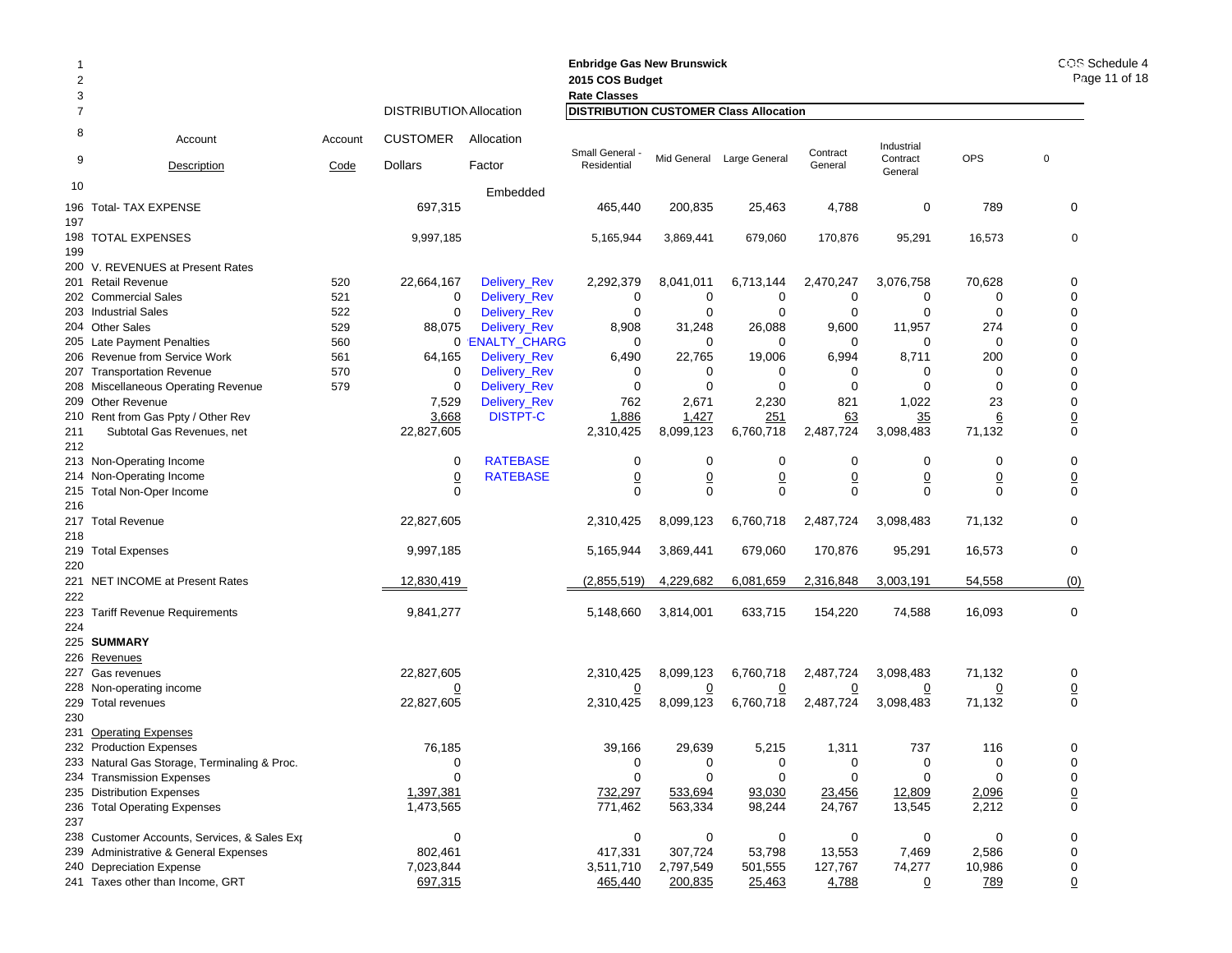Enbridge Gas New Brunswick
2015 COS Budget
Rate Classes

COS Schedule 4
Page 11 of 18

| Line | Account Description | Account Code | DISTRIBUTION CUSTOMER Dollars | Allocation Factor | Small General - Residential | Mid General | Large General | Contract General | Industrial Contract General | OPS | 0 |
|---|---|---|---|---|---|---|---|---|---|---|---|
| | | | DISTRIBUTION Allocation | | DISTRIBUTION CUSTOMER Class Allocation | | | | | | |
| 10 | | | | Embedded | | | | | | | |
| 196 | Total- TAX EXPENSE | | 697,315 | | 465,440 | 200,835 | 25,463 | 4,788 | 0 | 789 | 0 |
| 197 | | | | | | | | | | | |
| 198 | TOTAL EXPENSES | | 9,997,185 | | 5,165,944 | 3,869,441 | 679,060 | 170,876 | 95,291 | 16,573 | 0 |
| 199 | | | | | | | | | | | |
| 200 | V. REVENUES at Present Rates | | | | | | | | | | |
| 201 | Retail Revenue | 520 | 22,664,167 | Delivery_Rev | 2,292,379 | 8,041,011 | 6,713,144 | 2,470,247 | 3,076,758 | 70,628 | 0 |
| 202 | Commercial Sales | 521 | 0 | Delivery_Rev | 0 | 0 | 0 | 0 | 0 | 0 | 0 |
| 203 | Industrial Sales | 522 | 0 | Delivery_Rev | 0 | 0 | 0 | 0 | 0 | 0 | 0 |
| 204 | Other Sales | 529 | 88,075 | Delivery_Rev | 8,908 | 31,248 | 26,088 | 9,600 | 11,957 | 274 | 0 |
| 205 | Late Payment Penalties | 560 | 0 | 'ENALTY_CHARG | 0 | 0 | 0 | 0 | 0 | 0 | 0 |
| 206 | Revenue from Service Work | 561 | 64,165 | Delivery_Rev | 6,490 | 22,765 | 19,006 | 6,994 | 8,711 | 200 | 0 |
| 207 | Transportation Revenue | 570 | 0 | Delivery_Rev | 0 | 0 | 0 | 0 | 0 | 0 | 0 |
| 208 | Miscellaneous Operating Revenue | 579 | 0 | Delivery_Rev | 0 | 0 | 0 | 0 | 0 | 0 | 0 |
| 209 | Other Revenue | | 7,529 | Delivery_Rev | 762 | 2,671 | 2,230 | 821 | 1,022 | 23 | 0 |
| 210 | Rent from Gas Ppty / Other Rev | | 3,668 | DISTPT-C | 1,886 | 1,427 | 251 | 63 | 35 | 6 | 0 |
| 211 | Subtotal Gas Revenues, net | | 22,827,605 | | 2,310,425 | 8,099,123 | 6,760,718 | 2,487,724 | 3,098,483 | 71,132 | 0 |
| 212 | | | | | | | | | | | |
| 213 | Non-Operating Income | | 0 | RATEBASE | 0 | 0 | 0 | 0 | 0 | 0 | 0 |
| 214 | Non-Operating Income | | 0 | RATEBASE | 0 | 0 | 0 | 0 | 0 | 0 | 0 |
| 215 | Total Non-Oper Income | | 0 | | 0 | 0 | 0 | 0 | 0 | 0 | 0 |
| 216 | | | | | | | | | | | |
| 217 | Total Revenue | | 22,827,605 | | 2,310,425 | 8,099,123 | 6,760,718 | 2,487,724 | 3,098,483 | 71,132 | 0 |
| 218 | | | | | | | | | | | |
| 219 | Total Expenses | | 9,997,185 | | 5,165,944 | 3,869,441 | 679,060 | 170,876 | 95,291 | 16,573 | 0 |
| 220 | | | | | | | | | | | |
| 221 | NET INCOME at Present Rates | | 12,830,419 | | (2,855,519) | 4,229,682 | 6,081,659 | 2,316,848 | 3,003,191 | 54,558 | (0) |
| 222 | | | | | | | | | | | |
| 223 | Tariff Revenue Requirements | | 9,841,277 | | 5,148,660 | 3,814,001 | 633,715 | 154,220 | 74,588 | 16,093 | 0 |
| 224 | | | | | | | | | | | |
| 225 | **SUMMARY** | | | | | | | | | | |
| 226 | Revenues | | | | | | | | | | |
| 227 | Gas revenues | | 22,827,605 | | 2,310,425 | 8,099,123 | 6,760,718 | 2,487,724 | 3,098,483 | 71,132 | 0 |
| 228 | Non-operating income | | 0 | | 0 | 0 | 0 | 0 | 0 | 0 | 0 |
| 229 | Total revenues | | 22,827,605 | | 2,310,425 | 8,099,123 | 6,760,718 | 2,487,724 | 3,098,483 | 71,132 | 0 |
| 230 | | | | | | | | | | | |
| 231 | Operating Expenses | | | | | | | | | | |
| 232 | Production Expenses | | 76,185 | | 39,166 | 29,639 | 5,215 | 1,311 | 737 | 116 | 0 |
| 233 | Natural Gas Storage, Terminaling & Proc. | | 0 | | 0 | 0 | 0 | 0 | 0 | 0 | 0 |
| 234 | Transmission Expenses | | 0 | | 0 | 0 | 0 | 0 | 0 | 0 | 0 |
| 235 | Distribution Expenses | | 1,397,381 | | 732,297 | 533,694 | 93,030 | 23,456 | 12,809 | 2,096 | 0 |
| 236 | Total Operating Expenses | | 1,473,565 | | 771,462 | 563,334 | 98,244 | 24,767 | 13,545 | 2,212 | 0 |
| 237 | | | | | | | | | | | |
| 238 | Customer Accounts, Services, & Sales Exp | | 0 | | 0 | 0 | 0 | 0 | 0 | 0 | 0 |
| 239 | Administrative & General Expenses | | 802,461 | | 417,331 | 307,724 | 53,798 | 13,553 | 7,469 | 2,586 | 0 |
| 240 | Depreciation Expense | | 7,023,844 | | 3,511,710 | 2,797,549 | 501,555 | 127,767 | 74,277 | 10,986 | 0 |
| 241 | Taxes other than Income, GRT | | 697,315 | | 465,440 | 200,835 | 25,463 | 4,788 | 0 | 789 | 0 |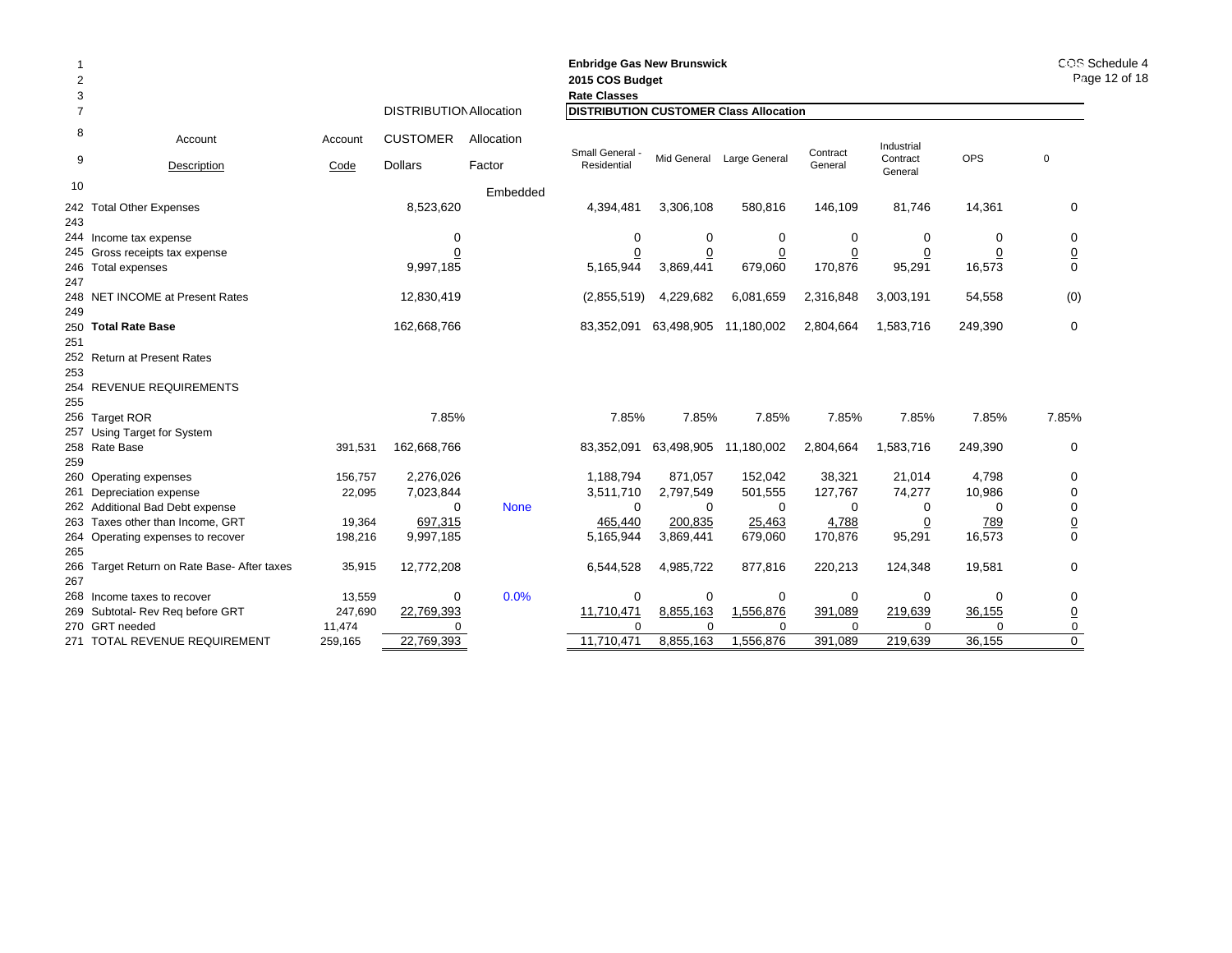**Enbridge Gas New Brunswick**
**2015 COS Budget**
**Rate Classes**

| Line | Account Description | Account Code | DISTRIBUTION CUSTOMER Dollars | Allocation Factor | Small General - Residential | Mid General | Large General | Contract General | Industrial Contract General | OPS | 0 |
|---|---|---|---|---|---|---|---|---|---|---|---|
| 10 | | | | Embedded | | | | | | | |
| 242 | Total Other Expenses | | 8,523,620 | | 4,394,481 | 3,306,108 | 580,816 | 146,109 | 81,746 | 14,361 | 0 |
| 243 | | | | | | | | | | | |
| 244 | Income tax expense | | 0 | | 0 | 0 | 0 | 0 | 0 | 0 | 0 |
| 245 | Gross receipts tax expense | | 0 | | 0 | 0 | 0 | 0 | 0 | 0 | 0 |
| 246 | Total expenses | | 9,997,185 | | 5,165,944 | 3,869,441 | 679,060 | 170,876 | 95,291 | 16,573 | 0 |
| 247 | | | | | | | | | | | |
| 248 | NET INCOME at Present Rates | | 12,830,419 | | (2,855,519) | 4,229,682 | 6,081,659 | 2,316,848 | 3,003,191 | 54,558 | (0) |
| 249 | | | | | | | | | | | |
| 250 | **Total Rate Base** | | 162,668,766 | | 83,352,091 | 63,498,905 | 11,180,002 | 2,804,664 | 1,583,716 | 249,390 | 0 |
| 251 | | | | | | | | | | | |
| 252 | Return at Present Rates | | | | | | | | | | |
| 253 | | | | | | | | | | | |
| 254 | REVENUE REQUIREMENTS | | | | | | | | | | |
| 255 | | | | | | | | | | | |
| 256 | Target ROR | | 7.85% | | 7.85% | 7.85% | 7.85% | 7.85% | 7.85% | 7.85% | 7.85% |
| 257 | Using Target for System | | | | | | | | | | |
| 258 | Rate Base | 391,531 | 162,668,766 | | 83,352,091 | 63,498,905 | 11,180,002 | 2,804,664 | 1,583,716 | 249,390 | 0 |
| 259 | | | | | | | | | | | |
| 260 | Operating expenses | 156,757 | 2,276,026 | | 1,188,794 | 871,057 | 152,042 | 38,321 | 21,014 | 4,798 | 0 |
| 261 | Depreciation expense | 22,095 | 7,023,844 | | 3,511,710 | 2,797,549 | 501,555 | 127,767 | 74,277 | 10,986 | 0 |
| 262 | Additional Bad Debt expense | | 0 | None | 0 | 0 | 0 | 0 | 0 | 0 | 0 |
| 263 | Taxes other than Income, GRT | 19,364 | 697,315 | | 465,440 | 200,835 | 25,463 | 4,788 | 0 | 789 | 0 |
| 264 | Operating expenses to recover | 198,216 | 9,997,185 | | 5,165,944 | 3,869,441 | 679,060 | 170,876 | 95,291 | 16,573 | 0 |
| 265 | | | | | | | | | | | |
| 266 | Target Return on Rate Base- After taxes | 35,915 | 12,772,208 | | 6,544,528 | 4,985,722 | 877,816 | 220,213 | 124,348 | 19,581 | 0 |
| 267 | | | | | | | | | | | |
| 268 | Income taxes to recover | 13,559 | 0 | 0.0% | 0 | 0 | 0 | 0 | 0 | 0 | 0 |
| 269 | Subtotal- Rev Req before GRT | 247,690 | 22,769,393 | | 11,710,471 | 8,855,163 | 1,556,876 | 391,089 | 219,639 | 36,155 | 0 |
| 270 | GRT needed | 11,474 | 0 | | 0 | 0 | 0 | 0 | 0 | 0 | 0 |
| 271 | TOTAL REVENUE REQUIREMENT | 259,165 | 22,769,393 | | 11,710,471 | 8,855,163 | 1,556,876 | 391,089 | 219,639 | 36,155 | 0 |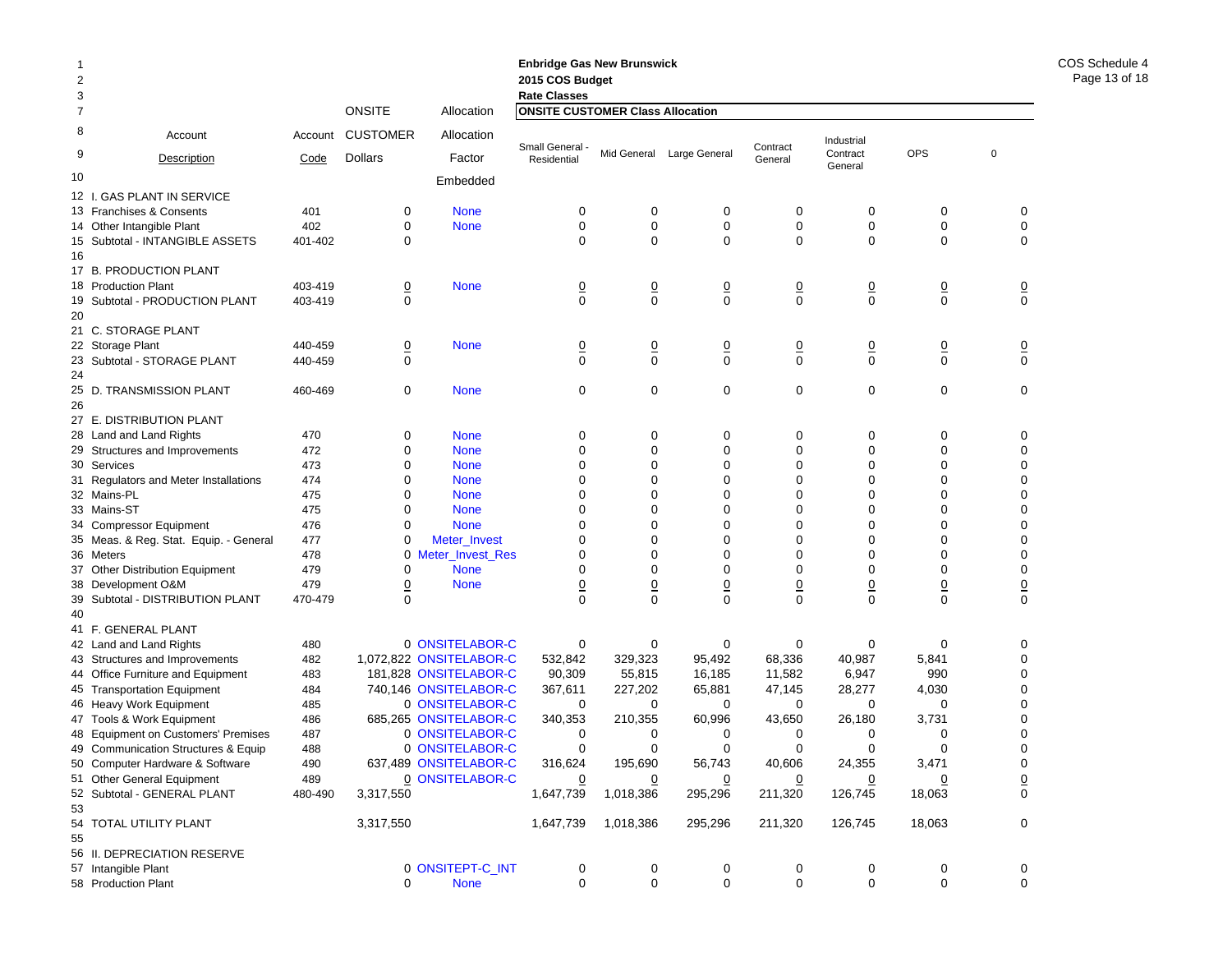**Enbridge Gas New Brunswick**
**2015 COS Budget**
**Rate Classes**

COS Schedule 4
Page 13 of 18

| | Account Description | Account Code | ONSITE CUSTOMER Dollars | Allocation Allocation Factor Embedded | Small General - Residential | Mid General | Large General | Contract General | Industrial Contract General | OPS | 0 |
|---|---|---|---|---|---|---|---|---|---|---|---|
| | | | | | **ONSITE CUSTOMER Class Allocation** | | | | | | |
| 12 | I. GAS PLANT IN SERVICE | | | | | | | | | | |
| 13 | Franchises & Consents | 401 | 0 | None | 0 | 0 | 0 | 0 | 0 | 0 | 0 |
| 14 | Other Intangible Plant | 402 | 0 | None | 0 | 0 | 0 | 0 | 0 | 0 | 0 |
| 15 | Subtotal - INTANGIBLE ASSETS | 401-402 | 0 | | 0 | 0 | 0 | 0 | 0 | 0 | 0 |
| 16 | | | | | | | | | | | |
| 17 | B. PRODUCTION PLANT | | | | | | | | | | |
| 18 | Production Plant | 403-419 | 0 | None | 0 | 0 | 0 | 0 | 0 | 0 | 0 |
| 19 | Subtotal - PRODUCTION PLANT | 403-419 | 0 | | 0 | 0 | 0 | 0 | 0 | 0 | 0 |
| 20 | | | | | | | | | | | |
| 21 | C. STORAGE PLANT | | | | | | | | | | |
| 22 | Storage Plant | 440-459 | 0 | None | 0 | 0 | 0 | 0 | 0 | 0 | 0 |
| 23 | Subtotal - STORAGE PLANT | 440-459 | 0 | | 0 | 0 | 0 | 0 | 0 | 0 | 0 |
| 24 | | | | | | | | | | | |
| 25 | D. TRANSMISSION PLANT | 460-469 | 0 | None | 0 | 0 | 0 | 0 | 0 | 0 | 0 |
| 26 | | | | | | | | | | | |
| 27 | E. DISTRIBUTION PLANT | | | | | | | | | | |
| 28 | Land and Land Rights | 470 | 0 | None | 0 | 0 | 0 | 0 | 0 | 0 | 0 |
| 29 | Structures and Improvements | 472 | 0 | None | 0 | 0 | 0 | 0 | 0 | 0 | 0 |
| 30 | Services | 473 | 0 | None | 0 | 0 | 0 | 0 | 0 | 0 | 0 |
| 31 | Regulators and Meter Installations | 474 | 0 | None | 0 | 0 | 0 | 0 | 0 | 0 | 0 |
| 32 | Mains-PL | 475 | 0 | None | 0 | 0 | 0 | 0 | 0 | 0 | 0 |
| 33 | Mains-ST | 475 | 0 | None | 0 | 0 | 0 | 0 | 0 | 0 | 0 |
| 34 | Compressor Equipment | 476 | 0 | None | 0 | 0 | 0 | 0 | 0 | 0 | 0 |
| 35 | Meas. & Reg. Stat. Equip. - General | 477 | 0 | Meter_Invest | 0 | 0 | 0 | 0 | 0 | 0 | 0 |
| 36 | Meters | 478 | 0 | Meter_Invest_Res | 0 | 0 | 0 | 0 | 0 | 0 | 0 |
| 37 | Other Distribution Equipment | 479 | 0 | None | 0 | 0 | 0 | 0 | 0 | 0 | 0 |
| 38 | Development O&M | 479 | 0 | None | 0 | 0 | 0 | 0 | 0 | 0 | 0 |
| 39 | Subtotal - DISTRIBUTION PLANT | 470-479 | 0 | | 0 | 0 | 0 | 0 | 0 | 0 | 0 |
| 40 | | | | | | | | | | | |
| 41 | F. GENERAL PLANT | | | | | | | | | | |
| 42 | Land and Land Rights | 480 | 0 | ONSITELABOR-C | 0 | 0 | 0 | 0 | 0 | 0 | 0 |
| 43 | Structures and Improvements | 482 | 1,072,822 | ONSITELABOR-C | 532,842 | 329,323 | 95,492 | 68,336 | 40,987 | 5,841 | 0 |
| 44 | Office Furniture and Equipment | 483 | 181,828 | ONSITELABOR-C | 90,309 | 55,815 | 16,185 | 11,582 | 6,947 | 990 | 0 |
| 45 | Transportation Equipment | 484 | 740,146 | ONSITELABOR-C | 367,611 | 227,202 | 65,881 | 47,145 | 28,277 | 4,030 | 0 |
| 46 | Heavy Work Equipment | 485 | 0 | ONSITELABOR-C | 0 | 0 | 0 | 0 | 0 | 0 | 0 |
| 47 | Tools & Work Equipment | 486 | 685,265 | ONSITELABOR-C | 340,353 | 210,355 | 60,996 | 43,650 | 26,180 | 3,731 | 0 |
| 48 | Equipment on Customers' Premises | 487 | 0 | ONSITELABOR-C | 0 | 0 | 0 | 0 | 0 | 0 | 0 |
| 49 | Communication Structures & Equip | 488 | 0 | ONSITELABOR-C | 0 | 0 | 0 | 0 | 0 | 0 | 0 |
| 50 | Computer Hardware & Software | 490 | 637,489 | ONSITELABOR-C | 316,624 | 195,690 | 56,743 | 40,606 | 24,355 | 3,471 | 0 |
| 51 | Other General Equipment | 489 | 0 | ONSITELABOR-C | 0 | 0 | 0 | 0 | 0 | 0 | 0 |
| 52 | Subtotal - GENERAL PLANT | 480-490 | 3,317,550 | | 1,647,739 | 1,018,386 | 295,296 | 211,320 | 126,745 | 18,063 | 0 |
| 53 | | | | | | | | | | | |
| 54 | TOTAL UTILITY PLANT | | 3,317,550 | | 1,647,739 | 1,018,386 | 295,296 | 211,320 | 126,745 | 18,063 | 0 |
| 55 | | | | | | | | | | | |
| 56 | II. DEPRECIATION RESERVE | | | | | | | | | | |
| 57 | Intangible Plant | | 0 | ONSITEPT-C_INT | 0 | 0 | 0 | 0 | 0 | 0 | 0 |
| 58 | Production Plant | | 0 | None | 0 | 0 | 0 | 0 | 0 | 0 | 0 |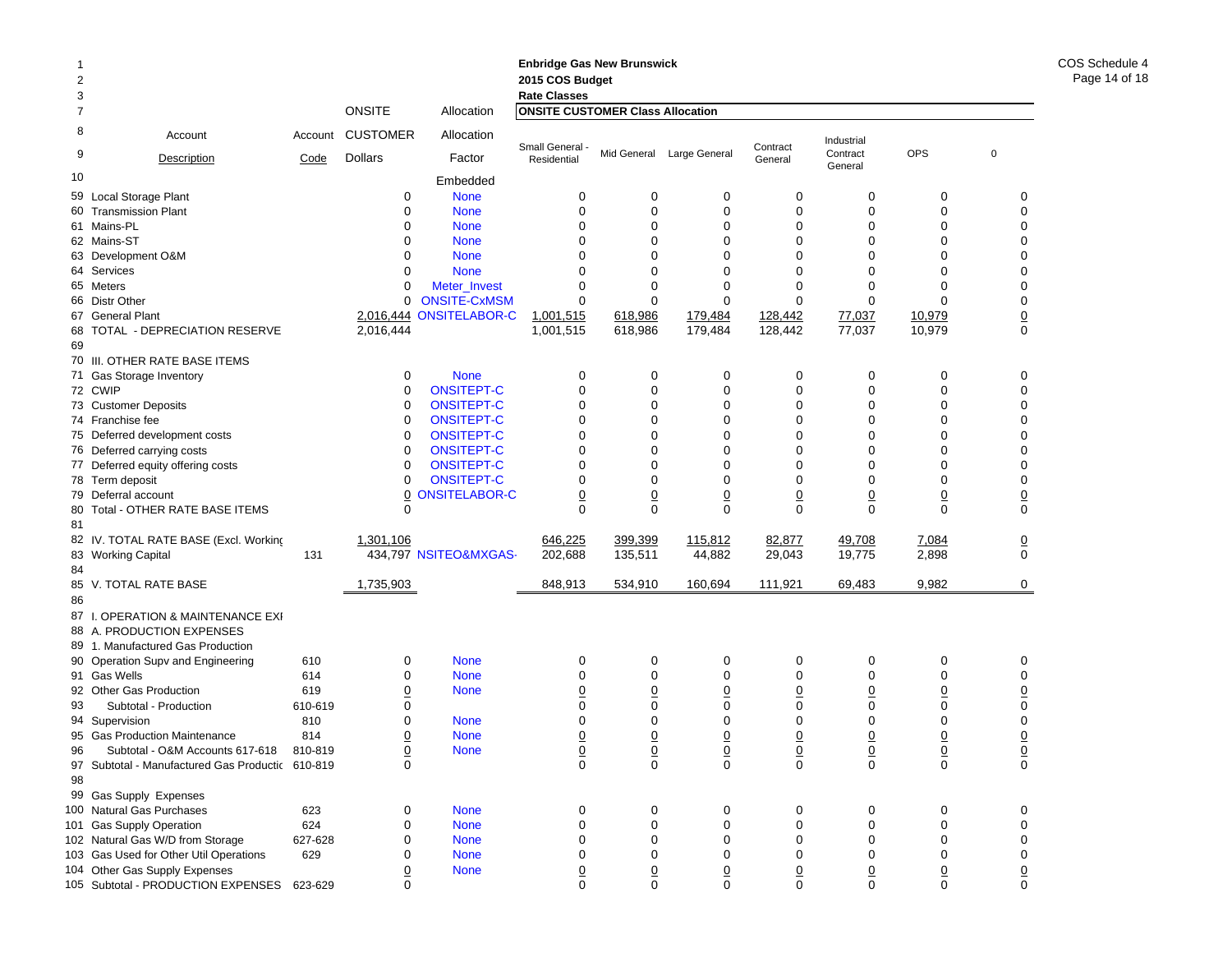**Enbridge Gas New Brunswick**
**2015 COS Budget**
**Rate Classes**

COS Schedule 4

| Line | Account Description | Account Code | ONSITE CUSTOMER Dollars | Allocation Factor | Small General - Residential | Mid General | Large General | Contract General | Industrial Contract General | OPS | 0 |
|---|---|---|---|---|---|---|---|---|---|---|---|
| | | | | | **ONSITE CUSTOMER Class Allocation** | | | | | | |
| 10 | | | | Embedded | | | | | | | |
| 59 | Local Storage Plant | | 0 | None | 0 | 0 | 0 | 0 | 0 | 0 | 0 |
| 60 | Transmission Plant | | 0 | None | 0 | 0 | 0 | 0 | 0 | 0 | 0 |
| 61 | Mains-PL | | 0 | None | 0 | 0 | 0 | 0 | 0 | 0 | 0 |
| 62 | Mains-ST | | 0 | None | 0 | 0 | 0 | 0 | 0 | 0 | 0 |
| 63 | Development O&M | | 0 | None | 0 | 0 | 0 | 0 | 0 | 0 | 0 |
| 64 | Services | | 0 | None | 0 | 0 | 0 | 0 | 0 | 0 | 0 |
| 65 | Meters | | 0 | Meter_Invest | 0 | 0 | 0 | 0 | 0 | 0 | 0 |
| 66 | Distr Other | | 0 | ONSITE-CxMSM | 0 | 0 | 0 | 0 | 0 | 0 | 0 |
| 67 | General Plant | | 2,016,444 | ONSITELABOR-C | 1,001,515 | 618,986 | 179,484 | 128,442 | 77,037 | 10,979 | 0 |
| 68 | TOTAL - DEPRECIATION RESERVE | | 2,016,444 | | 1,001,515 | 618,986 | 179,484 | 128,442 | 77,037 | 10,979 | 0 |
| 69 | | | | | | | | | | | |
| 70 | III. OTHER RATE BASE ITEMS | | | | | | | | | | |
| 71 | Gas Storage Inventory | | 0 | None | 0 | 0 | 0 | 0 | 0 | 0 | 0 |
| 72 | CWIP | | 0 | ONSITEPT-C | 0 | 0 | 0 | 0 | 0 | 0 | 0 |
| 73 | Customer Deposits | | 0 | ONSITEPT-C | 0 | 0 | 0 | 0 | 0 | 0 | 0 |
| 74 | Franchise fee | | 0 | ONSITEPT-C | 0 | 0 | 0 | 0 | 0 | 0 | 0 |
| 75 | Deferred development costs | | 0 | ONSITEPT-C | 0 | 0 | 0 | 0 | 0 | 0 | 0 |
| 76 | Deferred carrying costs | | 0 | ONSITEPT-C | 0 | 0 | 0 | 0 | 0 | 0 | 0 |
| 77 | Deferred equity offering costs | | 0 | ONSITEPT-C | 0 | 0 | 0 | 0 | 0 | 0 | 0 |
| 78 | Term deposit | | 0 | ONSITEPT-C | 0 | 0 | 0 | 0 | 0 | 0 | 0 |
| 79 | Deferral account | | 0 | ONSITELABOR-C | 0 | 0 | 0 | 0 | 0 | 0 | 0 |
| 80 | Total - OTHER RATE BASE ITEMS | | 0 | | 0 | 0 | 0 | 0 | 0 | 0 | 0 |
| 81 | | | | | | | | | | | |
| 82 | IV. TOTAL RATE BASE (Excl. Working | | 1,301,106 | | 646,225 | 399,399 | 115,812 | 82,877 | 49,708 | 7,084 | 0 |
| 83 | Working Capital | 131 | 434,797 | NSITEO&MXGAS | 202,688 | 135,511 | 44,882 | 29,043 | 19,775 | 2,898 | 0 |
| 84 | | | | | | | | | | | |
| 85 | V. TOTAL RATE BASE | | 1,735,903 | | 848,913 | 534,910 | 160,694 | 111,921 | 69,483 | 9,982 | 0 |
| 86 | | | | | | | | | | | |
| 87 | I. OPERATION & MAINTENANCE EXI | | | | | | | | | | |
| 88 | A. PRODUCTION EXPENSES | | | | | | | | | | |
| 89 | 1. Manufactured Gas Production | | | | | | | | | | |
| 90 | Operation Supv and Engineering | 610 | 0 | None | 0 | 0 | 0 | 0 | 0 | 0 | 0 |
| 91 | Gas Wells | 614 | 0 | None | 0 | 0 | 0 | 0 | 0 | 0 | 0 |
| 92 | Other Gas Production | 619 | 0 | None | 0 | 0 | 0 | 0 | 0 | 0 | 0 |
| 93 | Subtotal - Production | 610-619 | 0 | | 0 | 0 | 0 | 0 | 0 | 0 | 0 |
| 94 | Supervision | 810 | 0 | None | 0 | 0 | 0 | 0 | 0 | 0 | 0 |
| 95 | Gas Production Maintenance | 814 | 0 | None | 0 | 0 | 0 | 0 | 0 | 0 | 0 |
| 96 | Subtotal - O&M Accounts 617-618 | 810-819 | 0 | None | 0 | 0 | 0 | 0 | 0 | 0 | 0 |
| 97 | Subtotal - Manufactured Gas Productio | 610-819 | 0 | | 0 | 0 | 0 | 0 | 0 | 0 | 0 |
| 98 | | | | | | | | | | | |
| 99 | Gas Supply Expenses | | | | | | | | | | |
| 100 | Natural Gas Purchases | 623 | 0 | None | 0 | 0 | 0 | 0 | 0 | 0 | 0 |
| 101 | Gas Supply Operation | 624 | 0 | None | 0 | 0 | 0 | 0 | 0 | 0 | 0 |
| 102 | Natural Gas W/D from Storage | 627-628 | 0 | None | 0 | 0 | 0 | 0 | 0 | 0 | 0 |
| 103 | Gas Used for Other Util Operations | 629 | 0 | None | 0 | 0 | 0 | 0 | 0 | 0 | 0 |
| 104 | Other Gas Supply Expenses | | 0 | None | 0 | 0 | 0 | 0 | 0 | 0 | 0 |
| 105 | Subtotal - PRODUCTION EXPENSES | 623-629 | 0 | | 0 | 0 | 0 | 0 | 0 | 0 | 0 |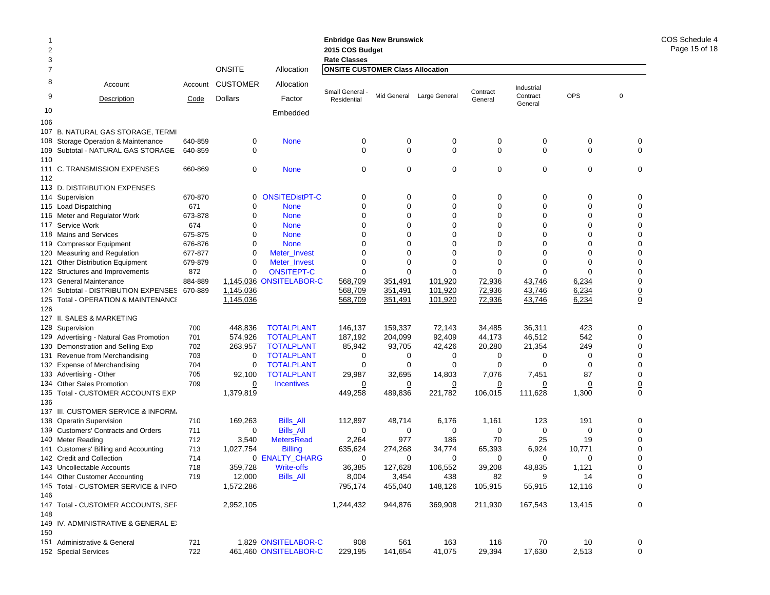Enbridge Gas New Brunswick
2015 COS Budget
Rate Classes

| | Account Description | Account Code | ONSITE CUSTOMER Dollars | Allocation Factor Embedded | Small General - Residential | Mid General | Large General | Contract General | Industrial Contract General | OPS | 0 |
|---|---|---|---|---|---|---|---|---|---|---|---|
| 106 | | | | | | | | | | | |
| 107 | B. NATURAL GAS STORAGE, TERMI | | | | | | | | | | |
| 108 | Storage Operation & Maintenance | 640-859 | 0 | None | 0 | 0 | 0 | 0 | 0 | 0 | 0 |
| 109 | Subtotal - NATURAL GAS STORAGE | 640-859 | 0 | | 0 | 0 | 0 | 0 | 0 | 0 | 0 |
| 110 | | | | | | | | | | | |
| 111 | C. TRANSMISSION EXPENSES | 660-869 | 0 | None | 0 | 0 | 0 | 0 | 0 | 0 | 0 |
| 112 | | | | | | | | | | | |
| 113 | D. DISTRIBUTION EXPENSES | | | | | | | | | | |
| 114 | Supervision | 670-870 | 0 | ONSITEDistPT-C | 0 | 0 | 0 | 0 | 0 | 0 | 0 |
| 115 | Load Dispatching | 671 | 0 | None | 0 | 0 | 0 | 0 | 0 | 0 | 0 |
| 116 | Meter and Regulator Work | 673-878 | 0 | None | 0 | 0 | 0 | 0 | 0 | 0 | 0 |
| 117 | Service Work | 674 | 0 | None | 0 | 0 | 0 | 0 | 0 | 0 | 0 |
| 118 | Mains and Services | 675-875 | 0 | None | 0 | 0 | 0 | 0 | 0 | 0 | 0 |
| 119 | Compressor Equipment | 676-876 | 0 | None | 0 | 0 | 0 | 0 | 0 | 0 | 0 |
| 120 | Measuring and Regulation | 677-877 | 0 | Meter_Invest | 0 | 0 | 0 | 0 | 0 | 0 | 0 |
| 121 | Other Distribution Equipment | 679-879 | 0 | Meter_Invest | 0 | 0 | 0 | 0 | 0 | 0 | 0 |
| 122 | Structures and Improvements | 872 | 0 | ONSITEPT-C | 0 | 0 | 0 | 0 | 0 | 0 | 0 |
| 123 | General Maintenance | 884-889 | 1,145,036 | ONSITELABOR-C | 568,709 | 351,491 | 101,920 | 72,936 | 43,746 | 6,234 | 0 |
| 124 | Subtotal - DISTRIBUTION EXPENSES | 670-889 | 1,145,036 | | 568,709 | 351,491 | 101,920 | 72,936 | 43,746 | 6,234 | 0 |
| 125 | Total - OPERATION & MAINTENANCI | | 1,145,036 | | 568,709 | 351,491 | 101,920 | 72,936 | 43,746 | 6,234 | 0 |
| 126 | | | | | | | | | | | |
| 127 | II. SALES & MARKETING | | | | | | | | | | |
| 128 | Supervision | 700 | 448,836 | TOTALPLANT | 146,137 | 159,337 | 72,143 | 34,485 | 36,311 | 423 | 0 |
| 129 | Advertising - Natural Gas Promotion | 701 | 574,926 | TOTALPLANT | 187,192 | 204,099 | 92,409 | 44,173 | 46,512 | 542 | 0 |
| 130 | Demonstration and Selling Exp | 702 | 263,957 | TOTALPLANT | 85,942 | 93,705 | 42,426 | 20,280 | 21,354 | 249 | 0 |
| 131 | Revenue from Merchandising | 703 | 0 | TOTALPLANT | 0 | 0 | 0 | 0 | 0 | 0 | 0 |
| 132 | Expense of Merchandising | 704 | 0 | TOTALPLANT | 0 | 0 | 0 | 0 | 0 | 0 | 0 |
| 133 | Advertising - Other | 705 | 92,100 | TOTALPLANT | 29,987 | 32,695 | 14,803 | 7,076 | 7,451 | 87 | 0 |
| 134 | Other Sales Promotion | 709 | 0 | Incentives | 0 | 0 | 0 | 0 | 0 | 0 | 0 |
| 135 | Total - CUSTOMER ACCOUNTS EXP | | 1,379,819 | | 449,258 | 489,836 | 221,782 | 106,015 | 111,628 | 1,300 | 0 |
| 136 | | | | | | | | | | | |
| 137 | III. CUSTOMER SERVICE & INFORM. | | | | | | | | | | |
| 138 | Operatin Supervision | 710 | 169,263 | Bills_All | 112,897 | 48,714 | 6,176 | 1,161 | 123 | 191 | 0 |
| 139 | Customers' Contracts and Orders | 711 | 0 | Bills_All | 0 | 0 | 0 | 0 | 0 | 0 | 0 |
| 140 | Meter Reading | 712 | 3,540 | MetersRead | 2,264 | 977 | 186 | 70 | 25 | 19 | 0 |
| 141 | Customers' Billing and Accounting | 713 | 1,027,754 | Billing | 635,624 | 274,268 | 34,774 | 65,393 | 6,924 | 10,771 | 0 |
| 142 | Credit and Collection | 714 | 0 | 'ENALTY_CHARG | 0 | 0 | 0 | 0 | 0 | 0 | 0 |
| 143 | Uncollectable Accounts | 718 | 359,728 | Write-offs | 36,385 | 127,628 | 106,552 | 39,208 | 48,835 | 1,121 | 0 |
| 144 | Other Customer Accounting | 719 | 12,000 | Bills_All | 8,004 | 3,454 | 438 | 82 | 9 | 14 | 0 |
| 145 | Total - CUSTOMER SERVICE & INFO | | 1,572,286 | | 795,174 | 455,040 | 148,126 | 105,915 | 55,915 | 12,116 | 0 |
| 146 | | | | | | | | | | | |
| 147 | Total - CUSTOMER ACCOUNTS, SEF | | 2,952,105 | | 1,244,432 | 944,876 | 369,908 | 211,930 | 167,543 | 13,415 | 0 |
| 148 | | | | | | | | | | | |
| 149 | IV. ADMINISTRATIVE & GENERAL E) | | | | | | | | | | |
| 150 | | | | | | | | | | | |
| 151 | Administrative & General | 721 | 1,829 | ONSITELABOR-C | 908 | 561 | 163 | 116 | 70 | 10 | 0 |
| 152 | Special Services | 722 | 461,460 | ONSITELABOR-C | 229,195 | 141,654 | 41,075 | 29,394 | 17,630 | 2,513 | 0 |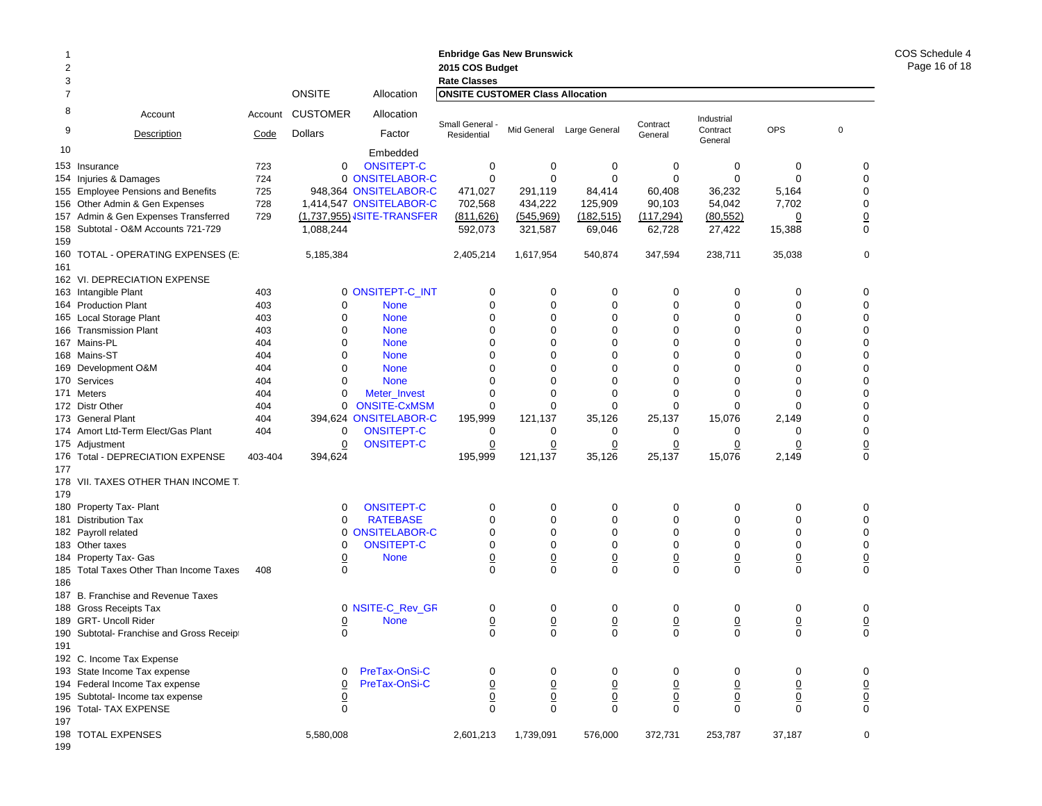**Enbridge Gas New Brunswick**
**2015 COS Budget**
**Rate Classes**

COS Schedule 4

| | Account Description | Account Code | ONSITE CUSTOMER Dollars | Allocation Allocation Factor | Small General - Residential | Mid General | Large General | Contract General | Industrial Contract General | OPS | 0 |
|---|---|---|---|---|---|---|---|---|---|---|---|
| 7 | | | | | **ONSITE CUSTOMER Class Allocation** | | | | | | |
| 10 | | | | Embedded | | | | | | | |
| 153 | Insurance | 723 | 0 | ONSITEPT-C | 0 | 0 | 0 | 0 | 0 | 0 | 0 |
| 154 | Injuries & Damages | 724 | 0 | ONSITELABOR-C | 0 | 0 | 0 | 0 | 0 | 0 | 0 |
| 155 | Employee Pensions and Benefits | 725 | 948,364 | ONSITELABOR-C | 471,027 | 291,119 | 84,414 | 60,408 | 36,232 | 5,164 | 0 |
| 156 | Other Admin & Gen Expenses | 728 | 1,414,547 | ONSITELABOR-C | 702,568 | 434,222 | 125,909 | 90,103 | 54,042 | 7,702 | 0 |
| 157 | Admin & Gen Expenses Transferred | 729 | (1,737,955) | NSITE-TRANSFER | (811,626) | (545,969) | (182,515) | (117,294) | (80,552) | 0 | 0 |
| 158 | Subtotal - O&M Accounts 721-729 | | 1,088,244 | | 592,073 | 321,587 | 69,046 | 62,728 | 27,422 | 15,388 | 0 |
| 159 | | | | | | | | | | | |
| 160 | TOTAL - OPERATING EXPENSES (E: | | 5,185,384 | | 2,405,214 | 1,617,954 | 540,874 | 347,594 | 238,711 | 35,038 | 0 |
| 161 | | | | | | | | | | | |
| 162 | VI. DEPRECIATION EXPENSE | | | | | | | | | | |
| 163 | Intangible Plant | 403 | 0 | ONSITEPT-C_INT | 0 | 0 | 0 | 0 | 0 | 0 | 0 |
| 164 | Production Plant | 403 | 0 | None | 0 | 0 | 0 | 0 | 0 | 0 | 0 |
| 165 | Local Storage Plant | 403 | 0 | None | 0 | 0 | 0 | 0 | 0 | 0 | 0 |
| 166 | Transmission Plant | 403 | 0 | None | 0 | 0 | 0 | 0 | 0 | 0 | 0 |
| 167 | Mains-PL | 404 | 0 | None | 0 | 0 | 0 | 0 | 0 | 0 | 0 |
| 168 | Mains-ST | 404 | 0 | None | 0 | 0 | 0 | 0 | 0 | 0 | 0 |
| 169 | Development O&M | 404 | 0 | None | 0 | 0 | 0 | 0 | 0 | 0 | 0 |
| 170 | Services | 404 | 0 | None | 0 | 0 | 0 | 0 | 0 | 0 | 0 |
| 171 | Meters | 404 | 0 | Meter_Invest | 0 | 0 | 0 | 0 | 0 | 0 | 0 |
| 172 | Distr Other | 404 | 0 | ONSITE-CxMSM | 0 | 0 | 0 | 0 | 0 | 0 | 0 |
| 173 | General Plant | 404 | 394,624 | ONSITELABOR-C | 195,999 | 121,137 | 35,126 | 25,137 | 15,076 | 2,149 | 0 |
| 174 | Amort Ltd-Term Elect/Gas Plant | 404 | 0 | ONSITEPT-C | 0 | 0 | 0 | 0 | 0 | 0 | 0 |
| 175 | Adjustment | | 0 | ONSITEPT-C | 0 | 0 | 0 | 0 | 0 | 0 | 0 |
| 176 | Total - DEPRECIATION EXPENSE | 403-404 | 394,624 | | 195,999 | 121,137 | 35,126 | 25,137 | 15,076 | 2,149 | 0 |
| 177 | | | | | | | | | | | |
| 178 | VII. TAXES OTHER THAN INCOME T. | | | | | | | | | | |
| 179 | | | | | | | | | | | |
| 180 | Property Tax- Plant | | 0 | ONSITEPT-C | 0 | 0 | 0 | 0 | 0 | 0 | 0 |
| 181 | Distribution Tax | | 0 | RATEBASE | 0 | 0 | 0 | 0 | 0 | 0 | 0 |
| 182 | Payroll related | | 0 | ONSITELABOR-C | 0 | 0 | 0 | 0 | 0 | 0 | 0 |
| 183 | Other taxes | | 0 | ONSITEPT-C | 0 | 0 | 0 | 0 | 0 | 0 | 0 |
| 184 | Property Tax- Gas | | 0 | None | 0 | 0 | 0 | 0 | 0 | 0 | 0 |
| 185 | Total Taxes Other Than Income Taxes | 408 | 0 | | 0 | 0 | 0 | 0 | 0 | 0 | 0 |
| 186 | | | | | | | | | | | |
| 187 | B. Franchise and Revenue Taxes | | | | | | | | | | |
| 188 | Gross Receipts Tax | | 0 | NSITE-C_Rev_GF | 0 | 0 | 0 | 0 | 0 | 0 | 0 |
| 189 | GRT- Uncoll Rider | | 0 | None | 0 | 0 | 0 | 0 | 0 | 0 | 0 |
| 190 | Subtotal- Franchise and Gross Receipt | | 0 | | 0 | 0 | 0 | 0 | 0 | 0 | 0 |
| 191 | | | | | | | | | | | |
| 192 | C. Income Tax Expense | | | | | | | | | | |
| 193 | State Income Tax expense | | 0 | PreTax-OnSi-C | 0 | 0 | 0 | 0 | 0 | 0 | 0 |
| 194 | Federal Income Tax expense | | 0 | PreTax-OnSi-C | 0 | 0 | 0 | 0 | 0 | 0 | 0 |
| 195 | Subtotal- Income tax expense | | 0 | | 0 | 0 | 0 | 0 | 0 | 0 | 0 |
| 196 | Total- TAX EXPENSE | | 0 | | 0 | 0 | 0 | 0 | 0 | 0 | 0 |
| 197 | | | | | | | | | | | |
| 198 | TOTAL EXPENSES | | 5,580,008 | | 2,601,213 | 1,739,091 | 576,000 | 372,731 | 253,787 | 37,187 | 0 |
| 199 | | | | | | | | | | | |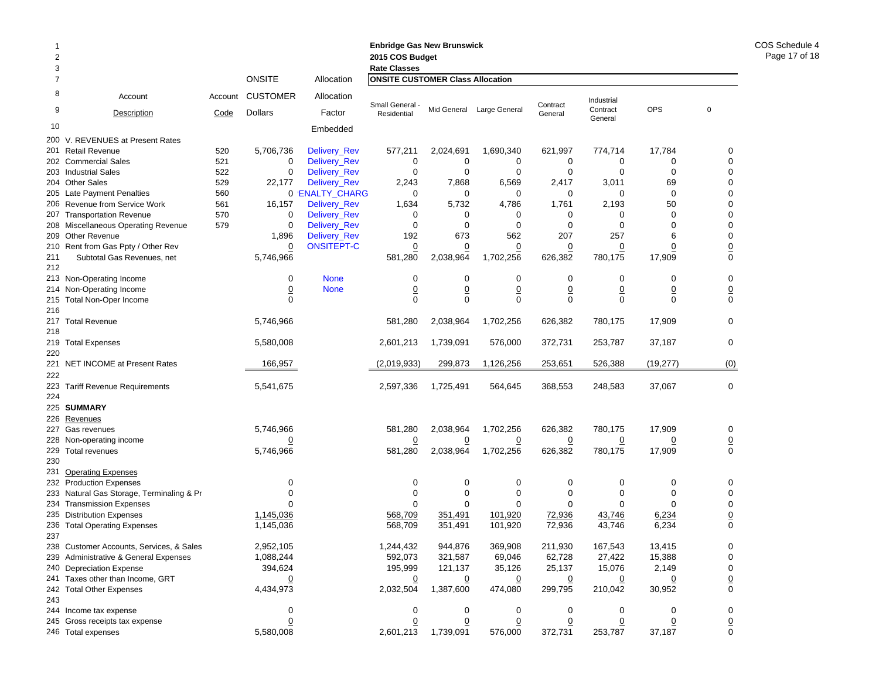**Enbridge Gas New Brunswick**
**2015 COS Budget**
**Rate Classes**

COS Schedule 4

| Line | Account Description | Account Code | ONSITE CUSTOMER Dollars | Allocation Factor Embedded | Small General - Residential | Mid General | Large General | Contract General | Industrial Contract General | OPS | 0 |
|---|---|---|---|---|---|---|---|---|---|---|---|
| 1-10 | | | | | **ONSITE CUSTOMER Class Allocation** | | | | | | |
| 200 | V. REVENUES at Present Rates | | | | | | | | | | |
| 201 | Retail Revenue | 520 | 5,706,736 | Delivery_Rev | 577,211 | 2,024,691 | 1,690,340 | 621,997 | 774,714 | 17,784 | 0 |
| 202 | Commercial Sales | 521 | 0 | Delivery_Rev | 0 | 0 | 0 | 0 | 0 | 0 | 0 |
| 203 | Industrial Sales | 522 | 0 | Delivery_Rev | 0 | 0 | 0 | 0 | 0 | 0 | 0 |
| 204 | Other Sales | 529 | 22,177 | Delivery_Rev | 2,243 | 7,868 | 6,569 | 2,417 | 3,011 | 69 | 0 |
| 205 | Late Payment Penalties | 560 | 0 | 'ENALTY_CHARG | 0 | 0 | 0 | 0 | 0 | 0 | 0 |
| 206 | Revenue from Service Work | 561 | 16,157 | Delivery_Rev | 1,634 | 5,732 | 4,786 | 1,761 | 2,193 | 50 | 0 |
| 207 | Transportation Revenue | 570 | 0 | Delivery_Rev | 0 | 0 | 0 | 0 | 0 | 0 | 0 |
| 208 | Miscellaneous Operating Revenue | 579 | 0 | Delivery_Rev | 0 | 0 | 0 | 0 | 0 | 0 | 0 |
| 209 | Other Revenue | | 1,896 | Delivery_Rev | 192 | 673 | 562 | 207 | 257 | 6 | 0 |
| 210 | Rent from Gas Ppty / Other Rev | | 0 | ONSITEPT-C | 0 | 0 | 0 | 0 | 0 | 0 | 0 |
| 211 | Subtotal Gas Revenues, net | | 5,746,966 | | 581,280 | 2,038,964 | 1,702,256 | 626,382 | 780,175 | 17,909 | 0 |
| 212 | | | | | | | | | | | |
| 213 | Non-Operating Income | | 0 | None | 0 | 0 | 0 | 0 | 0 | 0 | 0 |
| 214 | Non-Operating Income | | 0 | None | 0 | 0 | 0 | 0 | 0 | 0 | 0 |
| 215 | Total Non-Oper Income | | 0 | | 0 | 0 | 0 | 0 | 0 | 0 | 0 |
| 216 | | | | | | | | | | | |
| 217 | Total Revenue | | 5,746,966 | | 581,280 | 2,038,964 | 1,702,256 | 626,382 | 780,175 | 17,909 | 0 |
| 218 | | | | | | | | | | | |
| 219 | Total Expenses | | 5,580,008 | | 2,601,213 | 1,739,091 | 576,000 | 372,731 | 253,787 | 37,187 | 0 |
| 220 | | | | | | | | | | | |
| 221 | NET INCOME at Present Rates | | 166,957 | | (2,019,933) | 299,873 | 1,126,256 | 253,651 | 526,388 | (19,277) | (0) |
| 222 | | | | | | | | | | | |
| 223 | Tariff Revenue Requirements | | 5,541,675 | | 2,597,336 | 1,725,491 | 564,645 | 368,553 | 248,583 | 37,067 | 0 |
| 224 | | | | | | | | | | | |
| 225 | **SUMMARY** | | | | | | | | | | |
| 226 | Revenues | | | | | | | | | | |
| 227 | Gas revenues | | 5,746,966 | | 581,280 | 2,038,964 | 1,702,256 | 626,382 | 780,175 | 17,909 | 0 |
| 228 | Non-operating income | | 0 | | 0 | 0 | 0 | 0 | 0 | 0 | 0 |
| 229 | Total revenues | | 5,746,966 | | 581,280 | 2,038,964 | 1,702,256 | 626,382 | 780,175 | 17,909 | 0 |
| 230 | | | | | | | | | | | |
| 231 | Operating Expenses | | | | | | | | | | |
| 232 | Production Expenses | | 0 | | 0 | 0 | 0 | 0 | 0 | 0 | 0 |
| 233 | Natural Gas Storage, Terminaling & Pr | | 0 | | 0 | 0 | 0 | 0 | 0 | 0 | 0 |
| 234 | Transmission Expenses | | 0 | | 0 | 0 | 0 | 0 | 0 | 0 | 0 |
| 235 | Distribution Expenses | | 1,145,036 | | 568,709 | 351,491 | 101,920 | 72,936 | 43,746 | 6,234 | 0 |
| 236 | Total Operating Expenses | | 1,145,036 | | 568,709 | 351,491 | 101,920 | 72,936 | 43,746 | 6,234 | 0 |
| 237 | | | | | | | | | | | |
| 238 | Customer Accounts, Services, & Sales | | 2,952,105 | | 1,244,432 | 944,876 | 369,908 | 211,930 | 167,543 | 13,415 | 0 |
| 239 | Administrative & General Expenses | | 1,088,244 | | 592,073 | 321,587 | 69,046 | 62,728 | 27,422 | 15,388 | 0 |
| 240 | Depreciation Expense | | 394,624 | | 195,999 | 121,137 | 35,126 | 25,137 | 15,076 | 2,149 | 0 |
| 241 | Taxes other than Income, GRT | | 0 | | 0 | 0 | 0 | 0 | 0 | 0 | 0 |
| 242 | Total Other Expenses | | 4,434,973 | | 2,032,504 | 1,387,600 | 474,080 | 299,795 | 210,042 | 30,952 | 0 |
| 243 | | | | | | | | | | | |
| 244 | Income tax expense | | 0 | | 0 | 0 | 0 | 0 | 0 | 0 | 0 |
| 245 | Gross receipts tax expense | | 0 | | 0 | 0 | 0 | 0 | 0 | 0 | 0 |
| 246 | Total expenses | | 5,580,008 | | 2,601,213 | 1,739,091 | 576,000 | 372,731 | 253,787 | 37,187 | 0 |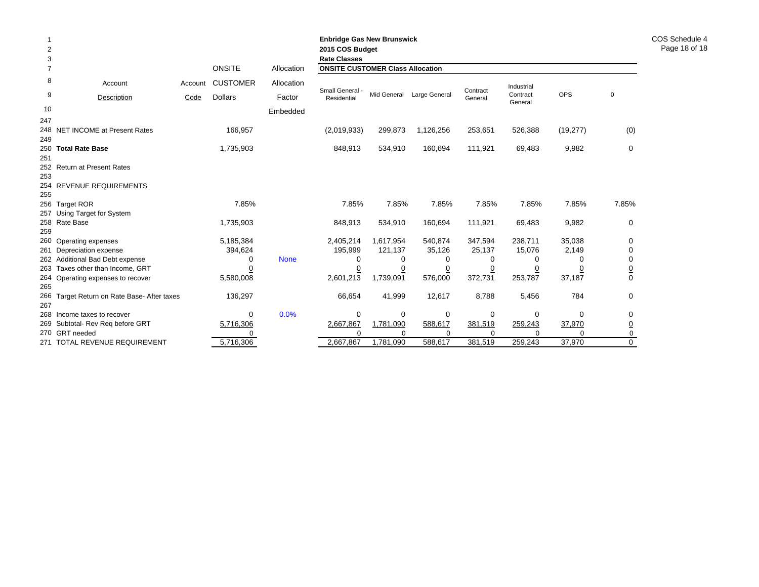**Enbridge Gas New Brunswick**
**2015 COS Budget**
**Rate Classes**

COS Schedule 4

| | Account Description | Account Code | ONSITE CUSTOMER Dollars | Allocation Factor Embedded | Small General - Residential | Mid General | Large General | Contract General | Industrial Contract General | OPS | 0 |
|---|---|---|---|---|---|---|---|---|---|---|---|
| | | | | | **ONSITE CUSTOMER Class Allocation** | | | | | | |
| 248 | NET INCOME at Present Rates | | 166,957 | | (2,019,933) | 299,873 | 1,126,256 | 253,651 | 526,388 | (19,277) | (0) |
| 249 | | | | | | | | | | | |
| 250 | **Total Rate Base** | | 1,735,903 | | 848,913 | 534,910 | 160,694 | 111,921 | 69,483 | 9,982 | 0 |
| 251 | | | | | | | | | | | |
| 252 | Return at Present Rates | | | | | | | | | | |
| 253 | | | | | | | | | | | |
| 254 | REVENUE REQUIREMENTS | | | | | | | | | | |
| 255 | | | | | | | | | | | |
| 256 | Target ROR | | 7.85% | | 7.85% | 7.85% | 7.85% | 7.85% | 7.85% | 7.85% | 7.85% |
| 257 | Using Target for System | | | | | | | | | | |
| 258 | Rate Base | | 1,735,903 | | 848,913 | 534,910 | 160,694 | 111,921 | 69,483 | 9,982 | 0 |
| 259 | | | | | | | | | | | |
| 260 | Operating expenses | | 5,185,384 | | 2,405,214 | 1,617,954 | 540,874 | 347,594 | 238,711 | 35,038 | 0 |
| 261 | Depreciation expense | | 394,624 | | 195,999 | 121,137 | 35,126 | 25,137 | 15,076 | 2,149 | 0 |
| 262 | Additional Bad Debt expense | | 0 | None | 0 | 0 | 0 | 0 | 0 | 0 | 0 |
| 263 | Taxes other than Income, GRT | | 0 | | 0 | 0 | 0 | 0 | 0 | 0 | 0 |
| 264 | Operating expenses to recover | | 5,580,008 | | 2,601,213 | 1,739,091 | 576,000 | 372,731 | 253,787 | 37,187 | 0 |
| 265 | | | | | | | | | | | |
| 266 | Target Return on Rate Base- After taxes | | 136,297 | | 66,654 | 41,999 | 12,617 | 8,788 | 5,456 | 784 | 0 |
| 267 | | | | | | | | | | | |
| 268 | Income taxes to recover | | 0 | 0.0% | 0 | 0 | 0 | 0 | 0 | 0 | 0 |
| 269 | Subtotal- Rev Req before GRT | | 5,716,306 | | 2,667,867 | 1,781,090 | 588,617 | 381,519 | 259,243 | 37,970 | 0 |
| 270 | GRT needed | | 0 | | 0 | 0 | 0 | 0 | 0 | 0 | 0 |
| 271 | TOTAL REVENUE REQUIREMENT | | 5,716,306 | | 2,667,867 | 1,781,090 | 588,617 | 381,519 | 259,243 | 37,970 | 0 |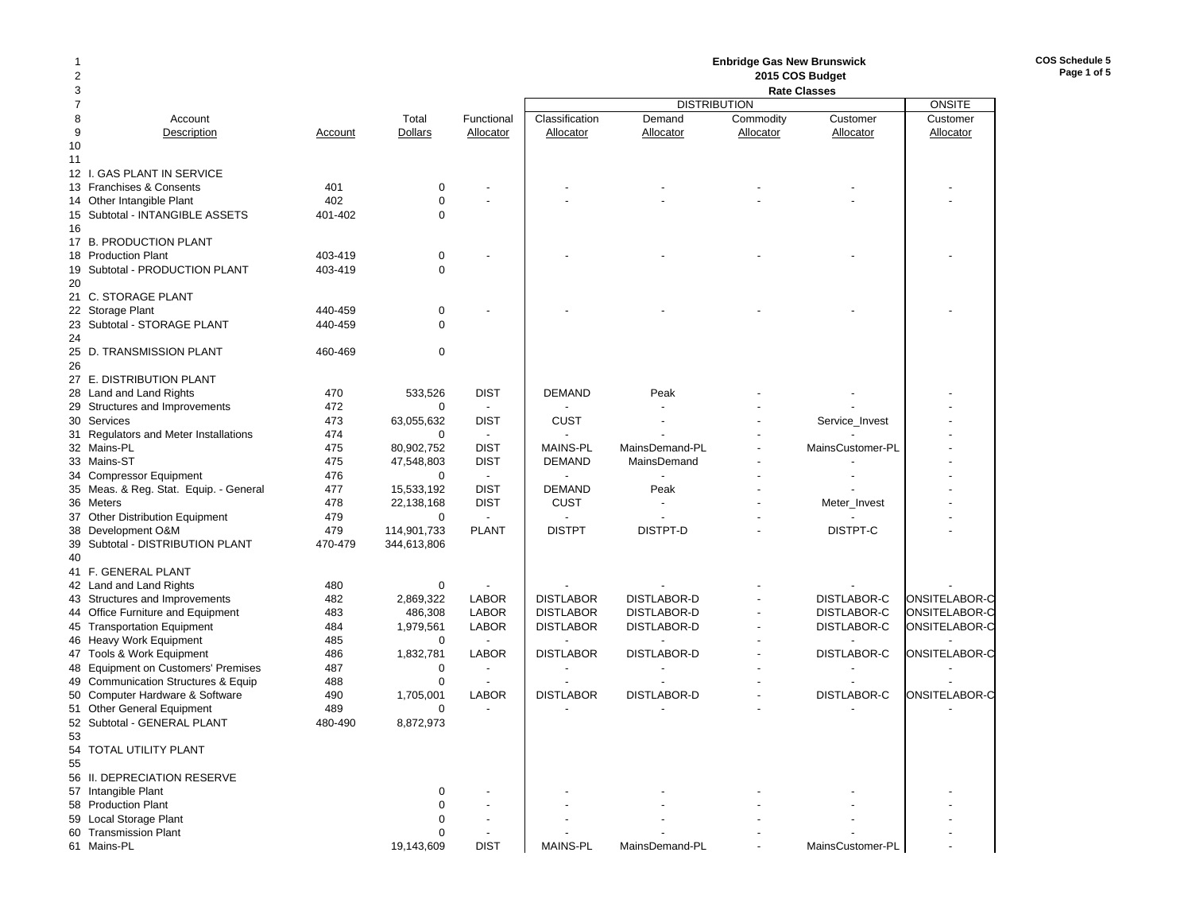# Enbridge Gas New Brunswick

## 2015 COS Budget

### Rate Classes

COS Schedule 5

| Line | Account Description | Account | Total Dollars | Functional Allocator | DISTRIBUTION Classification Allocator | DISTRIBUTION Demand Allocator | DISTRIBUTION Commodity Allocator | DISTRIBUTION Customer Allocator | ONSITE Customer Allocator |
|---|---|---|---|---|---|---|---|---|---|
| 10 | | | | | | | | | |
| 11 | | | | | | | | | |
| 12 | I. GAS PLANT IN SERVICE | | | | | | | | |
| 13 | Franchises & Consents | 401 | 0 | - | - | - | - | - | - |
| 14 | Other Intangible Plant | 402 | 0 | - | - | - | - | - | - |
| 15 | Subtotal - INTANGIBLE ASSETS | 401-402 | 0 | | | | | | |
| 16 | | | | | | | | | |
| 17 | B. PRODUCTION PLANT | | | | | | | | |
| 18 | Production Plant | 403-419 | 0 | - | - | - | - | - | - |
| 19 | Subtotal - PRODUCTION PLANT | 403-419 | 0 | | | | | | |
| 20 | | | | | | | | | |
| 21 | C. STORAGE PLANT | | | | | | | | |
| 22 | Storage Plant | 440-459 | 0 | - | - | - | - | - | - |
| 23 | Subtotal - STORAGE PLANT | 440-459 | 0 | | | | | | |
| 24 | | | | | | | | | |
| 25 | D. TRANSMISSION PLANT | 460-469 | 0 | | | | | | |
| 26 | | | | | | | | | |
| 27 | E. DISTRIBUTION PLANT | | | | | | | | |
| 28 | Land and Land Rights | 470 | 533,526 | DIST | DEMAND | Peak | - | - | - |
| 29 | Structures and Improvements | 472 | 0 | - | - | - | - | - | - |
| 30 | Services | 473 | 63,055,632 | DIST | CUST | - | - | Service_Invest | - |
| 31 | Regulators and Meter Installations | 474 | 0 | - | - | - | - | - | - |
| 32 | Mains-PL | 475 | 80,902,752 | DIST | MAINS-PL | MainsDemand-PL | - | MainsCustomer-PL | - |
| 33 | Mains-ST | 475 | 47,548,803 | DIST | DEMAND | MainsDemand | - | - | - |
| 34 | Compressor Equipment | 476 | 0 | - | - | - | - | - | - |
| 35 | Meas. & Reg. Stat. Equip. - General | 477 | 15,533,192 | DIST | DEMAND | Peak | - | - | - |
| 36 | Meters | 478 | 22,138,168 | DIST | CUST | - | - | Meter_Invest | - |
| 37 | Other Distribution Equipment | 479 | 0 | - | - | - | - | - | - |
| 38 | Development O&M | 479 | 114,901,733 | PLANT | DISTPT | DISTPT-D | - | DISTPT-C | - |
| 39 | Subtotal - DISTRIBUTION PLANT | 470-479 | 344,613,806 | | | | | | |
| 40 | | | | | | | | | |
| 41 | F. GENERAL PLANT | | | | | | | | |
| 42 | Land and Land Rights | 480 | 0 | - | - | - | - | - | - |
| 43 | Structures and Improvements | 482 | 2,869,322 | LABOR | DISTLABOR | DISTLABOR-D | - | DISTLABOR-C | ONSITELABOR-C |
| 44 | Office Furniture and Equipment | 483 | 486,308 | LABOR | DISTLABOR | DISTLABOR-D | - | DISTLABOR-C | ONSITELABOR-C |
| 45 | Transportation Equipment | 484 | 1,979,561 | LABOR | DISTLABOR | DISTLABOR-D | - | DISTLABOR-C | ONSITELABOR-C |
| 46 | Heavy Work Equipment | 485 | 0 | - | - | - | - | - | - |
| 47 | Tools & Work Equipment | 486 | 1,832,781 | LABOR | DISTLABOR | DISTLABOR-D | - | DISTLABOR-C | ONSITELABOR-C |
| 48 | Equipment on Customers' Premises | 487 | 0 | - | - | - | - | - | - |
| 49 | Communication Structures & Equip | 488 | 0 | - | - | - | - | - | - |
| 50 | Computer Hardware & Software | 490 | 1,705,001 | LABOR | DISTLABOR | DISTLABOR-D | - | DISTLABOR-C | ONSITELABOR-C |
| 51 | Other General Equipment | 489 | 0 | - | - | - | - | - | - |
| 52 | Subtotal - GENERAL PLANT | 480-490 | 8,872,973 | | | | | | |
| 53 | | | | | | | | | |
| 54 | TOTAL UTILITY PLANT | | | | | | | | |
| 55 | | | | | | | | | |
| 56 | II. DEPRECIATION RESERVE | | | | | | | | |
| 57 | Intangible Plant | | 0 | - | - | - | - | - | - |
| 58 | Production Plant | | 0 | - | - | - | - | - | - |
| 59 | Local Storage Plant | | 0 | - | - | - | - | - | - |
| 60 | Transmission Plant | | 0 | - | - | - | - | - | - |
| 61 | Mains-PL | | 19,143,609 | DIST | MAINS-PL | MainsDemand-PL | - | MainsCustomer-PL | - |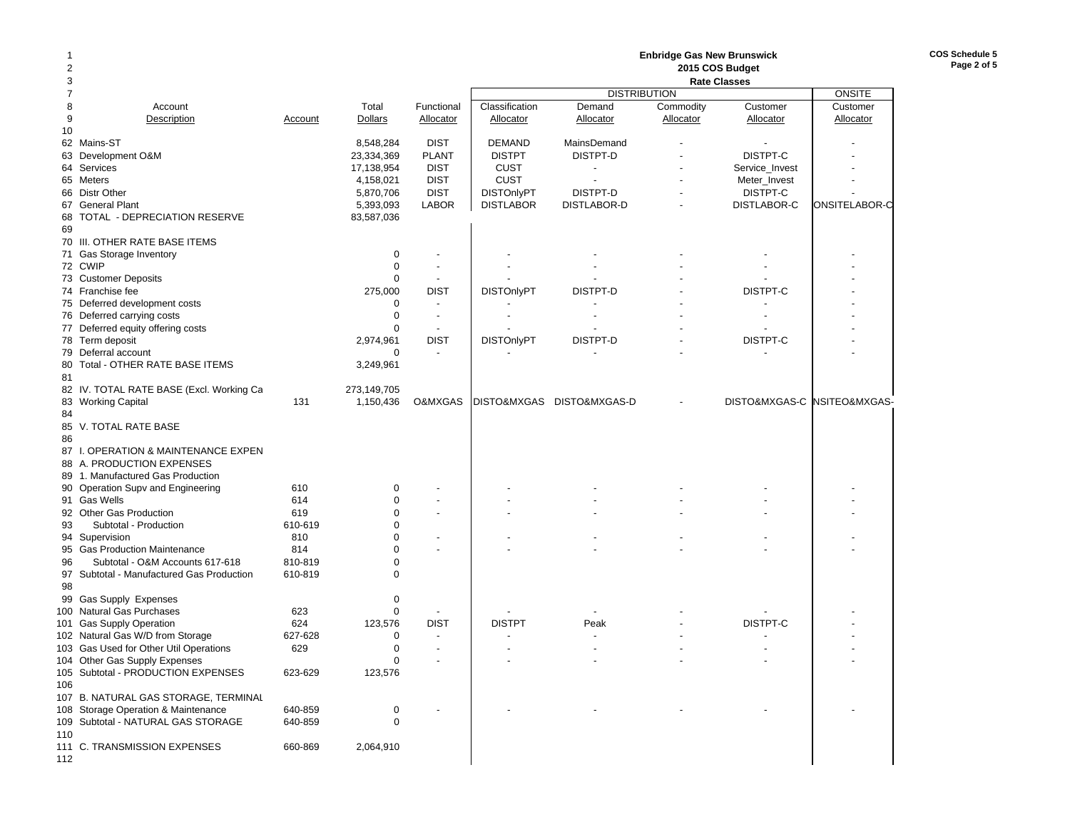**Enbridge Gas New Brunswick**
**2015 COS Budget**
**Rate Classes**

| | Account Description | Account | Total Dollars | Functional Allocator | Classification Allocator | DISTRIBUTION Demand Allocator | Commodity Allocator | Customer Allocator | ONSITE Customer Allocator |
|---|---|---|---|---|---|---|---|---|---|
| 62 | Mains-ST | | 8,548,284 | DIST | DEMAND | MainsDemand | - | - | - |
| 63 | Development O&M | | 23,334,369 | PLANT | DISTPT | DISTPT-D | - | DISTPT-C | - |
| 64 | Services | | 17,138,954 | DIST | CUST | - | - | Service_Invest | - |
| 65 | Meters | | 4,158,021 | DIST | CUST | - | - | Meter_Invest | - |
| 66 | Distr Other | | 5,870,706 | DIST | DISTOnlyPT | DISTPT-D | - | DISTPT-C | - |
| 67 | General Plant | | 5,393,093 | LABOR | DISTLABOR | DISTLABOR-D | - | DISTLABOR-C | ONSITELABOR-C |
| 68 | TOTAL - DEPRECIATION RESERVE | | 83,587,036 | | | | | | |
| 69 | | | | | | | | | |
| 70 | III. OTHER RATE BASE ITEMS | | | | | | | | |
| 71 | Gas Storage Inventory | | 0 | - | - | - | - | - | - |
| 72 | CWIP | | 0 | - | - | - | - | - | - |
| 73 | Customer Deposits | | 0 | - | - | - | - | - | - |
| 74 | Franchise fee | | 275,000 | DIST | DISTOnlyPT | DISTPT-D | - | DISTPT-C | - |
| 75 | Deferred development costs | | 0 | - | - | - | - | - | - |
| 76 | Deferred carrying costs | | 0 | - | - | - | - | - | - |
| 77 | Deferred equity offering costs | | 0 | - | - | - | - | - | - |
| 78 | Term deposit | | 2,974,961 | DIST | DISTOnlyPT | DISTPT-D | - | DISTPT-C | - |
| 79 | Deferral account | | 0 | - | - | - | - | - | - |
| 80 | Total - OTHER RATE BASE ITEMS | | 3,249,961 | | | | | | |
| 81 | | | | | | | | | |
| 82 | IV. TOTAL RATE BASE (Excl. Working Ca | | 273,149,705 | | | | | | |
| 83 | Working Capital | 131 | 1,150,436 | O&MXGAS | DISTO&MXGAS | DISTO&MXGAS-D | - | DISTO&MXGAS-C | NSITEO&MXGAS- |
| 84 | | | | | | | | | |
| 85 | V. TOTAL RATE BASE | | | | | | | | |
| 86 | | | | | | | | | |
| 87 | I. OPERATION & MAINTENANCE EXPEN | | | | | | | | |
| 88 | A. PRODUCTION EXPENSES | | | | | | | | |
| 89 | 1. Manufactured Gas Production | | | | | | | | |
| 90 | Operation Supv and Engineering | 610 | 0 | - | - | - | - | - | - |
| 91 | Gas Wells | 614 | 0 | - | - | - | - | - | - |
| 92 | Other Gas Production | 619 | 0 | - | - | - | - | - | - |
| 93 | Subtotal - Production | 610-619 | 0 | | | | | | |
| 94 | Supervision | 810 | 0 | - | - | - | - | - | - |
| 95 | Gas Production Maintenance | 814 | 0 | - | - | - | - | - | - |
| 96 | Subtotal - O&M Accounts 617-618 | 810-819 | 0 | | | | | | |
| 97 | Subtotal - Manufactured Gas Production | 610-819 | 0 | | | | | | |
| 98 | | | | | | | | | |
| 99 | Gas Supply Expenses | | 0 | | | | | | |
| 100 | Natural Gas Purchases | 623 | 0 | - | - | - | - | - | - |
| 101 | Gas Supply Operation | 624 | 123,576 | DIST | DISTPT | Peak | - | DISTPT-C | - |
| 102 | Natural Gas W/D from Storage | 627-628 | 0 | - | - | - | - | - | - |
| 103 | Gas Used for Other Util Operations | 629 | 0 | - | - | - | - | - | - |
| 104 | Other Gas Supply Expenses | | 0 | - | - | - | - | - | - |
| 105 | Subtotal - PRODUCTION EXPENSES | 623-629 | 123,576 | | | | | | |
| 106 | | | | | | | | | |
| 107 | B. NATURAL GAS STORAGE, TERMINAL | | | | | | | | |
| 108 | Storage Operation & Maintenance | 640-859 | 0 | - | - | - | - | - | - |
| 109 | Subtotal - NATURAL GAS STORAGE | 640-859 | 0 | | | | | | |
| 110 | | | | | | | | | |
| 111 | C. TRANSMISSION EXPENSES | 660-869 | 2,064,910 | | | | | | |
| 112 | | | | | | | | | |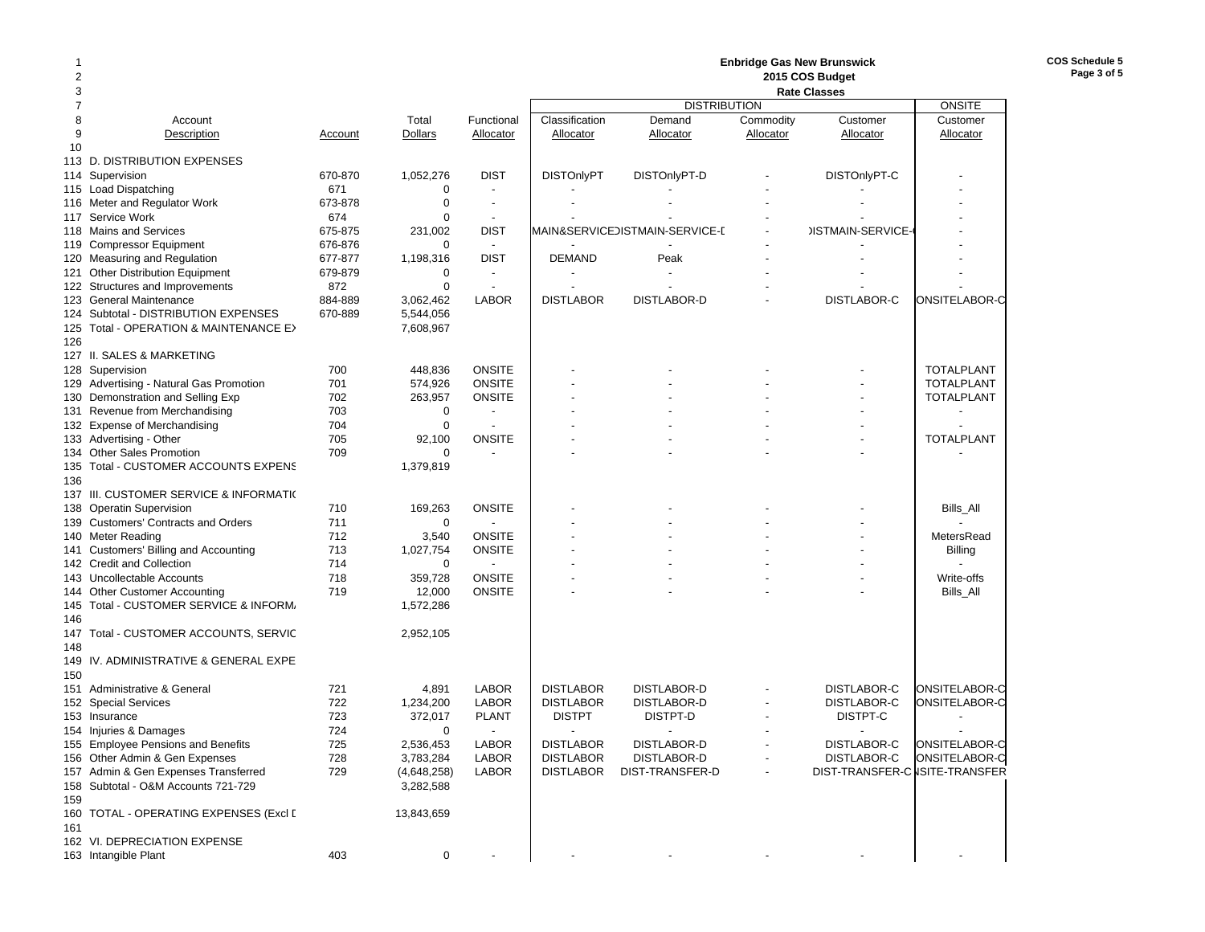**Enbridge Gas New Brunswick**
**2015 COS Budget**
**Rate Classes**

COS Schedule 5
Page 3 of 5

| Line | Account Description | Account | Total Dollars | Functional Allocator | DISTRIBUTION Classification Allocator | Demand Allocator | Commodity Allocator | Customer Allocator | ONSITE Customer Allocator |
|---|---|---|---|---|---|---|---|---|---|
| 10 | | | | | | | | | |
| 113 | D. DISTRIBUTION EXPENSES | | | | | | | | |
| 114 | Supervision | 670-870 | 1,052,276 | DIST | DISTOnlyPT | DISTOnlyPT-D | - | DISTOnlyPT-C | - |
| 115 | Load Dispatching | 671 | 0 | - | - | - | - | - | - |
| 116 | Meter and Regulator Work | 673-878 | 0 | - | - | - | - | - | - |
| 117 | Service Work | 674 | 0 | - | - | - | - | - | - |
| 118 | Mains and Services | 675-875 | 231,002 | DIST | MAIN&SERVICE | DISTMAIN-SERVICE-D | - | DISTMAIN-SERVICE-C | - |
| 119 | Compressor Equipment | 676-876 | 0 | - | - | - | - | - | - |
| 120 | Measuring and Regulation | 677-877 | 1,198,316 | DIST | DEMAND | Peak | - | - | - |
| 121 | Other Distribution Equipment | 679-879 | 0 | - | - | - | - | - | - |
| 122 | Structures and Improvements | 872 | 0 | - | - | - | - | - | - |
| 123 | General Maintenance | 884-889 | 3,062,462 | LABOR | DISTLABOR | DISTLABOR-D | - | DISTLABOR-C | ONSITELABOR-C |
| 124 | Subtotal - DISTRIBUTION EXPENSES | 670-889 | 5,544,056 | | | | | | |
| 125 | Total - OPERATION & MAINTENANCE EX | | 7,608,967 | | | | | | |
| 126 | | | | | | | | | |
| 127 | II. SALES & MARKETING | | | | | | | | |
| 128 | Supervision | 700 | 448,836 | ONSITE | - | - | - | - | TOTALPLANT |
| 129 | Advertising - Natural Gas Promotion | 701 | 574,926 | ONSITE | - | - | - | - | TOTALPLANT |
| 130 | Demonstration and Selling Exp | 702 | 263,957 | ONSITE | - | - | - | - | TOTALPLANT |
| 131 | Revenue from Merchandising | 703 | 0 | - | - | - | - | - | - |
| 132 | Expense of Merchandising | 704 | 0 | - | - | - | - | - | - |
| 133 | Advertising - Other | 705 | 92,100 | ONSITE | - | - | - | - | TOTALPLANT |
| 134 | Other Sales Promotion | 709 | 0 | - | - | - | - | - | - |
| 135 | Total - CUSTOMER ACCOUNTS EXPENS | | 1,379,819 | | | | | | |
| 136 | | | | | | | | | |
| 137 | III. CUSTOMER SERVICE & INFORMATI | | | | | | | | |
| 138 | Operatin Supervision | 710 | 169,263 | ONSITE | - | - | - | - | Bills_All |
| 139 | Customers' Contracts and Orders | 711 | 0 | - | - | - | - | - | - |
| 140 | Meter Reading | 712 | 3,540 | ONSITE | - | - | - | - | MetersRead |
| 141 | Customers' Billing and Accounting | 713 | 1,027,754 | ONSITE | - | - | - | - | Billing |
| 142 | Credit and Collection | 714 | 0 | - | - | - | - | - | - |
| 143 | Uncollectable Accounts | 718 | 359,728 | ONSITE | - | - | - | - | Write-offs |
| 144 | Other Customer Accounting | 719 | 12,000 | ONSITE | - | - | - | - | Bills_All |
| 145 | Total - CUSTOMER SERVICE & INFORM | | 1,572,286 | | | | | | |
| 146 | | | | | | | | | |
| 147 | Total - CUSTOMER ACCOUNTS, SERVIC | | 2,952,105 | | | | | | |
| 148 | | | | | | | | | |
| 149 | IV. ADMINISTRATIVE & GENERAL EXPE | | | | | | | | |
| 150 | | | | | | | | | |
| 151 | Administrative & General | 721 | 4,891 | LABOR | DISTLABOR | DISTLABOR-D | - | DISTLABOR-C | ONSITELABOR-C |
| 152 | Special Services | 722 | 1,234,200 | LABOR | DISTLABOR | DISTLABOR-D | - | DISTLABOR-C | ONSITELABOR-C |
| 153 | Insurance | 723 | 372,017 | PLANT | DISTPT | DISTPT-D | - | DISTPT-C | - |
| 154 | Injuries & Damages | 724 | 0 | - | - | - | - | - | - |
| 155 | Employee Pensions and Benefits | 725 | 2,536,453 | LABOR | DISTLABOR | DISTLABOR-D | - | DISTLABOR-C | ONSITELABOR-C |
| 156 | Other Admin & Gen Expenses | 728 | 3,783,284 | LABOR | DISTLABOR | DISTLABOR-D | - | DISTLABOR-C | ONSITELABOR-C |
| 157 | Admin & Gen Expenses Transferred | 729 | (4,648,258) | LABOR | DISTLABOR | DIST-TRANSFER-D | - | DIST-TRANSFER-C | ONSITE-TRANSFER |
| 158 | Subtotal - O&M Accounts 721-729 | | 3,282,588 | | | | | | |
| 159 | | | | | | | | | |
| 160 | TOTAL - OPERATING EXPENSES (Excl D | | 13,843,659 | | | | | | |
| 161 | | | | | | | | | |
| 162 | VI. DEPRECIATION EXPENSE | | | | | | | | |
| 163 | Intangible Plant | 403 | 0 | - | - | - | - | - | - |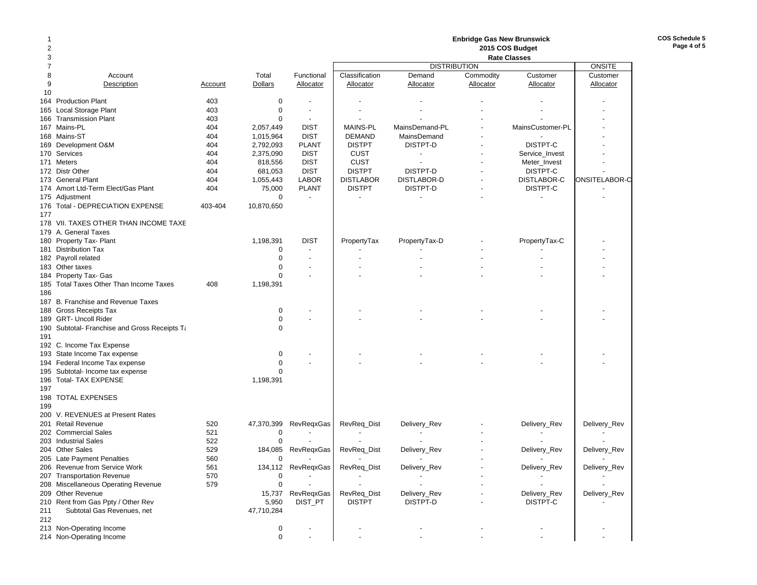**Enbridge Gas New Brunswick**
**2015 COS Budget**
**Rate Classes**

**COS Schedule 5**
**Page 4 of 5**

| Line | Account Description | Account | Total Dollars | Functional Allocator | Classification Allocator | DISTRIBUTION Demand Allocator | DISTRIBUTION Commodity Allocator | DISTRIBUTION Customer Allocator | ONSITE Customer Allocator |
|---|---|---|---|---|---|---|---|---|---|
| 164 | Production Plant | 403 | 0 | - | - | - | - | - | - |
| 165 | Local Storage Plant | 403 | 0 | - | - | - | - | - | - |
| 166 | Transmission Plant | 403 | 0 | - | - | - | - | - | - |
| 167 | Mains-PL | 404 | 2,057,449 | DIST | MAINS-PL | MainsDemand-PL | - | MainsCustomer-PL | - |
| 168 | Mains-ST | 404 | 1,015,964 | DIST | DEMAND | MainsDemand | - | - | - |
| 169 | Development O&M | 404 | 2,792,093 | PLANT | DISTPT | DISTPT-D | - | DISTPT-C | - |
| 170 | Services | 404 | 2,375,090 | DIST | CUST | - | - | Service_Invest | - |
| 171 | Meters | 404 | 818,556 | DIST | CUST | - | - | Meter_Invest | - |
| 172 | Distr Other | 404 | 681,053 | DIST | DISTPT | DISTPT-D | - | DISTPT-C | - |
| 173 | General Plant | 404 | 1,055,443 | LABOR | DISTLABOR | DISTLABOR-D | - | DISTLABOR-C | ONSITELABOR-C |
| 174 | Amort Ltd-Term Elect/Gas Plant | 404 | 75,000 | PLANT | DISTPT | DISTPT-D | - | DISTPT-C | - |
| 175 | Adjustment | | 0 | - | - | - | - | - | - |
| 176 | Total - DEPRECIATION EXPENSE | 403-404 | 10,870,650 | | | | | | |
| 177 | | | | | | | | | |
| 178 | VII. TAXES OTHER THAN INCOME TAXE | | | | | | | | |
| 179 | A. General Taxes | | | | | | | | |
| 180 | Property Tax- Plant | | 1,198,391 | DIST | PropertyTax | PropertyTax-D | - | PropertyTax-C | - |
| 181 | Distribution Tax | | 0 | - | - | - | - | - | - |
| 182 | Payroll related | | 0 | - | - | - | - | - | - |
| 183 | Other taxes | | 0 | - | - | - | - | - | - |
| 184 | Property Tax- Gas | | 0 | - | - | - | - | - | - |
| 185 | Total Taxes Other Than Income Taxes | 408 | 1,198,391 | | | | | | |
| 186 | | | | | | | | | |
| 187 | B. Franchise and Revenue Taxes | | | | | | | | |
| 188 | Gross Receipts Tax | | 0 | - | - | - | - | - | - |
| 189 | GRT- Uncoll Rider | | 0 | - | - | - | - | - | - |
| 190 | Subtotal- Franchise and Gross Receipts Ta | | 0 | | | | | | |
| 191 | | | | | | | | | |
| 192 | C. Income Tax Expense | | | | | | | | |
| 193 | State Income Tax expense | | 0 | - | - | - | - | - | - |
| 194 | Federal Income Tax expense | | 0 | - | - | - | - | - | - |
| 195 | Subtotal- Income tax expense | | 0 | | | | | | |
| 196 | Total- TAX EXPENSE | | 1,198,391 | | | | | | |
| 197 | | | | | | | | | |
| 198 | TOTAL EXPENSES | | | | | | | | |
| 199 | | | | | | | | | |
| 200 | V. REVENUES at Present Rates | | | | | | | | |
| 201 | Retail Revenue | 520 | 47,370,399 | RevReqxGas | RevReq_Dist | Delivery_Rev | - | Delivery_Rev | Delivery_Rev |
| 202 | Commercial Sales | 521 | 0 | - | - | - | - | - | - |
| 203 | Industrial Sales | 522 | 0 | - | - | - | - | - | - |
| 204 | Other Sales | 529 | 184,085 | RevReqxGas | RevReq_Dist | Delivery_Rev | - | Delivery_Rev | Delivery_Rev |
| 205 | Late Payment Penalties | 560 | 0 | - | - | - | - | - | - |
| 206 | Revenue from Service Work | 561 | 134,112 | RevReqxGas | RevReq_Dist | Delivery_Rev | - | Delivery_Rev | Delivery_Rev |
| 207 | Transportation Revenue | 570 | 0 | - | - | - | - | - | - |
| 208 | Miscellaneous Operating Revenue | 579 | 0 | - | - | - | - | - | - |
| 209 | Other Revenue | | 15,737 | RevReqxGas | RevReq_Dist | Delivery_Rev | - | Delivery_Rev | Delivery_Rev |
| 210 | Rent from Gas Ppty / Other Rev | | 5,950 | DIST_PT | DISTPT | DISTPT-D | - | DISTPT-C | - |
| 211 | Subtotal Gas Revenues, net | | 47,710,284 | | | | | | |
| 212 | | | | | | | | | |
| 213 | Non-Operating Income | | 0 | - | - | - | - | - | - |
| 214 | Non-Operating Income | | 0 | - | - | - | - | - | - |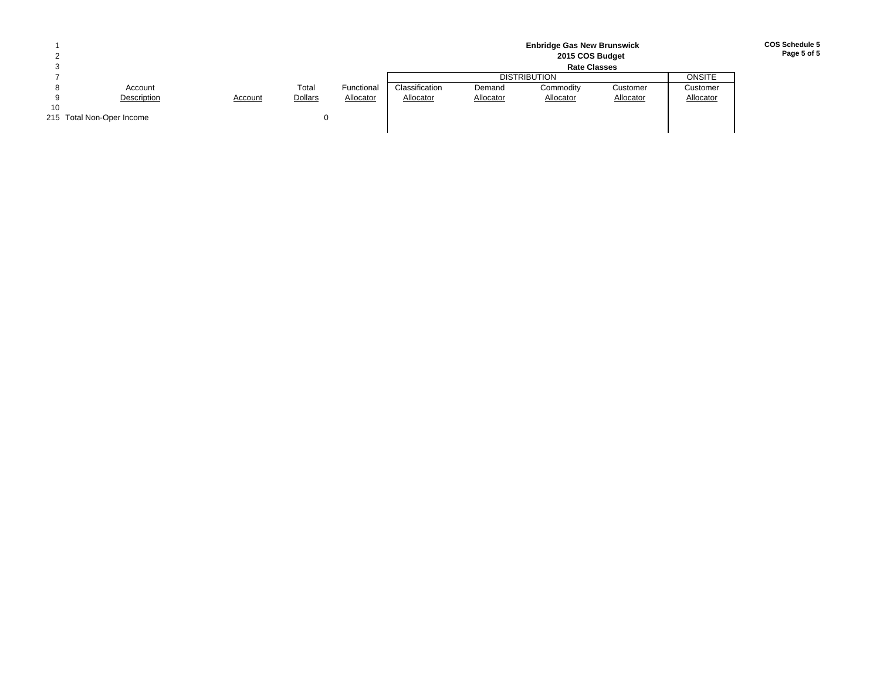**Enbridge Gas New Brunswick**
**2015 COS Budget**
**Rate Classes**

**COS Schedule 5**
**Page 5 of 5**

| Line | Account Description | Account | Total Dollars | Functional Allocator | Classification Allocator | Demand Allocator | Commodity Allocator | Customer Allocator | Customer Allocator |
|---|---|---|---|---|---|---|---|---|---|
| | | | | | DISTRIBUTION | | | | ONSITE |
| 215 | Total Non-Oper Income | | 0 | | | | | | |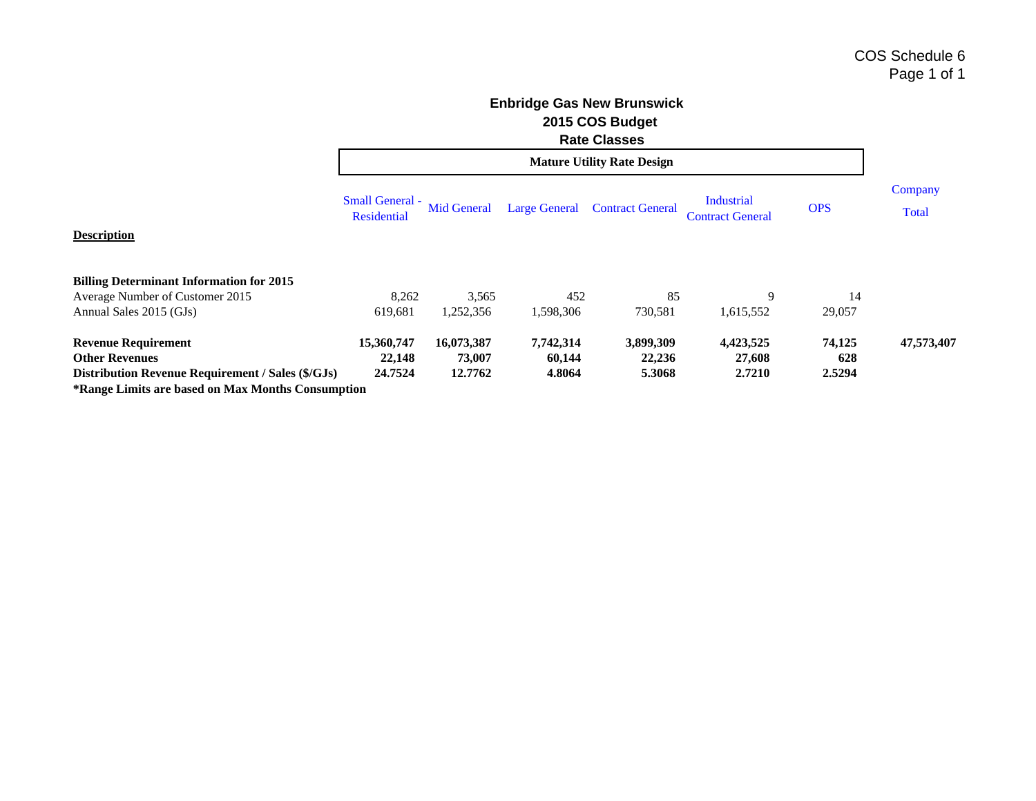COS Schedule 6
Page 1 of 1

# Enbridge Gas New Brunswick
## 2015 COS Budget
## Rate Classes

| | Mature Utility Rate Design | | | | | | |
|---|---|---|---|---|---|---|---|
| **Description** | Small General - Residential | Mid General | Large General | Contract General | Industrial Contract General | OPS | Company Total |
| **Billing Determinant Information for 2015** | | | | | | | |
| Average Number of Customer 2015 | 8,262 | 3,565 | 452 | 85 | 9 | 14 | |
| Annual Sales 2015 (GJs) | 619,681 | 1,252,356 | 1,598,306 | 730,581 | 1,615,552 | 29,057 | |
| **Revenue Requirement** | **15,360,747** | **16,073,387** | **7,742,314** | **3,899,309** | **4,423,525** | **74,125** | **47,573,407** |
| **Other Revenues** | **22,148** | **73,007** | **60,144** | **22,236** | **27,608** | **628** | |
| **Distribution Revenue Requirement / Sales ($/GJs)** | **24.7524** | **12.7762** | **4.8064** | **5.3068** | **2.7210** | **2.5294** | |

**\*Range Limits are based on Max Months Consumption**